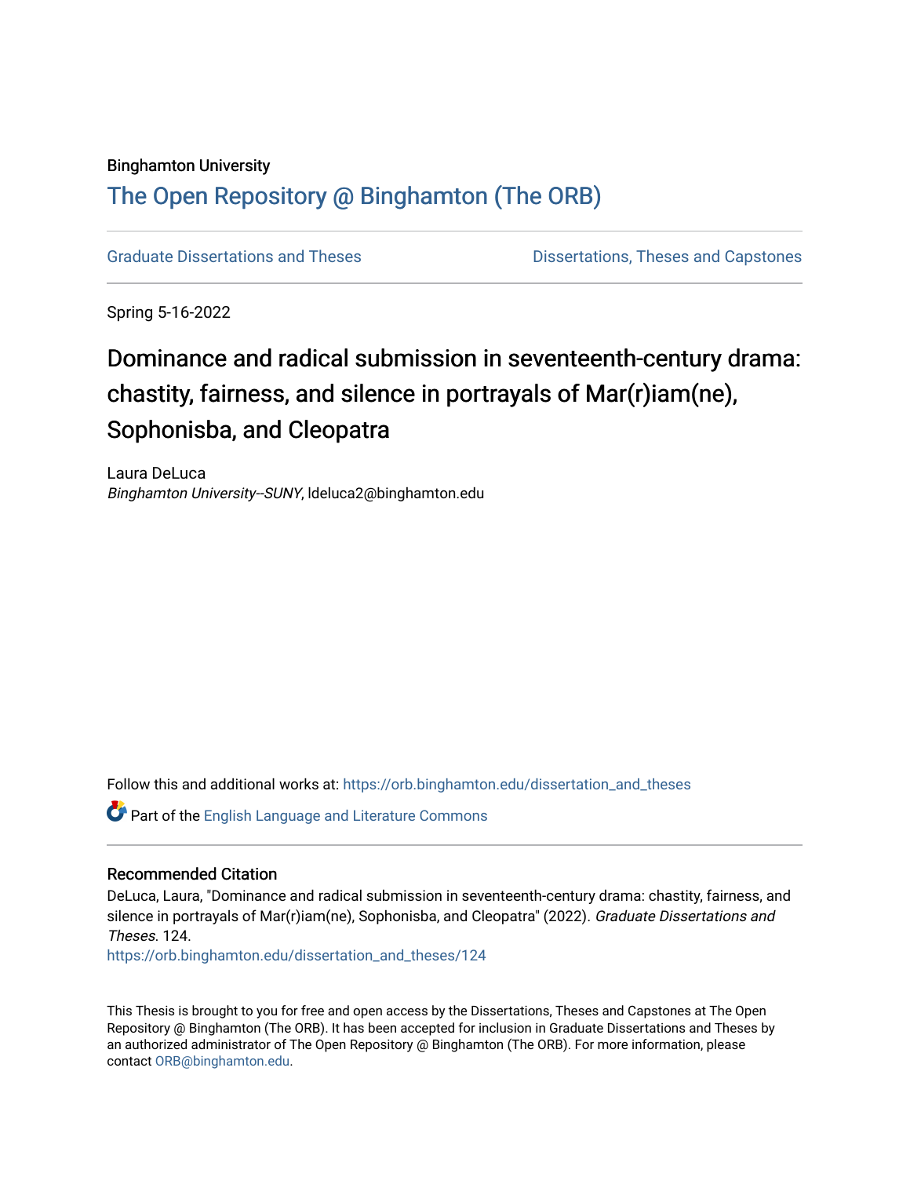Binghamton University

# The Open Repository @ Binghamton (The ORB)

Graduate Dissertations and Theses

Dissertations, Theses and Capstones

Spring 5-16-2022

## Dominance and radical submission in seventeenth-century drama: chastity, fairness, and silence in portrayals of Mar(r)iam(ne), Sophonisba, and Cleopatra

Laura DeLuca
*Binghamton University--SUNY*, ldeluca2@binghamton.edu

Follow this and additional works at: https://orb.binghamton.edu/dissertation_and_theses

Part of the English Language and Literature Commons

### Recommended Citation

DeLuca, Laura, "Dominance and radical submission in seventeenth-century drama: chastity, fairness, and silence in portrayals of Mar(r)iam(ne), Sophonisba, and Cleopatra" (2022). *Graduate Dissertations and Theses*. 124.
https://orb.binghamton.edu/dissertation_and_theses/124

This Thesis is brought to you for free and open access by the Dissertations, Theses and Capstones at The Open Repository @ Binghamton (The ORB). It has been accepted for inclusion in Graduate Dissertations and Theses by an authorized administrator of The Open Repository @ Binghamton (The ORB). For more information, please contact ORB@binghamton.edu.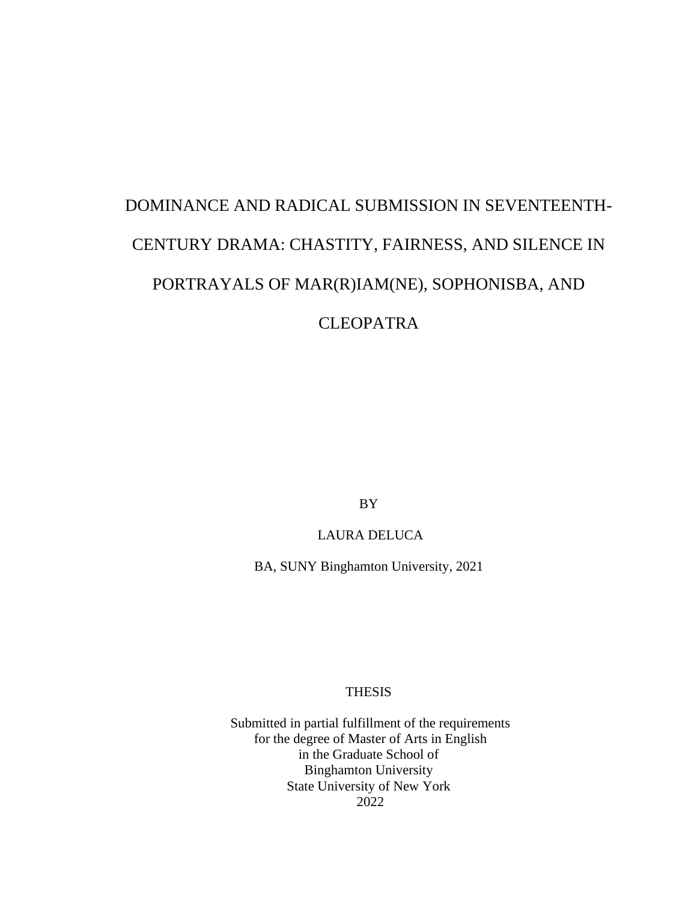# DOMINANCE AND RADICAL SUBMISSION IN SEVENTEENTH-CENTURY DRAMA: CHASTITY, FAIRNESS, AND SILENCE IN PORTRAYALS OF MAR(R)IAM(NE), SOPHONISBA, AND CLEOPATRA

BY

LAURA DELUCA

BA, SUNY Binghamton University, 2021

THESIS

Submitted in partial fulfillment of the requirements
for the degree of Master of Arts in English
in the Graduate School of
Binghamton University
State University of New York
2022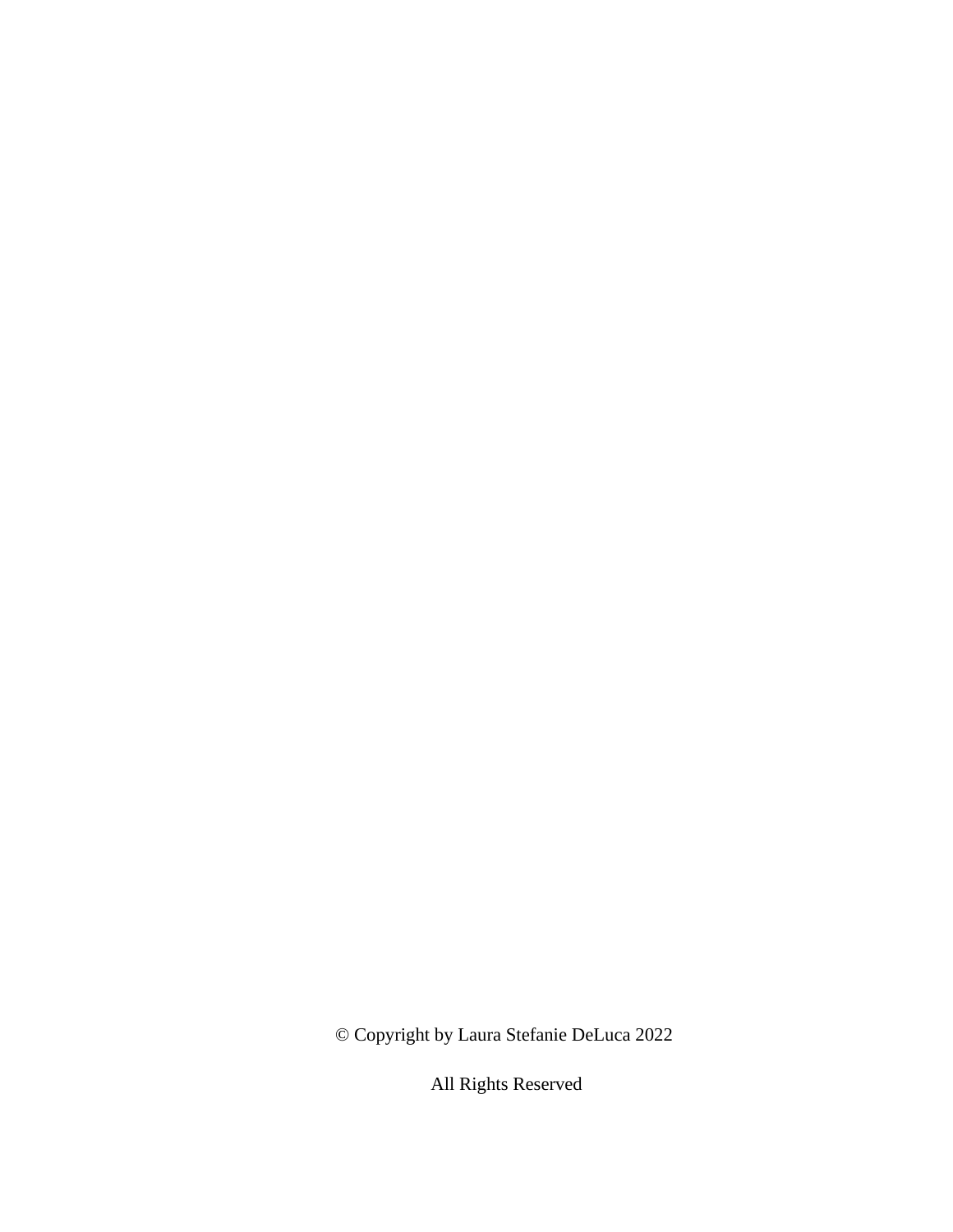© Copyright by Laura Stefanie DeLuca 2022

All Rights Reserved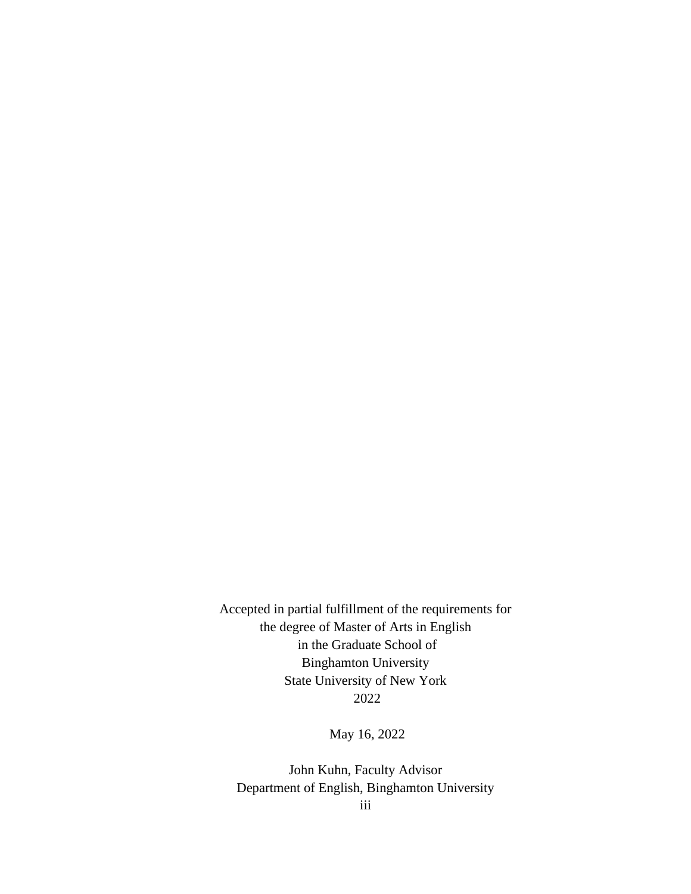Accepted in partial fulfillment of the requirements for
the degree of Master of Arts in English
in the Graduate School of
Binghamton University
State University of New York
2022

May 16, 2022

John Kuhn, Faculty Advisor
Department of English, Binghamton University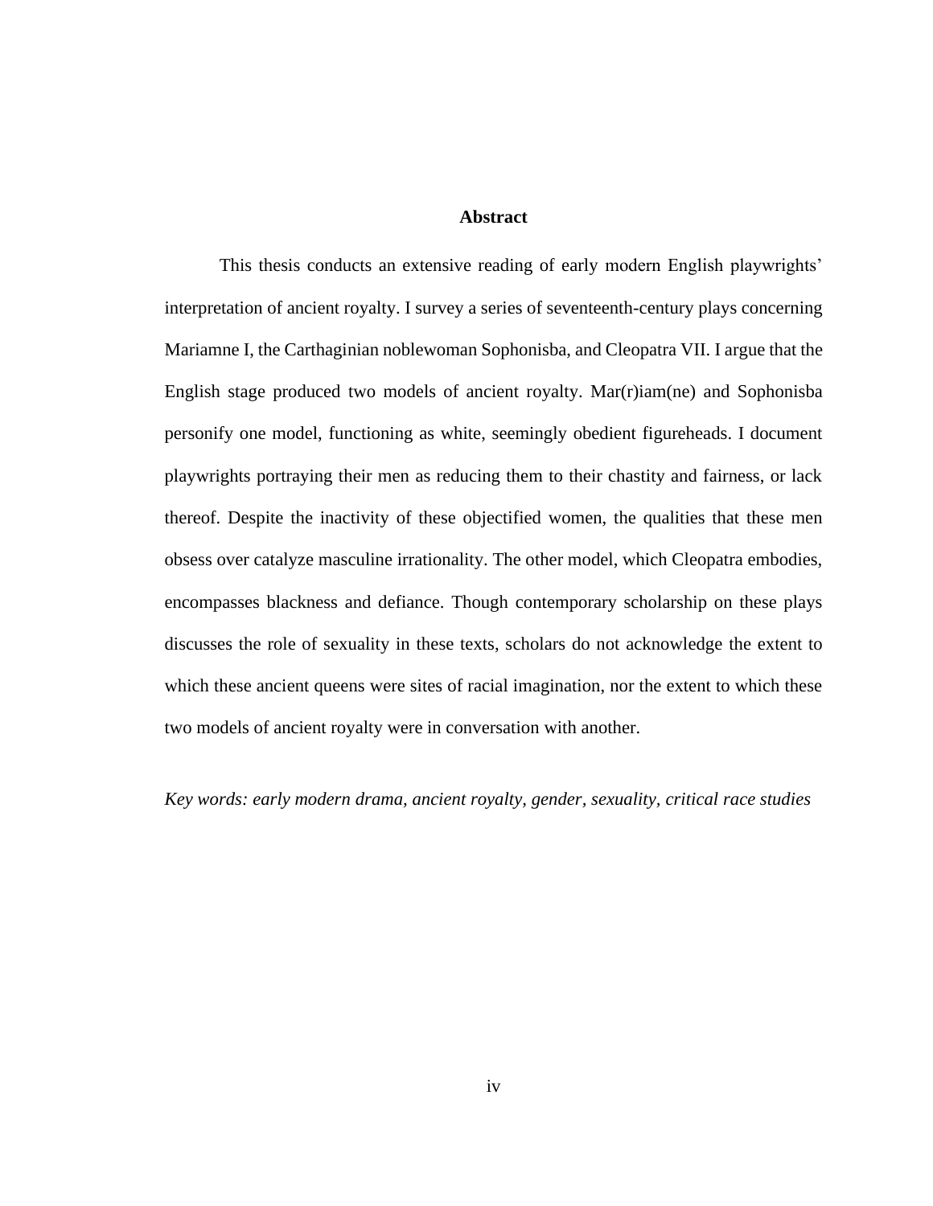## Abstract

This thesis conducts an extensive reading of early modern English playwrights' interpretation of ancient royalty. I survey a series of seventeenth-century plays concerning Mariamne I, the Carthaginian noblewoman Sophonisba, and Cleopatra VII. I argue that the English stage produced two models of ancient royalty. Mar(r)iam(ne) and Sophonisba personify one model, functioning as white, seemingly obedient figureheads. I document playwrights portraying their men as reducing them to their chastity and fairness, or lack thereof. Despite the inactivity of these objectified women, the qualities that these men obsess over catalyze masculine irrationality. The other model, which Cleopatra embodies, encompasses blackness and defiance. Though contemporary scholarship on these plays discusses the role of sexuality in these texts, scholars do not acknowledge the extent to which these ancient queens were sites of racial imagination, nor the extent to which these two models of ancient royalty were in conversation with another.

*Key words: early modern drama, ancient royalty, gender, sexuality, critical race studies*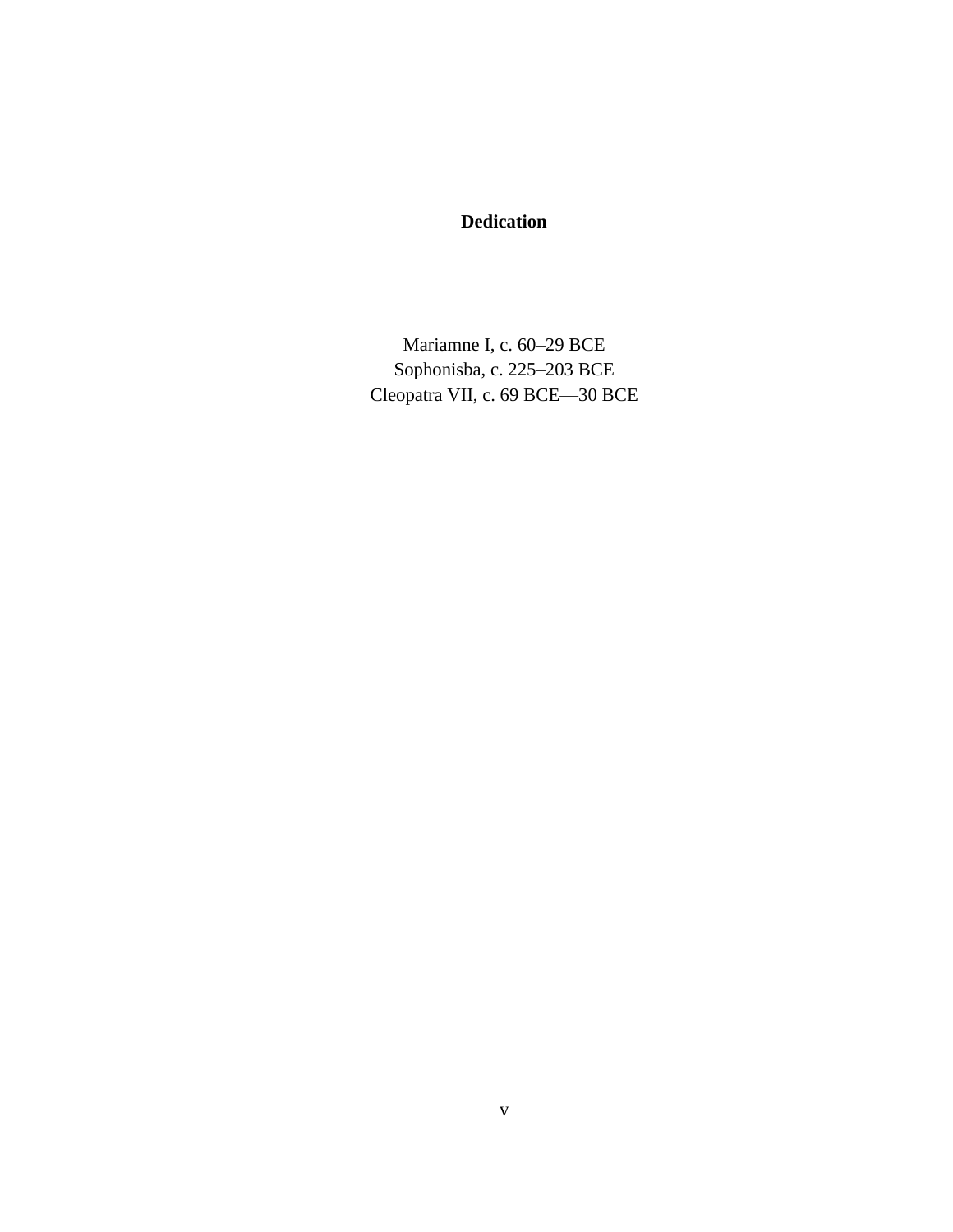# Dedication

Mariamne I, c. 60–29 BCE
Sophonisba, c. 225–203 BCE
Cleopatra VII, c. 69 BCE—30 BCE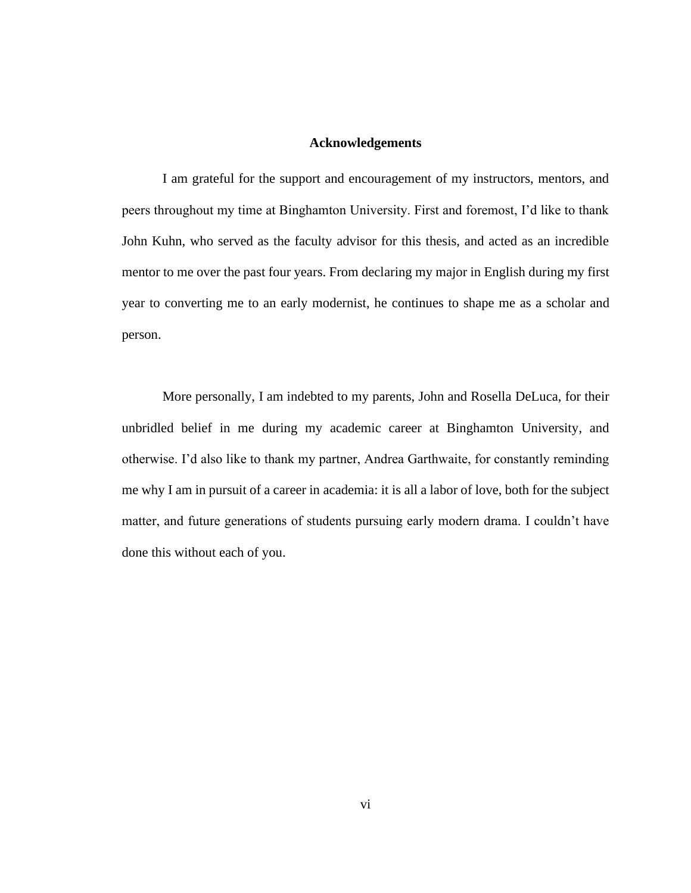## Acknowledgements

I am grateful for the support and encouragement of my instructors, mentors, and peers throughout my time at Binghamton University. First and foremost, I'd like to thank John Kuhn, who served as the faculty advisor for this thesis, and acted as an incredible mentor to me over the past four years. From declaring my major in English during my first year to converting me to an early modernist, he continues to shape me as a scholar and person.

More personally, I am indebted to my parents, John and Rosella DeLuca, for their unbridled belief in me during my academic career at Binghamton University, and otherwise. I'd also like to thank my partner, Andrea Garthwaite, for constantly reminding me why I am in pursuit of a career in academia: it is all a labor of love, both for the subject matter, and future generations of students pursuing early modern drama. I couldn't have done this without each of you.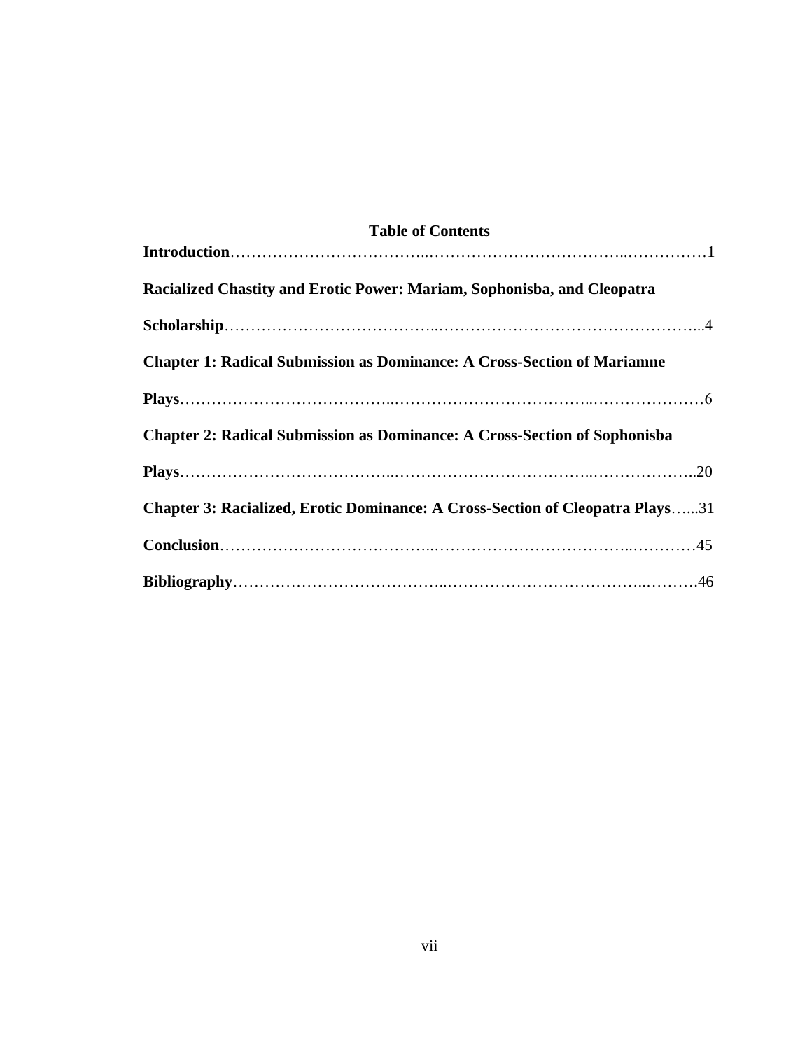## Table of Contents

**Introduction**……………………………..………………………………..……………1

**Racialized Chastity and Erotic Power: Mariam, Sophonisba, and Cleopatra Scholarship**………………………………..…………………………………………...4

**Chapter 1: Radical Submission as Dominance: A Cross-Section of Mariamne Plays**………………………………..………………………………..…………………6

**Chapter 2: Radical Submission as Dominance: A Cross-Section of Sophonisba Plays**………………………………...………………………………..………………..20

**Chapter 3: Racialized, Erotic Dominance: A Cross-Section of Cleopatra Plays**…...31

**Conclusion**………………………………..………………………………...…………45

**Bibliography**………………………………...………………………………..……….46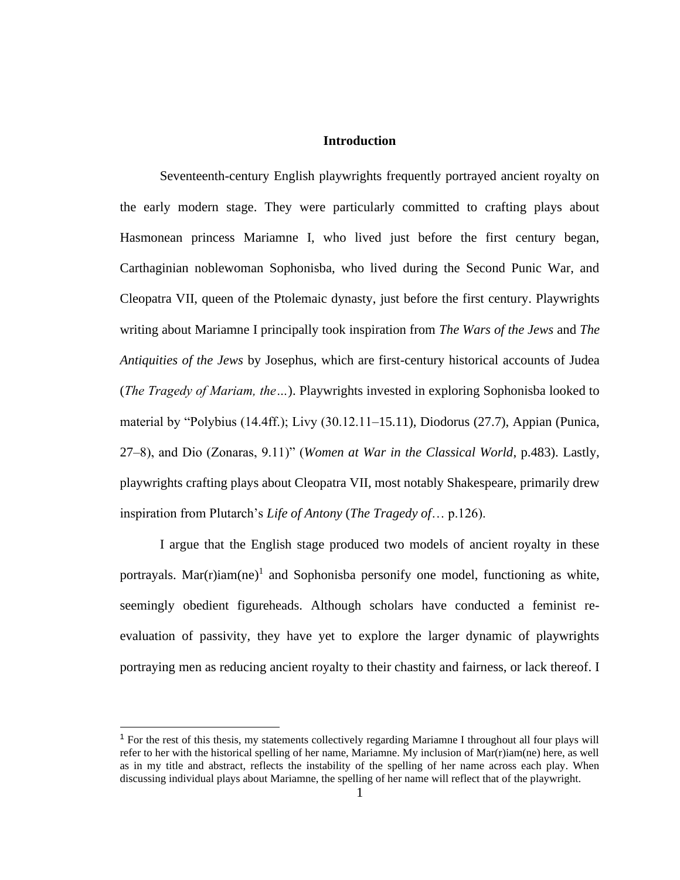# Introduction

Seventeenth-century English playwrights frequently portrayed ancient royalty on the early modern stage. They were particularly committed to crafting plays about Hasmonean princess Mariamne I, who lived just before the first century began, Carthaginian noblewoman Sophonisba, who lived during the Second Punic War, and Cleopatra VII, queen of the Ptolemaic dynasty, just before the first century. Playwrights writing about Mariamne I principally took inspiration from *The Wars of the Jews* and *The Antiquities of the Jews* by Josephus, which are first-century historical accounts of Judea (*The Tragedy of Mariam, the…*). Playwrights invested in exploring Sophonisba looked to material by "Polybius (14.4ff.); Livy (30.12.11–15.11), Diodorus (27.7), Appian (Punica, 27–8), and Dio (Zonaras, 9.11)" (*Women at War in the Classical World*, p.483). Lastly, playwrights crafting plays about Cleopatra VII, most notably Shakespeare, primarily drew inspiration from Plutarch's *Life of Antony* (*The Tragedy of*… p.126).

I argue that the English stage produced two models of ancient royalty in these portrayals. Mar(r)iam(ne)[1] and Sophonisba personify one model, functioning as white, seemingly obedient figureheads. Although scholars have conducted a feminist re-evaluation of passivity, they have yet to explore the larger dynamic of playwrights portraying men as reducing ancient royalty to their chastity and fairness, or lack thereof. I

[1] For the rest of this thesis, my statements collectively regarding Mariamne I throughout all four plays will refer to her with the historical spelling of her name, Mariamne. My inclusion of Mar(r)iam(ne) here, as well as in my title and abstract, reflects the instability of the spelling of her name across each play. When discussing individual plays about Mariamne, the spelling of her name will reflect that of the playwright.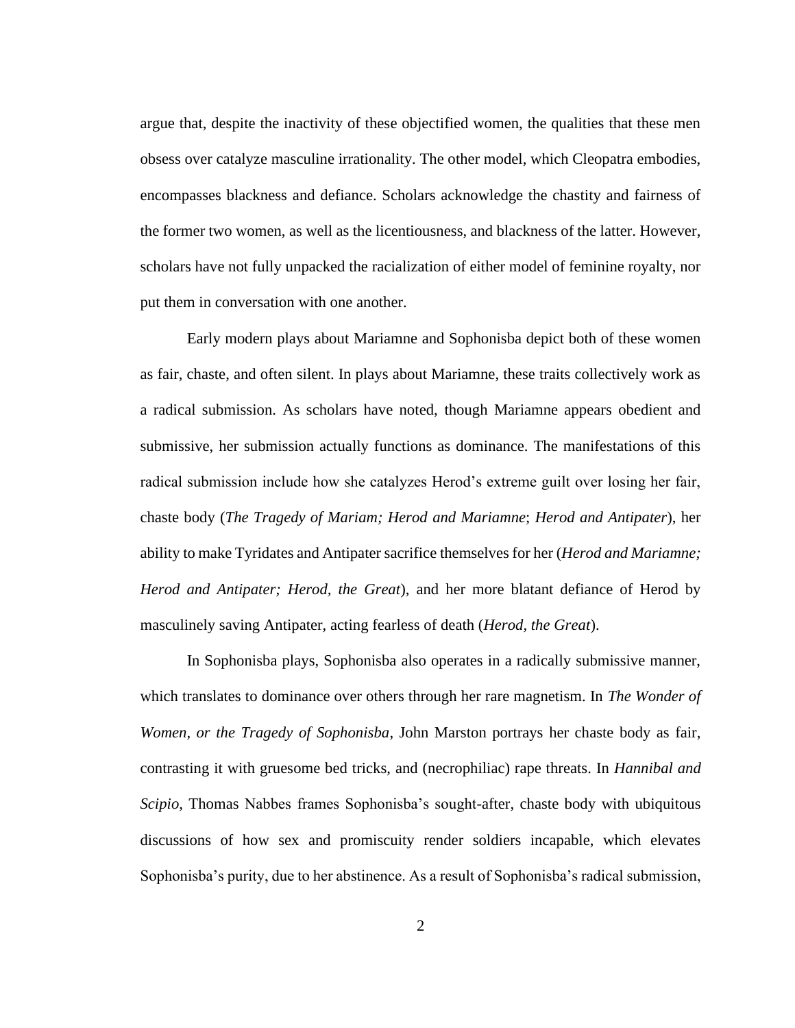argue that, despite the inactivity of these objectified women, the qualities that these men obsess over catalyze masculine irrationality. The other model, which Cleopatra embodies, encompasses blackness and defiance. Scholars acknowledge the chastity and fairness of the former two women, as well as the licentiousness, and blackness of the latter. However, scholars have not fully unpacked the racialization of either model of feminine royalty, nor put them in conversation with one another.

Early modern plays about Mariamne and Sophonisba depict both of these women as fair, chaste, and often silent. In plays about Mariamne, these traits collectively work as a radical submission. As scholars have noted, though Mariamne appears obedient and submissive, her submission actually functions as dominance. The manifestations of this radical submission include how she catalyzes Herod's extreme guilt over losing her fair, chaste body (*The Tragedy of Mariam; Herod and Mariamne*; *Herod and Antipater*), her ability to make Tyridates and Antipater sacrifice themselves for her (*Herod and Mariamne; Herod and Antipater; Herod, the Great*), and her more blatant defiance of Herod by masculinely saving Antipater, acting fearless of death (*Herod, the Great*).

In Sophonisba plays, Sophonisba also operates in a radically submissive manner, which translates to dominance over others through her rare magnetism. In *The Wonder of Women, or the Tragedy of Sophonisba*, John Marston portrays her chaste body as fair, contrasting it with gruesome bed tricks, and (necrophiliac) rape threats. In *Hannibal and Scipio*, Thomas Nabbes frames Sophonisba's sought-after, chaste body with ubiquitous discussions of how sex and promiscuity render soldiers incapable, which elevates Sophonisba's purity, due to her abstinence. As a result of Sophonisba's radical submission,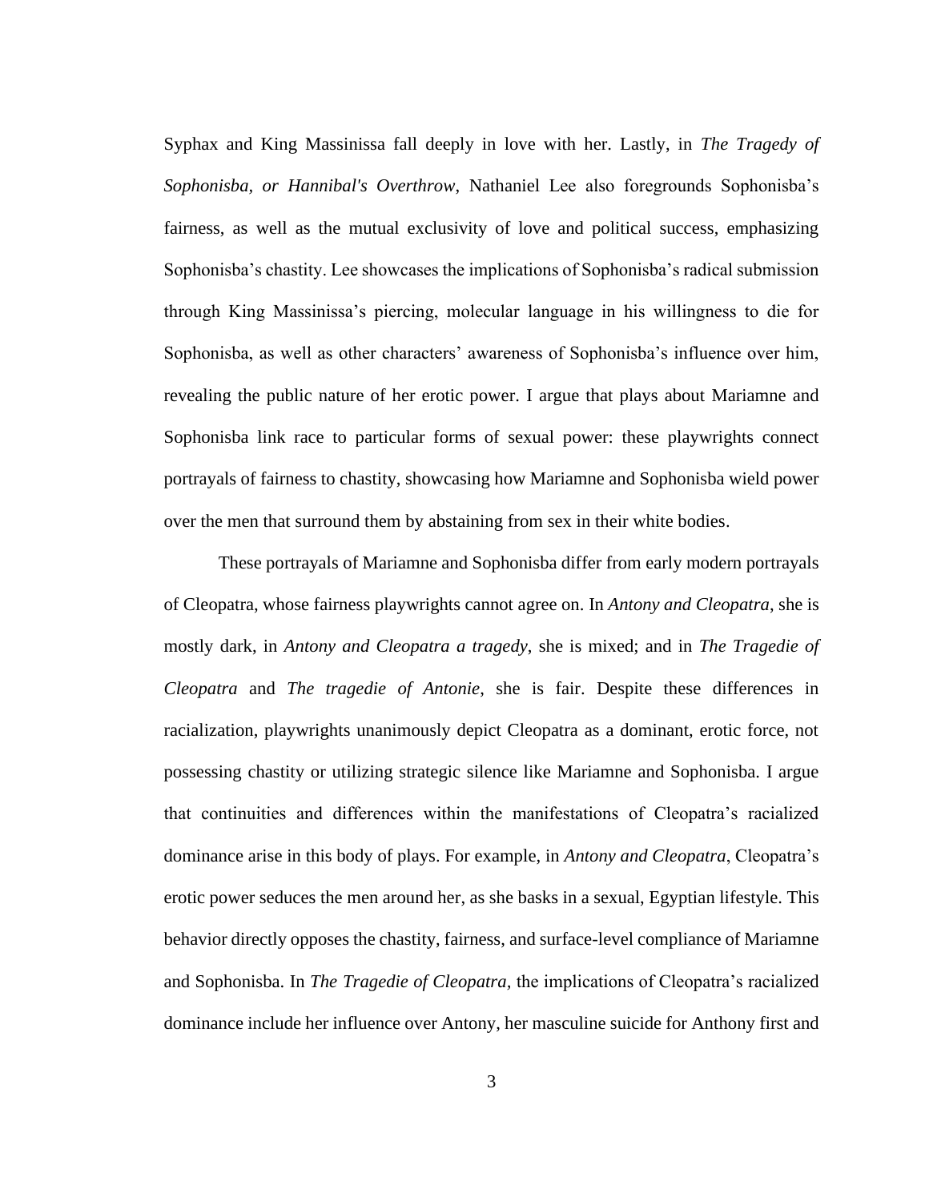Syphax and King Massinissa fall deeply in love with her. Lastly, in *The Tragedy of Sophonisba, or Hannibal's Overthrow*, Nathaniel Lee also foregrounds Sophonisba's fairness, as well as the mutual exclusivity of love and political success, emphasizing Sophonisba's chastity. Lee showcases the implications of Sophonisba's radical submission through King Massinissa's piercing, molecular language in his willingness to die for Sophonisba, as well as other characters' awareness of Sophonisba's influence over him, revealing the public nature of her erotic power. I argue that plays about Mariamne and Sophonisba link race to particular forms of sexual power: these playwrights connect portrayals of fairness to chastity, showcasing how Mariamne and Sophonisba wield power over the men that surround them by abstaining from sex in their white bodies.

These portrayals of Mariamne and Sophonisba differ from early modern portrayals of Cleopatra, whose fairness playwrights cannot agree on. In *Antony and Cleopatra*, she is mostly dark, in *Antony and Cleopatra a tragedy*, she is mixed; and in *The Tragedie of Cleopatra* and *The tragedie of Antonie*, she is fair. Despite these differences in racialization, playwrights unanimously depict Cleopatra as a dominant, erotic force, not possessing chastity or utilizing strategic silence like Mariamne and Sophonisba. I argue that continuities and differences within the manifestations of Cleopatra's racialized dominance arise in this body of plays. For example, in *Antony and Cleopatra*, Cleopatra's erotic power seduces the men around her, as she basks in a sexual, Egyptian lifestyle. This behavior directly opposes the chastity, fairness, and surface-level compliance of Mariamne and Sophonisba. In *The Tragedie of Cleopatra,* the implications of Cleopatra's racialized dominance include her influence over Antony, her masculine suicide for Anthony first and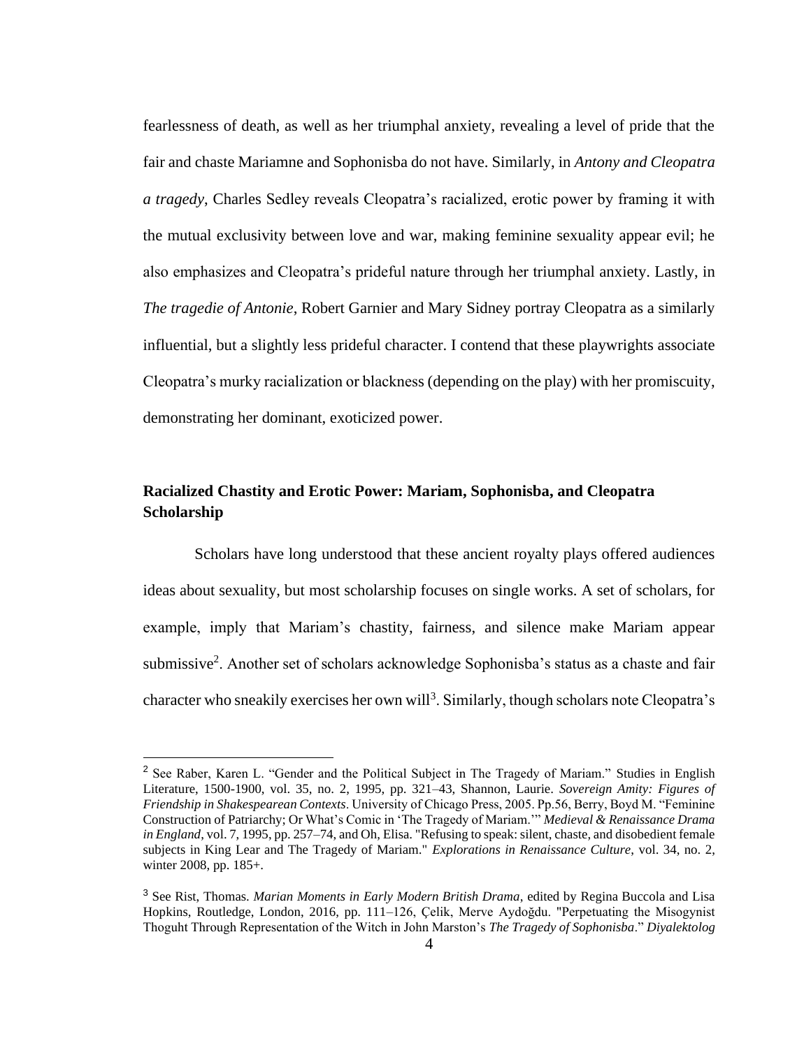fearlessness of death, as well as her triumphal anxiety, revealing a level of pride that the fair and chaste Mariamne and Sophonisba do not have. Similarly, in *Antony and Cleopatra a tragedy*, Charles Sedley reveals Cleopatra's racialized, erotic power by framing it with the mutual exclusivity between love and war, making feminine sexuality appear evil; he also emphasizes and Cleopatra's prideful nature through her triumphal anxiety. Lastly, in *The tragedie of Antonie*, Robert Garnier and Mary Sidney portray Cleopatra as a similarly influential, but a slightly less prideful character. I contend that these playwrights associate Cleopatra's murky racialization or blackness (depending on the play) with her promiscuity, demonstrating her dominant, exoticized power.

## Racialized Chastity and Erotic Power: Mariam, Sophonisba, and Cleopatra Scholarship

Scholars have long understood that these ancient royalty plays offered audiences ideas about sexuality, but most scholarship focuses on single works. A set of scholars, for example, imply that Mariam's chastity, fairness, and silence make Mariam appear submissive[2]. Another set of scholars acknowledge Sophonisba's status as a chaste and fair character who sneakily exercises her own will[3]. Similarly, though scholars note Cleopatra's

---

[2] See Raber, Karen L. "Gender and the Political Subject in The Tragedy of Mariam." Studies in English Literature, 1500-1900, vol. 35, no. 2, 1995, pp. 321–43, Shannon, Laurie. *Sovereign Amity: Figures of Friendship in Shakespearean Contexts*. University of Chicago Press, 2005. Pp.56, Berry, Boyd M. "Feminine Construction of Patriarchy; Or What's Comic in 'The Tragedy of Mariam.'" *Medieval & Renaissance Drama in England*, vol. 7, 1995, pp. 257–74, and Oh, Elisa. "Refusing to speak: silent, chaste, and disobedient female subjects in King Lear and The Tragedy of Mariam." *Explorations in Renaissance Culture*, vol. 34, no. 2, winter 2008, pp. 185+.

[3] See Rist, Thomas. *Marian Moments in Early Modern British Drama*, edited by Regina Buccola and Lisa Hopkins, Routledge, London, 2016, pp. 111–126, Çelik, Merve Aydoğdu. "Perpetuating the Misogynist Thoguht Through Representation of the Witch in John Marston's *The Tragedy of Sophonisba*." *Diyalektolog*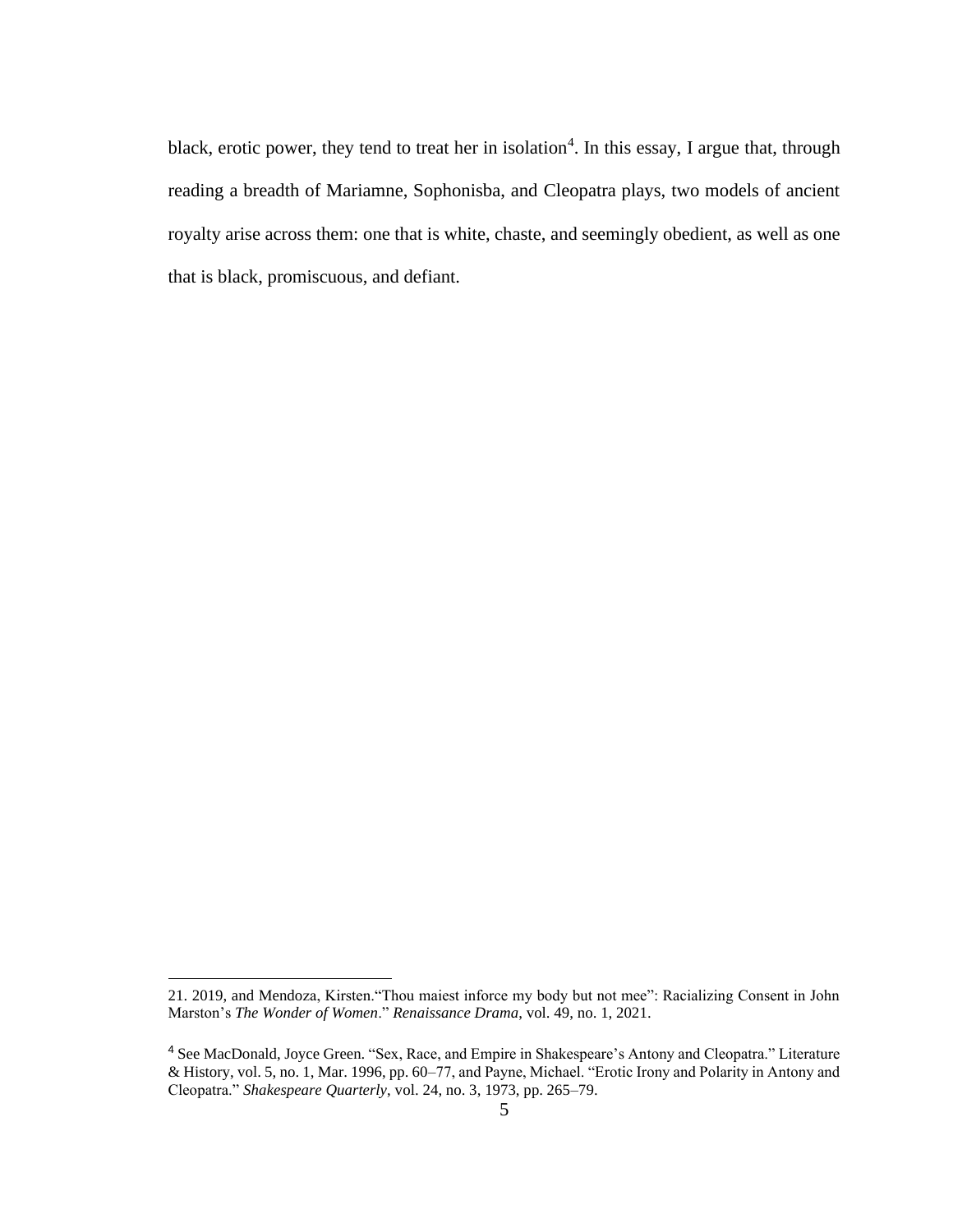black, erotic power, they tend to treat her in isolation[4]. In this essay, I argue that, through reading a breadth of Mariamne, Sophonisba, and Cleopatra plays, two models of ancient royalty arise across them: one that is white, chaste, and seemingly obedient, as well as one that is black, promiscuous, and defiant.

---

21. 2019, and Mendoza, Kirsten."Thou maiest inforce my body but not mee": Racializing Consent in John Marston's *The Wonder of Women*." *Renaissance Drama*, vol. 49, no. 1, 2021.

[4] See MacDonald, Joyce Green. "Sex, Race, and Empire in Shakespeare's Antony and Cleopatra." Literature & History, vol. 5, no. 1, Mar. 1996, pp. 60–77, and Payne, Michael. "Erotic Irony and Polarity in Antony and Cleopatra." *Shakespeare Quarterly*, vol. 24, no. 3, 1973, pp. 265–79.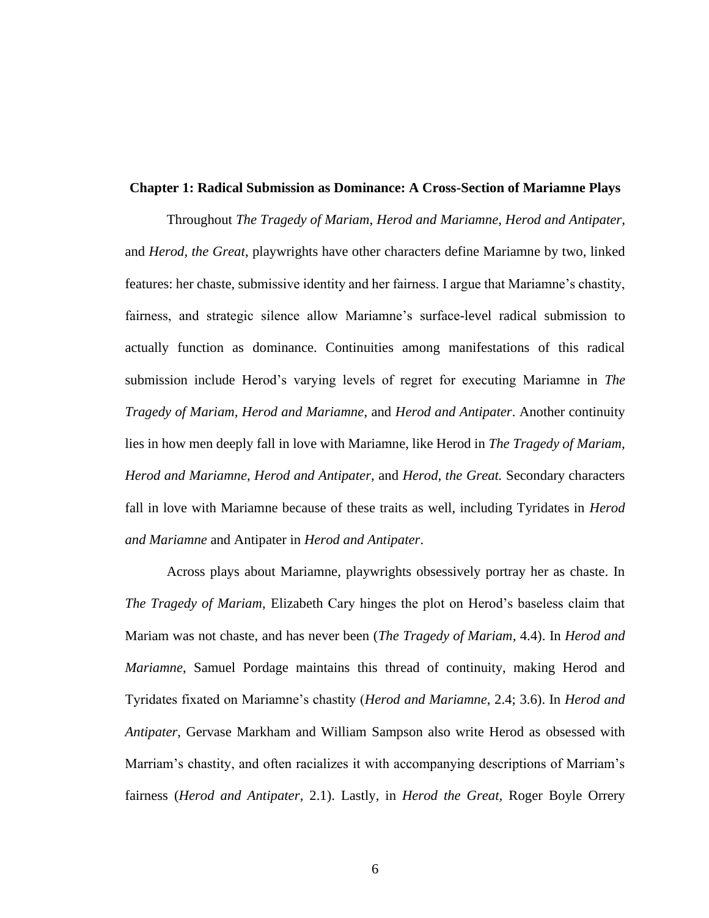## Chapter 1: Radical Submission as Dominance: A Cross-Section of Mariamne Plays

Throughout *The Tragedy of Mariam*, *Herod and Mariamne*, *Herod and Antipater*, and *Herod, the Great*, playwrights have other characters define Mariamne by two, linked features: her chaste, submissive identity and her fairness. I argue that Mariamne's chastity, fairness, and strategic silence allow Mariamne's surface-level radical submission to actually function as dominance. Continuities among manifestations of this radical submission include Herod's varying levels of regret for executing Mariamne in *The Tragedy of Mariam*, *Herod and Mariamne*, and *Herod and Antipater*. Another continuity lies in how men deeply fall in love with Mariamne, like Herod in *The Tragedy of Mariam, Herod and Mariamne*, *Herod and Antipater*, and *Herod, the Great.* Secondary characters fall in love with Mariamne because of these traits as well, including Tyridates in *Herod and Mariamne* and Antipater in *Herod and Antipater*.

Across plays about Mariamne, playwrights obsessively portray her as chaste. In *The Tragedy of Mariam*, Elizabeth Cary hinges the plot on Herod's baseless claim that Mariam was not chaste, and has never been (*The Tragedy of Mariam*, 4.4). In *Herod and Mariamne*, Samuel Pordage maintains this thread of continuity, making Herod and Tyridates fixated on Mariamne's chastity (*Herod and Mariamne*, 2.4; 3.6). In *Herod and Antipater*, Gervase Markham and William Sampson also write Herod as obsessed with Marriam's chastity, and often racializes it with accompanying descriptions of Marriam's fairness (*Herod and Antipater*, 2.1). Lastly, in *Herod the Great,* Roger Boyle Orrery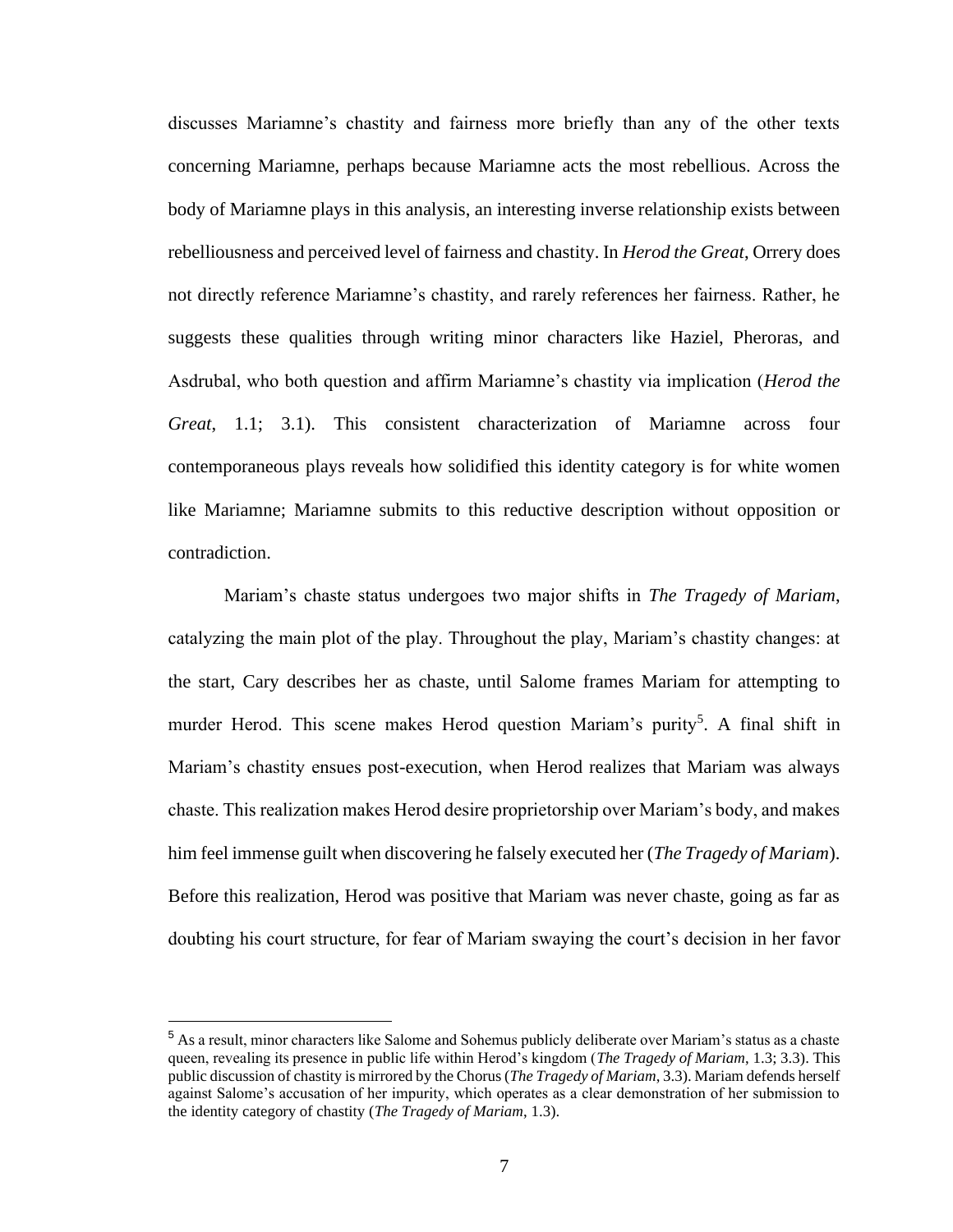discusses Mariamne's chastity and fairness more briefly than any of the other texts concerning Mariamne, perhaps because Mariamne acts the most rebellious. Across the body of Mariamne plays in this analysis, an interesting inverse relationship exists between rebelliousness and perceived level of fairness and chastity. In *Herod the Great*, Orrery does not directly reference Mariamne's chastity, and rarely references her fairness. Rather, he suggests these qualities through writing minor characters like Haziel, Pheroras, and Asdrubal, who both question and affirm Mariamne's chastity via implication (*Herod the Great*, 1.1; 3.1). This consistent characterization of Mariamne across four contemporaneous plays reveals how solidified this identity category is for white women like Mariamne; Mariamne submits to this reductive description without opposition or contradiction.

Mariam's chaste status undergoes two major shifts in *The Tragedy of Mariam*, catalyzing the main plot of the play. Throughout the play, Mariam's chastity changes: at the start, Cary describes her as chaste, until Salome frames Mariam for attempting to murder Herod. This scene makes Herod question Mariam's purity[5]. A final shift in Mariam's chastity ensues post-execution, when Herod realizes that Mariam was always chaste. This realization makes Herod desire proprietorship over Mariam's body, and makes him feel immense guilt when discovering he falsely executed her (*The Tragedy of Mariam*). Before this realization, Herod was positive that Mariam was never chaste, going as far as doubting his court structure, for fear of Mariam swaying the court's decision in her favor

[5] As a result, minor characters like Salome and Sohemus publicly deliberate over Mariam's status as a chaste queen, revealing its presence in public life within Herod's kingdom (*The Tragedy of Mariam*, 1.3; 3.3). This public discussion of chastity is mirrored by the Chorus (*The Tragedy of Mariam*, 3.3). Mariam defends herself against Salome's accusation of her impurity, which operates as a clear demonstration of her submission to the identity category of chastity (*The Tragedy of Mariam*, 1.3).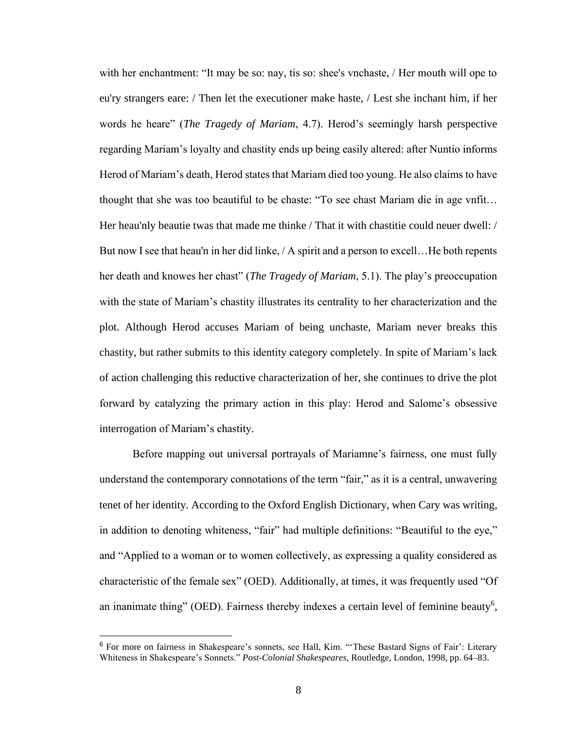with her enchantment: "It may be so: nay, tis so: shee's vnchaste, / Her mouth will ope to eu'ry strangers eare: / Then let the executioner make haste, / Lest she inchant him, if her words he heare" (*The Tragedy of Mariam*, 4.7). Herod's seemingly harsh perspective regarding Mariam's loyalty and chastity ends up being easily altered: after Nuntio informs Herod of Mariam's death, Herod states that Mariam died too young. He also claims to have thought that she was too beautiful to be chaste: "To see chast Mariam die in age vnfit… Her heau'nly beautie twas that made me thinke / That it with chastitie could neuer dwell: / But now I see that heau'n in her did linke, / A spirit and a person to excell…He both repents her death and knowes her chast" (*The Tragedy of Mariam*, 5.1). The play's preoccupation with the state of Mariam's chastity illustrates its centrality to her characterization and the plot. Although Herod accuses Mariam of being unchaste, Mariam never breaks this chastity, but rather submits to this identity category completely. In spite of Mariam's lack of action challenging this reductive characterization of her, she continues to drive the plot forward by catalyzing the primary action in this play: Herod and Salome's obsessive interrogation of Mariam's chastity.

Before mapping out universal portrayals of Mariamne's fairness, one must fully understand the contemporary connotations of the term "fair," as it is a central, unwavering tenet of her identity. According to the Oxford English Dictionary, when Cary was writing, in addition to denoting whiteness, "fair" had multiple definitions: "Beautiful to the eye," and "Applied to a woman or to women collectively, as expressing a quality considered as characteristic of the female sex" (OED). Additionally, at times, it was frequently used "Of an inanimate thing" (OED). Fairness thereby indexes a certain level of feminine beauty[6],

[6] For more on fairness in Shakespeare's sonnets, see Hall, Kim. "'These Bastard Signs of Fair': Literary Whiteness in Shakespeare's Sonnets." *Post-Colonial Shakespeares*, Routledge, London, 1998, pp. 64–83.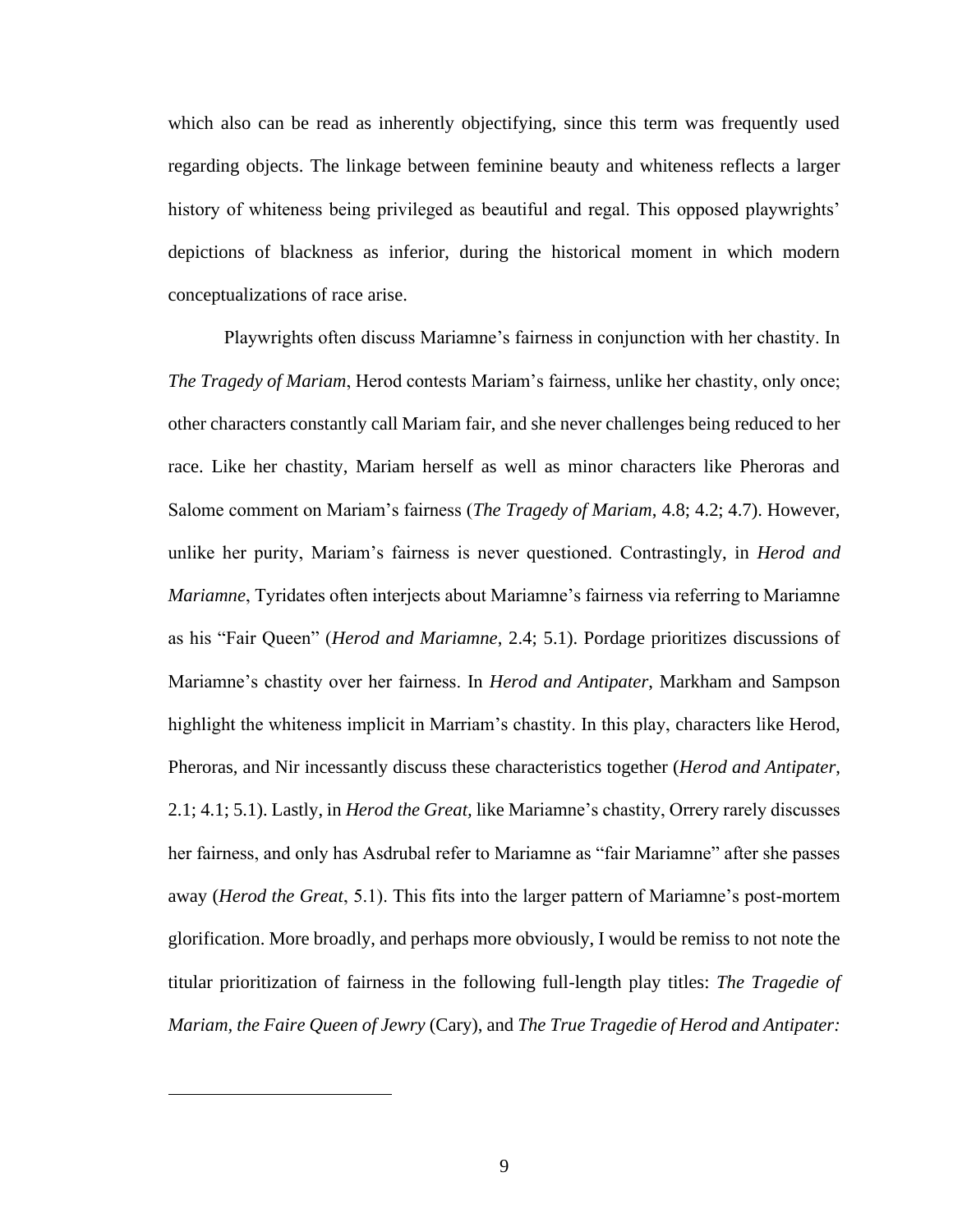which also can be read as inherently objectifying, since this term was frequently used regarding objects. The linkage between feminine beauty and whiteness reflects a larger history of whiteness being privileged as beautiful and regal. This opposed playwrights' depictions of blackness as inferior, during the historical moment in which modern conceptualizations of race arise.

Playwrights often discuss Mariamne's fairness in conjunction with her chastity. In *The Tragedy of Mariam*, Herod contests Mariam's fairness, unlike her chastity, only once; other characters constantly call Mariam fair, and she never challenges being reduced to her race. Like her chastity, Mariam herself as well as minor characters like Pheroras and Salome comment on Mariam's fairness (*The Tragedy of Mariam*, 4.8; 4.2; 4.7). However, unlike her purity, Mariam's fairness is never questioned. Contrastingly, in *Herod and Mariamne*, Tyridates often interjects about Mariamne's fairness via referring to Mariamne as his "Fair Queen" (*Herod and Mariamne*, 2.4; 5.1). Pordage prioritizes discussions of Mariamne's chastity over her fairness. In *Herod and Antipater*, Markham and Sampson highlight the whiteness implicit in Marriam's chastity. In this play, characters like Herod, Pheroras, and Nir incessantly discuss these characteristics together (*Herod and Antipater*, 2.1; 4.1; 5.1). Lastly, in *Herod the Great*, like Mariamne's chastity, Orrery rarely discusses her fairness, and only has Asdrubal refer to Mariamne as "fair Mariamne" after she passes away (*Herod the Great*, 5.1). This fits into the larger pattern of Mariamne's post-mortem glorification. More broadly, and perhaps more obviously, I would be remiss to not note the titular prioritization of fairness in the following full-length play titles: *The Tragedie of Mariam, the Faire Queen of Jewry* (Cary), and *The True Tragedie of Herod and Antipater:*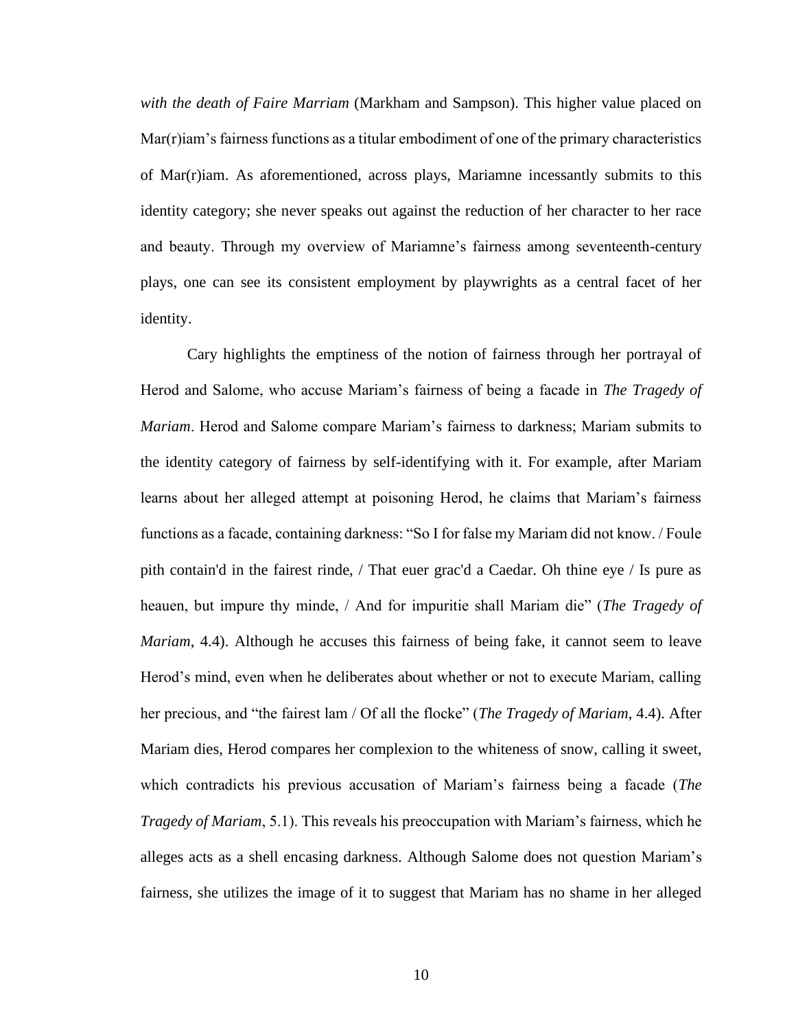*with the death of Faire Marriam* (Markham and Sampson). This higher value placed on Mar(r)iam's fairness functions as a titular embodiment of one of the primary characteristics of Mar(r)iam. As aforementioned, across plays, Mariamne incessantly submits to this identity category; she never speaks out against the reduction of her character to her race and beauty. Through my overview of Mariamne's fairness among seventeenth-century plays, one can see its consistent employment by playwrights as a central facet of her identity.

Cary highlights the emptiness of the notion of fairness through her portrayal of Herod and Salome, who accuse Mariam's fairness of being a facade in *The Tragedy of Mariam*. Herod and Salome compare Mariam's fairness to darkness; Mariam submits to the identity category of fairness by self-identifying with it. For example, after Mariam learns about her alleged attempt at poisoning Herod, he claims that Mariam's fairness functions as a facade, containing darkness: "So I for false my Mariam did not know. / Foule pith contain'd in the fairest rinde, / That euer grac'd a Caedar. Oh thine eye / Is pure as heauen, but impure thy minde, / And for impuritie shall Mariam die" (*The Tragedy of Mariam*, 4.4). Although he accuses this fairness of being fake, it cannot seem to leave Herod's mind, even when he deliberates about whether or not to execute Mariam, calling her precious, and "the fairest lam / Of all the flocke" (*The Tragedy of Mariam*, 4.4). After Mariam dies, Herod compares her complexion to the whiteness of snow, calling it sweet, which contradicts his previous accusation of Mariam's fairness being a facade (*The Tragedy of Mariam*, 5.1). This reveals his preoccupation with Mariam's fairness, which he alleges acts as a shell encasing darkness. Although Salome does not question Mariam's fairness, she utilizes the image of it to suggest that Mariam has no shame in her alleged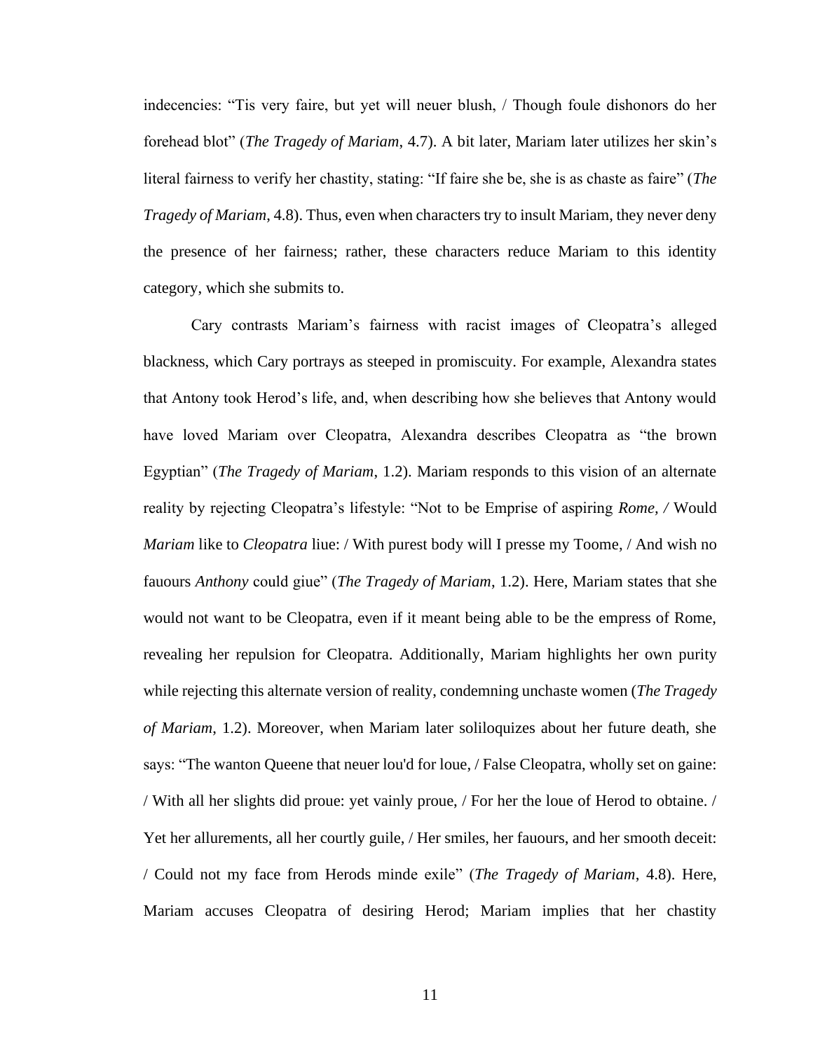indecencies: “Tis very faire, but yet will neuer blush, / Though foule dishonors do her forehead blot” (*The Tragedy of Mariam*, 4.7). A bit later, Mariam later utilizes her skin’s literal fairness to verify her chastity, stating: “If faire she be, she is as chaste as faire” (*The Tragedy of Mariam*, 4.8). Thus, even when characters try to insult Mariam, they never deny the presence of her fairness; rather, these characters reduce Mariam to this identity category, which she submits to.

Cary contrasts Mariam’s fairness with racist images of Cleopatra’s alleged blackness, which Cary portrays as steeped in promiscuity. For example, Alexandra states that Antony took Herod’s life, and, when describing how she believes that Antony would have loved Mariam over Cleopatra, Alexandra describes Cleopatra as “the brown Egyptian” (*The Tragedy of Mariam*, 1.2). Mariam responds to this vision of an alternate reality by rejecting Cleopatra’s lifestyle: “Not to be Emprise of aspiring *Rome, /* Would *Mariam* like to *Cleopatra* liue: / With purest body will I presse my Toome, / And wish no fauours *Anthony* could giue” (*The Tragedy of Mariam*, 1.2). Here, Mariam states that she would not want to be Cleopatra, even if it meant being able to be the empress of Rome, revealing her repulsion for Cleopatra. Additionally, Mariam highlights her own purity while rejecting this alternate version of reality, condemning unchaste women (*The Tragedy of Mariam*, 1.2). Moreover, when Mariam later soliloquizes about her future death, she says: “The wanton Queene that neuer lou'd for loue, / False Cleopatra, wholly set on gaine: / With all her slights did proue: yet vainly proue, / For her the loue of Herod to obtaine. / Yet her allurements, all her courtly guile, / Her smiles, her fauours, and her smooth deceit: / Could not my face from Herods minde exile” (*The Tragedy of Mariam*, 4.8). Here, Mariam accuses Cleopatra of desiring Herod; Mariam implies that her chastity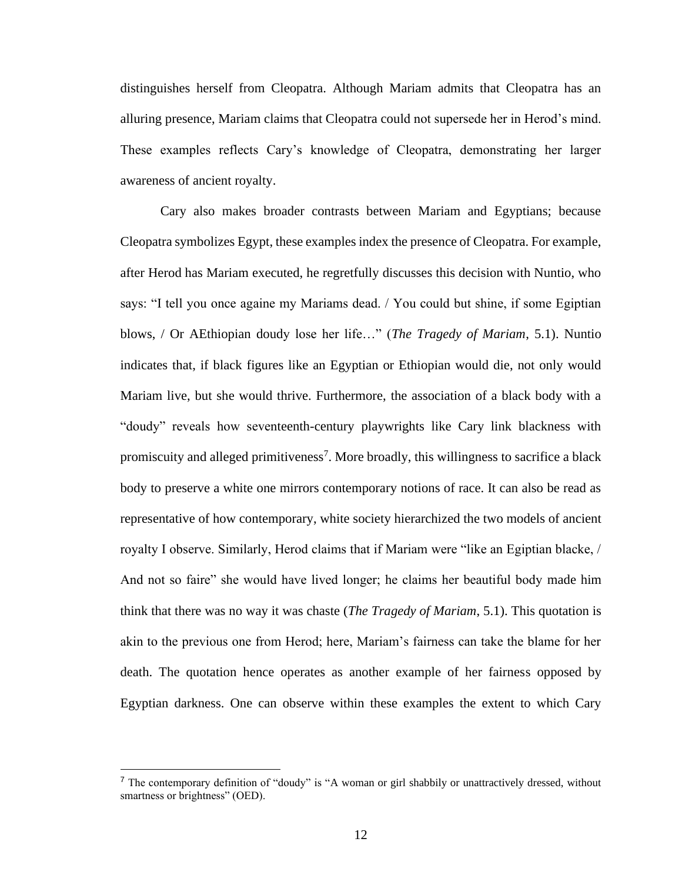distinguishes herself from Cleopatra. Although Mariam admits that Cleopatra has an alluring presence, Mariam claims that Cleopatra could not supersede her in Herod's mind. These examples reflects Cary's knowledge of Cleopatra, demonstrating her larger awareness of ancient royalty.

Cary also makes broader contrasts between Mariam and Egyptians; because Cleopatra symbolizes Egypt, these examples index the presence of Cleopatra. For example, after Herod has Mariam executed, he regretfully discusses this decision with Nuntio, who says: "I tell you once againe my Mariams dead. / You could but shine, if some Egiptian blows, / Or AEthiopian doudy lose her life…" (*The Tragedy of Mariam*, 5.1). Nuntio indicates that, if black figures like an Egyptian or Ethiopian would die, not only would Mariam live, but she would thrive. Furthermore, the association of a black body with a "doudy" reveals how seventeenth-century playwrights like Cary link blackness with promiscuity and alleged primitiveness[7]. More broadly, this willingness to sacrifice a black body to preserve a white one mirrors contemporary notions of race. It can also be read as representative of how contemporary, white society hierarchized the two models of ancient royalty I observe. Similarly, Herod claims that if Mariam were "like an Egiptian blacke, / And not so faire" she would have lived longer; he claims her beautiful body made him think that there was no way it was chaste (*The Tragedy of Mariam*, 5.1). This quotation is akin to the previous one from Herod; here, Mariam's fairness can take the blame for her death. The quotation hence operates as another example of her fairness opposed by Egyptian darkness. One can observe within these examples the extent to which Cary

[7] The contemporary definition of "doudy" is "A woman or girl shabbily or unattractively dressed, without smartness or brightness" (OED).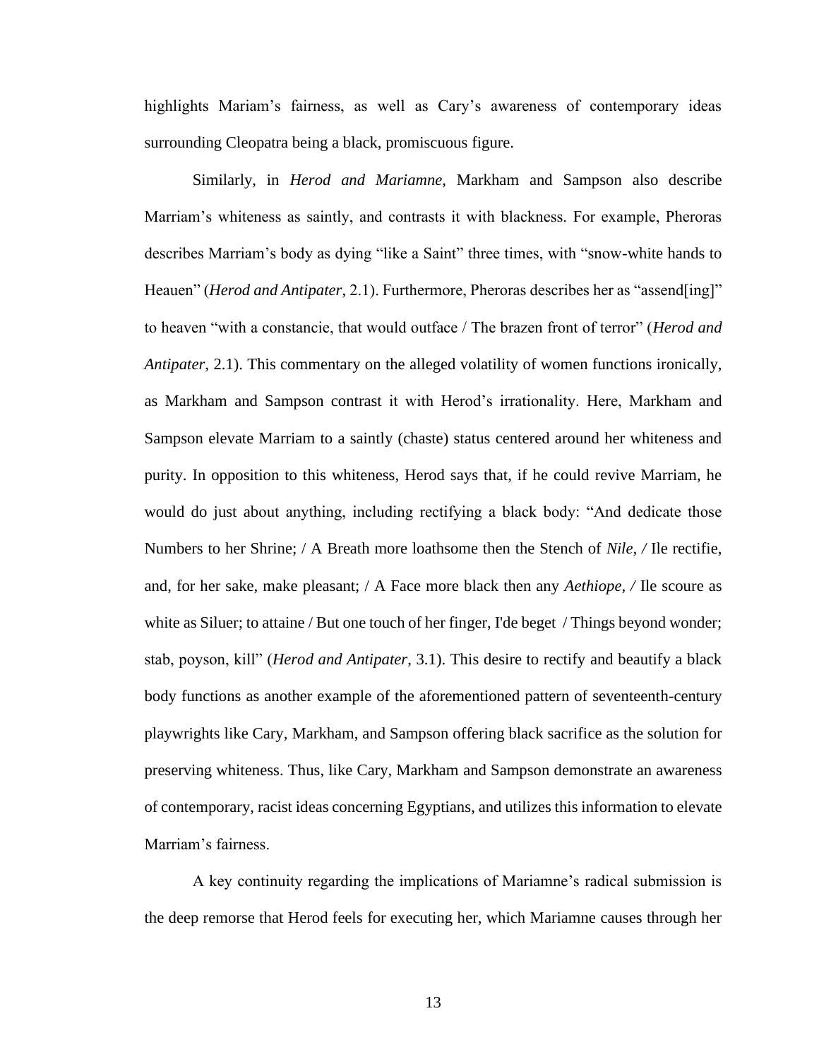highlights Mariam's fairness, as well as Cary's awareness of contemporary ideas surrounding Cleopatra being a black, promiscuous figure.

Similarly, in *Herod and Mariamne*, Markham and Sampson also describe Marriam's whiteness as saintly, and contrasts it with blackness. For example, Pheroras describes Marriam's body as dying "like a Saint" three times, with "snow-white hands to Heauen" (*Herod and Antipater*, 2.1). Furthermore, Pheroras describes her as "assend[ing]" to heaven "with a constancie, that would outface / The brazen front of terror" (*Herod and Antipater*, 2.1). This commentary on the alleged volatility of women functions ironically, as Markham and Sampson contrast it with Herod's irrationality. Here, Markham and Sampson elevate Marriam to a saintly (chaste) status centered around her whiteness and purity. In opposition to this whiteness, Herod says that, if he could revive Marriam, he would do just about anything, including rectifying a black body: "And dedicate those Numbers to her Shrine; / A Breath more loathsome then the Stench of *Nile, /* Ile rectifie, and, for her sake, make pleasant; / A Face more black then any *Aethiope, /* Ile scoure as white as Siluer; to attaine / But one touch of her finger, I'de beget / Things beyond wonder; stab, poyson, kill" (*Herod and Antipater*, 3.1). This desire to rectify and beautify a black body functions as another example of the aforementioned pattern of seventeenth-century playwrights like Cary, Markham, and Sampson offering black sacrifice as the solution for preserving whiteness. Thus, like Cary, Markham and Sampson demonstrate an awareness of contemporary, racist ideas concerning Egyptians, and utilizes this information to elevate Marriam's fairness.

A key continuity regarding the implications of Mariamne's radical submission is the deep remorse that Herod feels for executing her, which Mariamne causes through her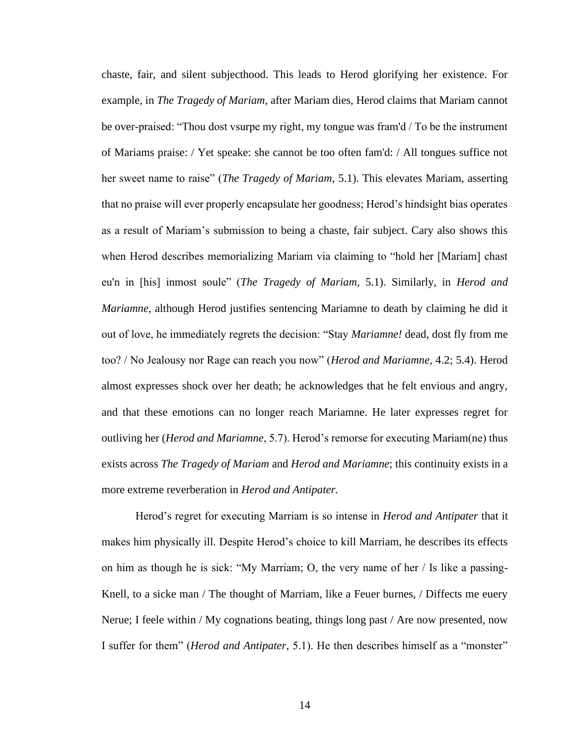chaste, fair, and silent subjecthood. This leads to Herod glorifying her existence. For example, in *The Tragedy of Mariam*, after Mariam dies, Herod claims that Mariam cannot be over-praised: "Thou dost vsurpe my right, my tongue was fram'd / To be the instrument of Mariams praise: / Yet speake: she cannot be too often fam'd: / All tongues suffice not her sweet name to raise" (*The Tragedy of Mariam*, 5.1). This elevates Mariam, asserting that no praise will ever properly encapsulate her goodness; Herod's hindsight bias operates as a result of Mariam's submission to being a chaste, fair subject. Cary also shows this when Herod describes memorializing Mariam via claiming to "hold her [Mariam] chast eu'n in [his] inmost soule" (*The Tragedy of Mariam*, 5.1). Similarly, in *Herod and Mariamne*, although Herod justifies sentencing Mariamne to death by claiming he did it out of love, he immediately regrets the decision: "Stay *Mariamne!* dead, dost fly from me too? / No Jealousy nor Rage can reach you now" (*Herod and Mariamne*, 4.2; 5.4). Herod almost expresses shock over her death; he acknowledges that he felt envious and angry, and that these emotions can no longer reach Mariamne. He later expresses regret for outliving her (*Herod and Mariamne*, 5.7). Herod's remorse for executing Mariam(ne) thus exists across *The Tragedy of Mariam* and *Herod and Mariamne*; this continuity exists in a more extreme reverberation in *Herod and Antipater*.

Herod's regret for executing Marriam is so intense in *Herod and Antipater* that it makes him physically ill. Despite Herod's choice to kill Marriam, he describes its effects on him as though he is sick: "My Marriam; O, the very name of her / Is like a passing-Knell, to a sicke man / The thought of Marriam, like a Feuer burnes, / Diffects me euery Nerue; I feele within / My cognations beating, things long past / Are now presented, now I suffer for them" (*Herod and Antipater*, 5.1). He then describes himself as a "monster"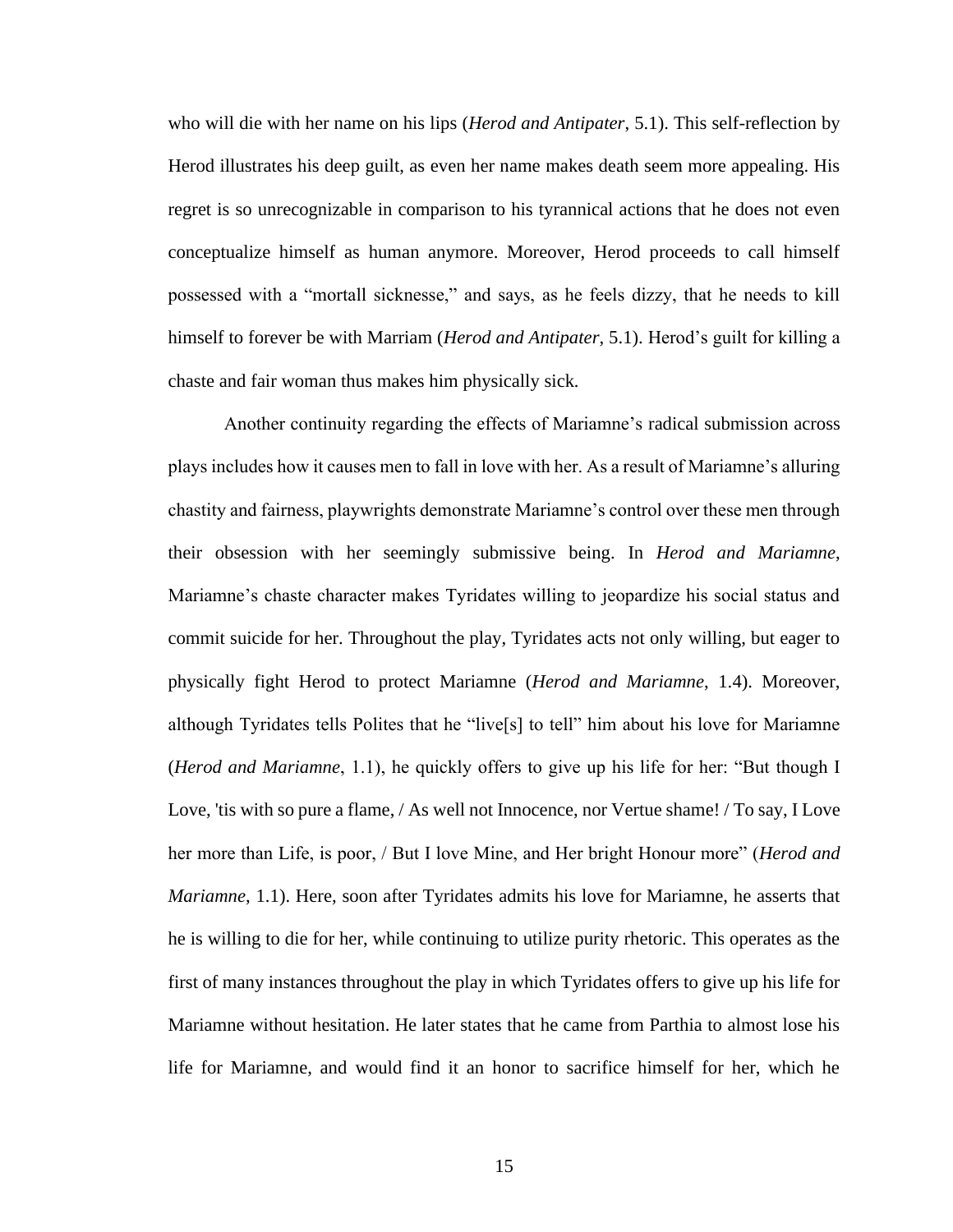who will die with her name on his lips (*Herod and Antipater*, 5.1). This self-reflection by Herod illustrates his deep guilt, as even her name makes death seem more appealing. His regret is so unrecognizable in comparison to his tyrannical actions that he does not even conceptualize himself as human anymore. Moreover, Herod proceeds to call himself possessed with a "mortall sicknesse," and says, as he feels dizzy, that he needs to kill himself to forever be with Marriam (*Herod and Antipater*, 5.1). Herod's guilt for killing a chaste and fair woman thus makes him physically sick.

Another continuity regarding the effects of Mariamne's radical submission across plays includes how it causes men to fall in love with her. As a result of Mariamne's alluring chastity and fairness, playwrights demonstrate Mariamne's control over these men through their obsession with her seemingly submissive being. In *Herod and Mariamne*, Mariamne's chaste character makes Tyridates willing to jeopardize his social status and commit suicide for her. Throughout the play, Tyridates acts not only willing, but eager to physically fight Herod to protect Mariamne (*Herod and Mariamne*, 1.4). Moreover, although Tyridates tells Polites that he "live[s] to tell" him about his love for Mariamne (*Herod and Mariamne*, 1.1), he quickly offers to give up his life for her: "But though I Love, 'tis with so pure a flame, / As well not Innocence, nor Vertue shame! / To say, I Love her more than Life, is poor, / But I love Mine, and Her bright Honour more" (*Herod and Mariamne*, 1.1). Here, soon after Tyridates admits his love for Mariamne, he asserts that he is willing to die for her, while continuing to utilize purity rhetoric. This operates as the first of many instances throughout the play in which Tyridates offers to give up his life for Mariamne without hesitation. He later states that he came from Parthia to almost lose his life for Mariamne, and would find it an honor to sacrifice himself for her, which he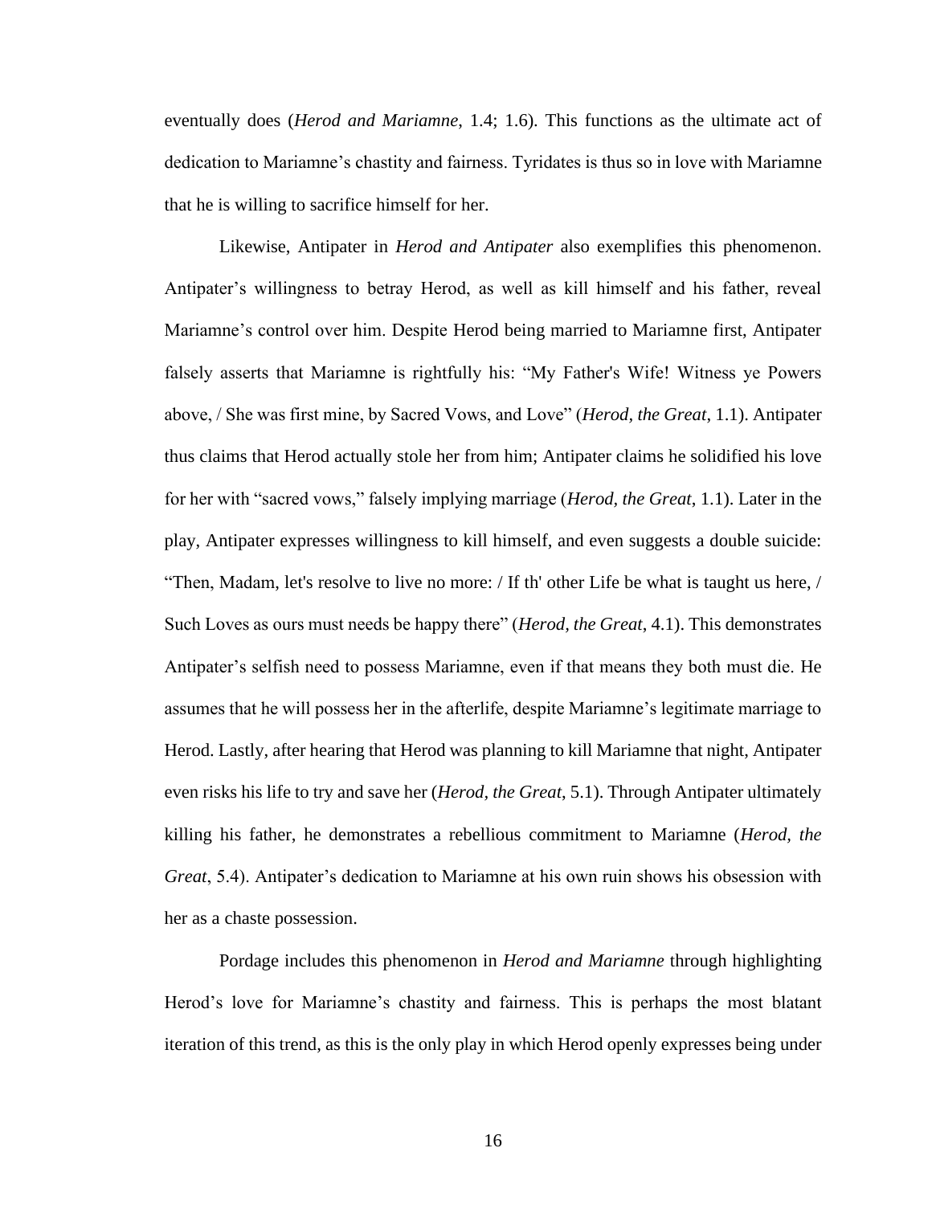eventually does (*Herod and Mariamne*, 1.4; 1.6). This functions as the ultimate act of dedication to Mariamne's chastity and fairness. Tyridates is thus so in love with Mariamne that he is willing to sacrifice himself for her.

Likewise, Antipater in *Herod and Antipater* also exemplifies this phenomenon. Antipater's willingness to betray Herod, as well as kill himself and his father, reveal Mariamne's control over him. Despite Herod being married to Mariamne first, Antipater falsely asserts that Mariamne is rightfully his: "My Father's Wife! Witness ye Powers above, / She was first mine, by Sacred Vows, and Love" (*Herod, the Great*, 1.1). Antipater thus claims that Herod actually stole her from him; Antipater claims he solidified his love for her with "sacred vows," falsely implying marriage (*Herod, the Great*, 1.1). Later in the play, Antipater expresses willingness to kill himself, and even suggests a double suicide: "Then, Madam, let's resolve to live no more: / If th' other Life be what is taught us here, / Such Loves as ours must needs be happy there" (*Herod, the Great*, 4.1). This demonstrates Antipater's selfish need to possess Mariamne, even if that means they both must die. He assumes that he will possess her in the afterlife, despite Mariamne's legitimate marriage to Herod. Lastly, after hearing that Herod was planning to kill Mariamne that night, Antipater even risks his life to try and save her (*Herod, the Great*, 5.1). Through Antipater ultimately killing his father, he demonstrates a rebellious commitment to Mariamne (*Herod, the Great*, 5.4). Antipater's dedication to Mariamne at his own ruin shows his obsession with her as a chaste possession.

Pordage includes this phenomenon in *Herod and Mariamne* through highlighting Herod's love for Mariamne's chastity and fairness. This is perhaps the most blatant iteration of this trend, as this is the only play in which Herod openly expresses being under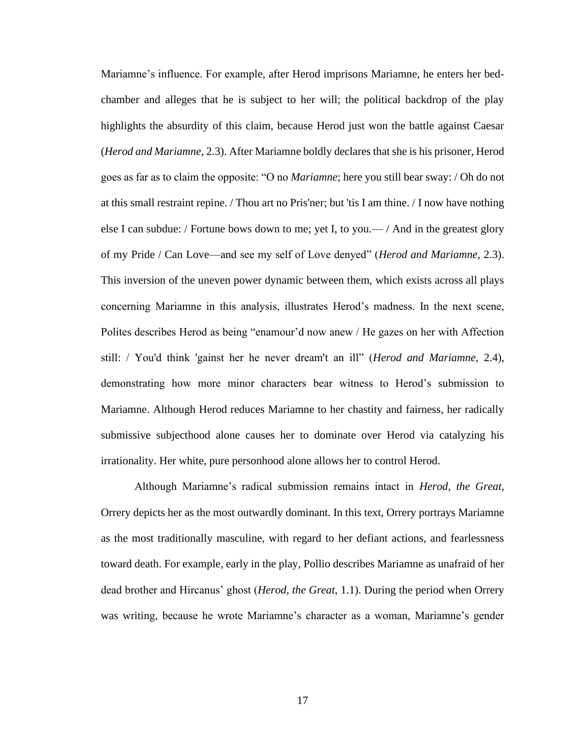Mariamne's influence. For example, after Herod imprisons Mariamne, he enters her bed-chamber and alleges that he is subject to her will; the political backdrop of the play highlights the absurdity of this claim, because Herod just won the battle against Caesar (*Herod and Mariamne*, 2.3). After Mariamne boldly declares that she is his prisoner, Herod goes as far as to claim the opposite: "O no *Mariamne*; here you still bear sway: / Oh do not at this small restraint repine. / Thou art no Pris'ner; but 'tis I am thine. / I now have nothing else I can subdue: / Fortune bows down to me; yet I, to you.— / And in the greatest glory of my Pride / Can Love—and see my self of Love denyed" (*Herod and Mariamne*, 2.3). This inversion of the uneven power dynamic between them, which exists across all plays concerning Mariamne in this analysis, illustrates Herod's madness. In the next scene, Polites describes Herod as being "enamour'd now anew / He gazes on her with Affection still: / You'd think 'gainst her he never dream't an ill" (*Herod and Mariamne*, 2.4), demonstrating how more minor characters bear witness to Herod's submission to Mariamne. Although Herod reduces Mariamne to her chastity and fairness, her radically submissive subjecthood alone causes her to dominate over Herod via catalyzing his irrationality. Her white, pure personhood alone allows her to control Herod.

Although Mariamne's radical submission remains intact in *Herod, the Great*, Orrery depicts her as the most outwardly dominant. In this text, Orrery portrays Mariamne as the most traditionally masculine, with regard to her defiant actions, and fearlessness toward death. For example, early in the play, Pollio describes Mariamne as unafraid of her dead brother and Hircanus' ghost (*Herod, the Great*, 1.1). During the period when Orrery was writing, because he wrote Mariamne's character as a woman, Mariamne's gender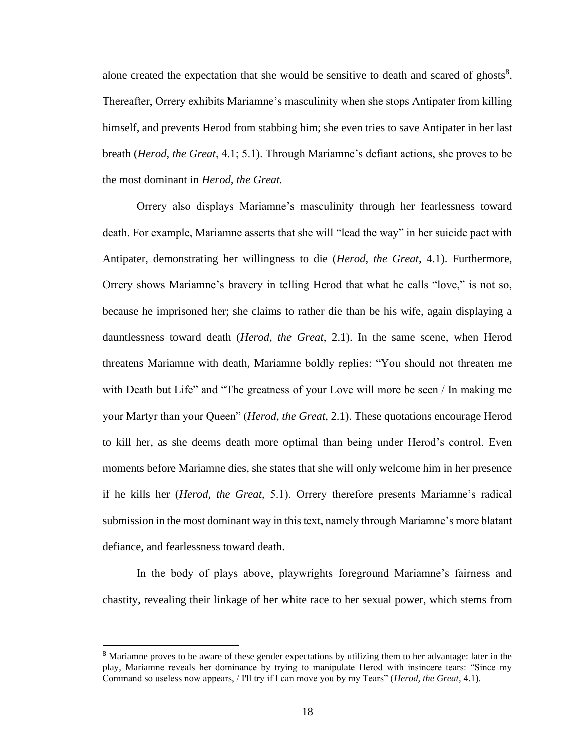alone created the expectation that she would be sensitive to death and scared of ghosts[8]. Thereafter, Orrery exhibits Mariamne's masculinity when she stops Antipater from killing himself, and prevents Herod from stabbing him; she even tries to save Antipater in her last breath (*Herod, the Great*, 4.1; 5.1). Through Mariamne's defiant actions, she proves to be the most dominant in *Herod, the Great.*

Orrery also displays Mariamne's masculinity through her fearlessness toward death. For example, Mariamne asserts that she will "lead the way" in her suicide pact with Antipater, demonstrating her willingness to die (*Herod, the Great*, 4.1). Furthermore, Orrery shows Mariamne's bravery in telling Herod that what he calls "love," is not so, because he imprisoned her; she claims to rather die than be his wife, again displaying a dauntlessness toward death (*Herod, the Great*, 2.1). In the same scene, when Herod threatens Mariamne with death, Mariamne boldly replies: "You should not threaten me with Death but Life" and "The greatness of your Love will more be seen / In making me your Martyr than your Queen" (*Herod, the Great*, 2.1). These quotations encourage Herod to kill her, as she deems death more optimal than being under Herod's control. Even moments before Mariamne dies, she states that she will only welcome him in her presence if he kills her (*Herod, the Great*, 5.1). Orrery therefore presents Mariamne's radical submission in the most dominant way in this text, namely through Mariamne's more blatant defiance, and fearlessness toward death.

In the body of plays above, playwrights foreground Mariamne's fairness and chastity, revealing their linkage of her white race to her sexual power, which stems from

---

[8] Mariamne proves to be aware of these gender expectations by utilizing them to her advantage: later in the play, Mariamne reveals her dominance by trying to manipulate Herod with insincere tears: "Since my Command so useless now appears, / I'll try if I can move you by my Tears" (*Herod, the Great*, 4.1).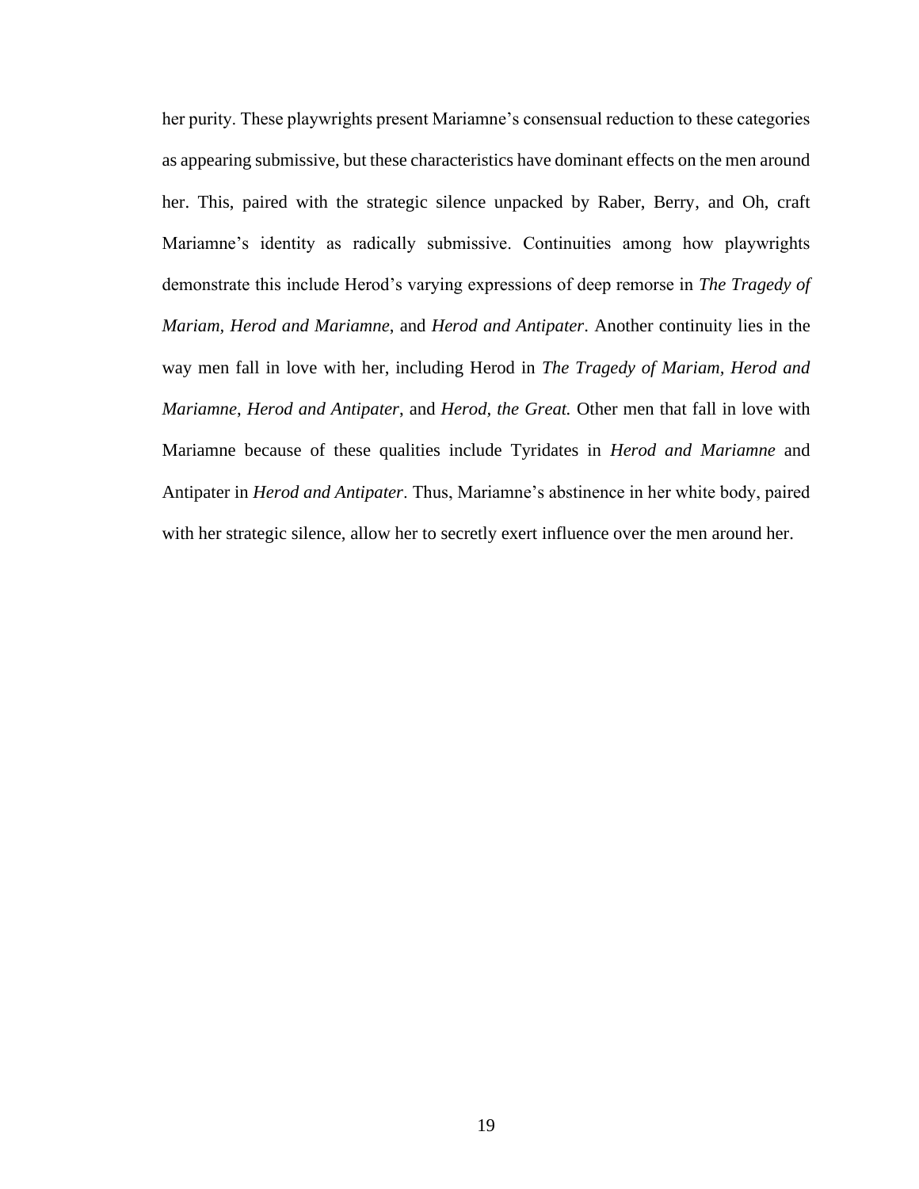her purity. These playwrights present Mariamne's consensual reduction to these categories as appearing submissive, but these characteristics have dominant effects on the men around her. This, paired with the strategic silence unpacked by Raber, Berry, and Oh, craft Mariamne's identity as radically submissive. Continuities among how playwrights demonstrate this include Herod's varying expressions of deep remorse in *The Tragedy of Mariam, Herod and Mariamne*, and *Herod and Antipater*. Another continuity lies in the way men fall in love with her, including Herod in *The Tragedy of Mariam, Herod and Mariamne, Herod and Antipater*, and *Herod, the Great.* Other men that fall in love with Mariamne because of these qualities include Tyridates in *Herod and Mariamne* and Antipater in *Herod and Antipater*. Thus, Mariamne's abstinence in her white body, paired with her strategic silence, allow her to secretly exert influence over the men around her.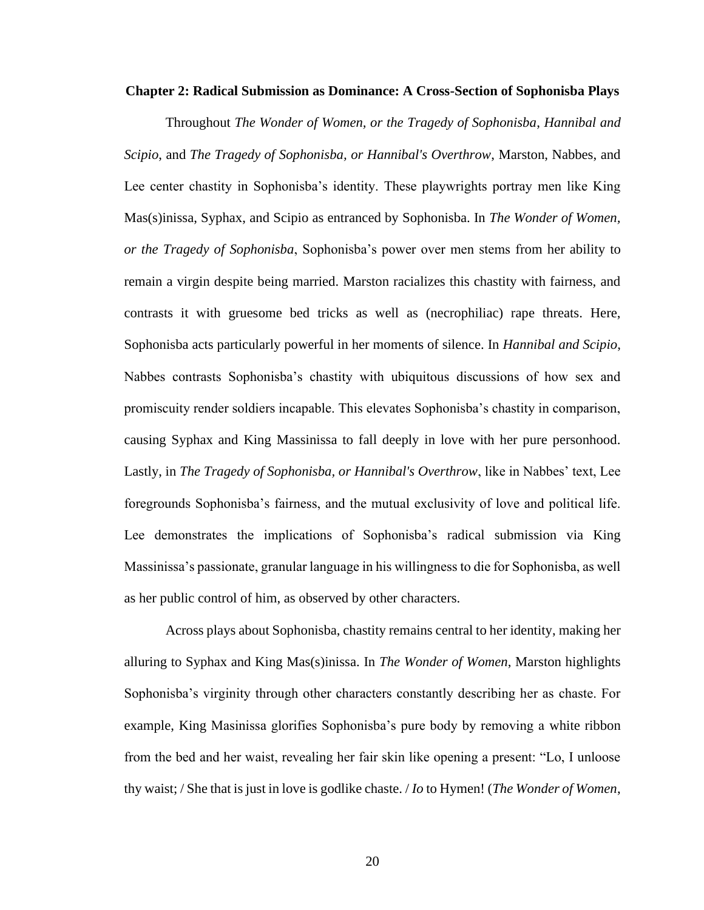## Chapter 2: Radical Submission as Dominance: A Cross-Section of Sophonisba Plays

Throughout *The Wonder of Women, or the Tragedy of Sophonisba*, *Hannibal and Scipio*, and *The Tragedy of Sophonisba, or Hannibal's Overthrow*, Marston, Nabbes, and Lee center chastity in Sophonisba's identity. These playwrights portray men like King Mas(s)inissa, Syphax, and Scipio as entranced by Sophonisba. In *The Wonder of Women, or the Tragedy of Sophonisba*, Sophonisba's power over men stems from her ability to remain a virgin despite being married. Marston racializes this chastity with fairness, and contrasts it with gruesome bed tricks as well as (necrophiliac) rape threats. Here, Sophonisba acts particularly powerful in her moments of silence. In *Hannibal and Scipio*, Nabbes contrasts Sophonisba's chastity with ubiquitous discussions of how sex and promiscuity render soldiers incapable. This elevates Sophonisba's chastity in comparison, causing Syphax and King Massinissa to fall deeply in love with her pure personhood. Lastly, in *The Tragedy of Sophonisba, or Hannibal's Overthrow*, like in Nabbes' text, Lee foregrounds Sophonisba's fairness, and the mutual exclusivity of love and political life. Lee demonstrates the implications of Sophonisba's radical submission via King Massinissa's passionate, granular language in his willingness to die for Sophonisba, as well as her public control of him, as observed by other characters.

Across plays about Sophonisba, chastity remains central to her identity, making her alluring to Syphax and King Mas(s)inissa. In *The Wonder of Women*, Marston highlights Sophonisba's virginity through other characters constantly describing her as chaste. For example, King Masinissa glorifies Sophonisba's pure body by removing a white ribbon from the bed and her waist, revealing her fair skin like opening a present: "Lo, I unloose thy waist; / She that is just in love is godlike chaste. / *Io* to Hymen! (*The Wonder of Women*,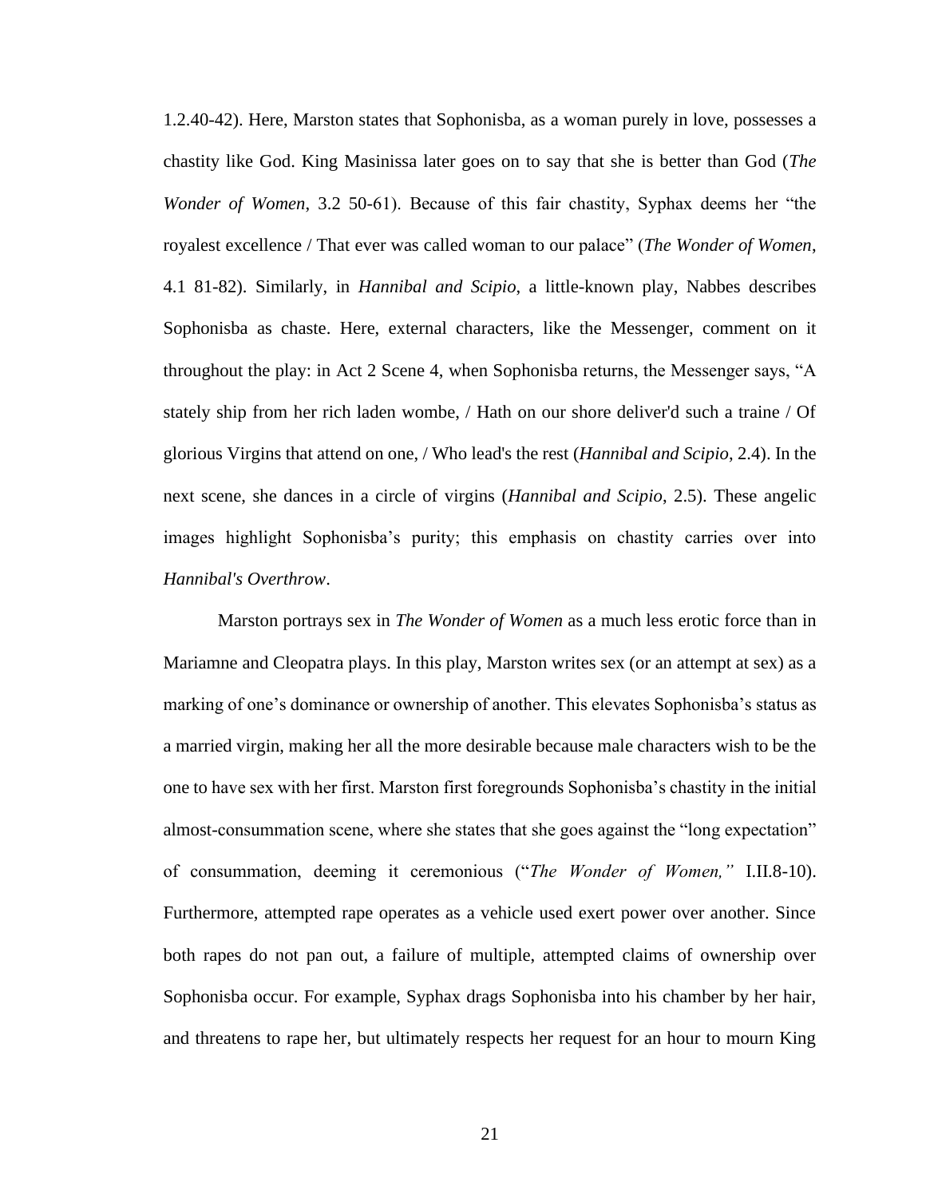1.2.40-42). Here, Marston states that Sophonisba, as a woman purely in love, possesses a chastity like God. King Masinissa later goes on to say that she is better than God (*The Wonder of Women*, 3.2 50-61). Because of this fair chastity, Syphax deems her "the royalest excellence / That ever was called woman to our palace" (*The Wonder of Women*, 4.1 81-82). Similarly, in *Hannibal and Scipio*, a little-known play, Nabbes describes Sophonisba as chaste. Here, external characters, like the Messenger, comment on it throughout the play: in Act 2 Scene 4, when Sophonisba returns, the Messenger says, "A stately ship from her rich laden wombe, / Hath on our shore deliver'd such a traine / Of glorious Virgins that attend on one, / Who lead's the rest (*Hannibal and Scipio*, 2.4). In the next scene, she dances in a circle of virgins (*Hannibal and Scipio*, 2.5). These angelic images highlight Sophonisba's purity; this emphasis on chastity carries over into *Hannibal's Overthrow*.

Marston portrays sex in *The Wonder of Women* as a much less erotic force than in Mariamne and Cleopatra plays. In this play, Marston writes sex (or an attempt at sex) as a marking of one's dominance or ownership of another. This elevates Sophonisba's status as a married virgin, making her all the more desirable because male characters wish to be the one to have sex with her first. Marston first foregrounds Sophonisba's chastity in the initial almost-consummation scene, where she states that she goes against the "long expectation" of consummation, deeming it ceremonious ("*The Wonder of Women,"* I.II.8-10). Furthermore, attempted rape operates as a vehicle used exert power over another. Since both rapes do not pan out, a failure of multiple, attempted claims of ownership over Sophonisba occur. For example, Syphax drags Sophonisba into his chamber by her hair, and threatens to rape her, but ultimately respects her request for an hour to mourn King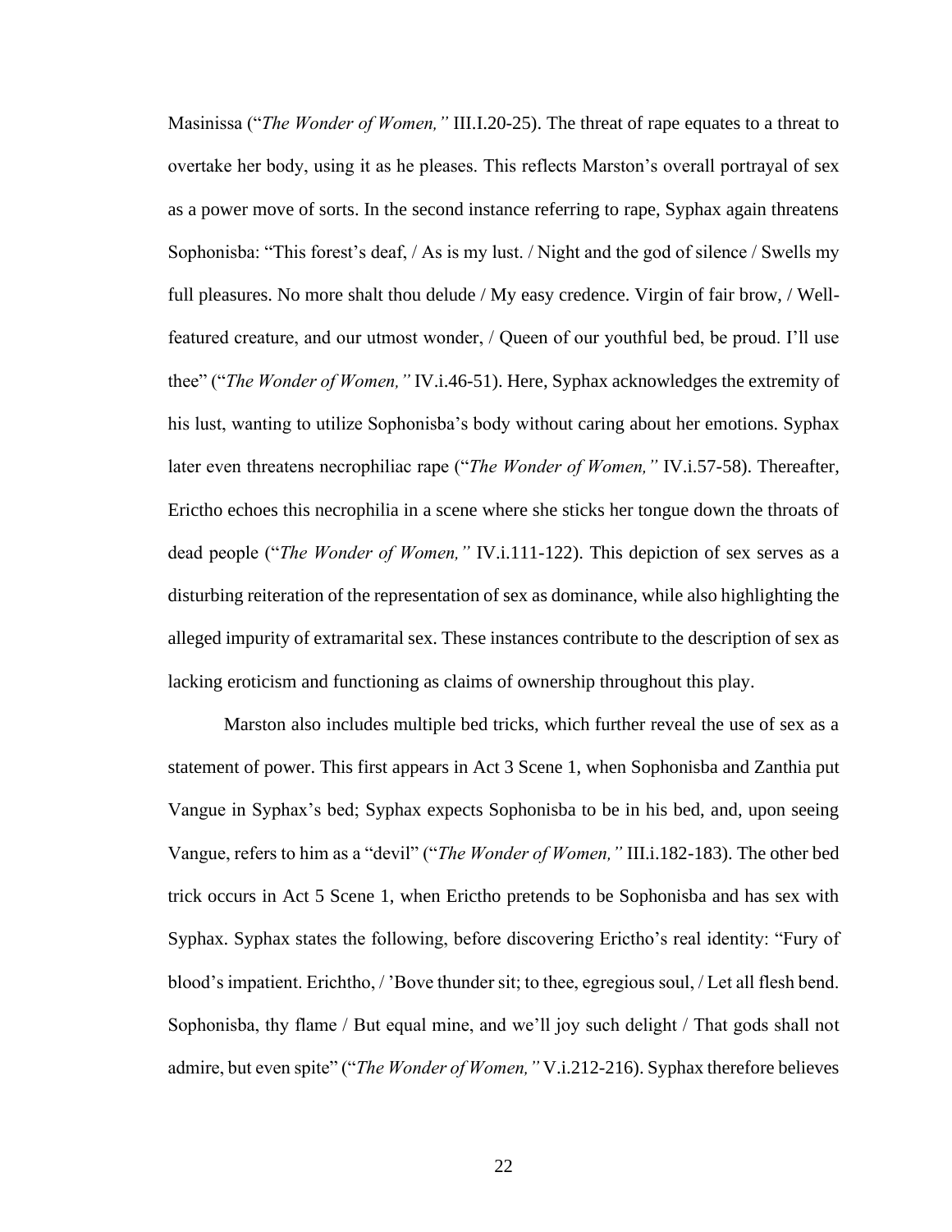Masinissa ("*The Wonder of Women,"* III.I.20-25). The threat of rape equates to a threat to overtake her body, using it as he pleases. This reflects Marston's overall portrayal of sex as a power move of sorts. In the second instance referring to rape, Syphax again threatens Sophonisba: "This forest's deaf, / As is my lust. / Night and the god of silence / Swells my full pleasures. No more shalt thou delude / My easy credence. Virgin of fair brow, / Well-featured creature, and our utmost wonder, / Queen of our youthful bed, be proud. I'll use thee" ("*The Wonder of Women,"* IV.i.46-51). Here, Syphax acknowledges the extremity of his lust, wanting to utilize Sophonisba's body without caring about her emotions. Syphax later even threatens necrophiliac rape ("*The Wonder of Women,"* IV.i.57-58). Thereafter, Erictho echoes this necrophilia in a scene where she sticks her tongue down the throats of dead people ("*The Wonder of Women,"* IV.i.111-122). This depiction of sex serves as a disturbing reiteration of the representation of sex as dominance, while also highlighting the alleged impurity of extramarital sex. These instances contribute to the description of sex as lacking eroticism and functioning as claims of ownership throughout this play.

Marston also includes multiple bed tricks, which further reveal the use of sex as a statement of power. This first appears in Act 3 Scene 1, when Sophonisba and Zanthia put Vangue in Syphax's bed; Syphax expects Sophonisba to be in his bed, and, upon seeing Vangue, refers to him as a "devil" ("*The Wonder of Women,"* III.i.182-183). The other bed trick occurs in Act 5 Scene 1, when Erictho pretends to be Sophonisba and has sex with Syphax. Syphax states the following, before discovering Erictho's real identity: "Fury of blood's impatient. Erichtho, / 'Bove thunder sit; to thee, egregious soul, / Let all flesh bend. Sophonisba, thy flame / But equal mine, and we'll joy such delight / That gods shall not admire, but even spite" ("*The Wonder of Women,"* V.i.212-216). Syphax therefore believes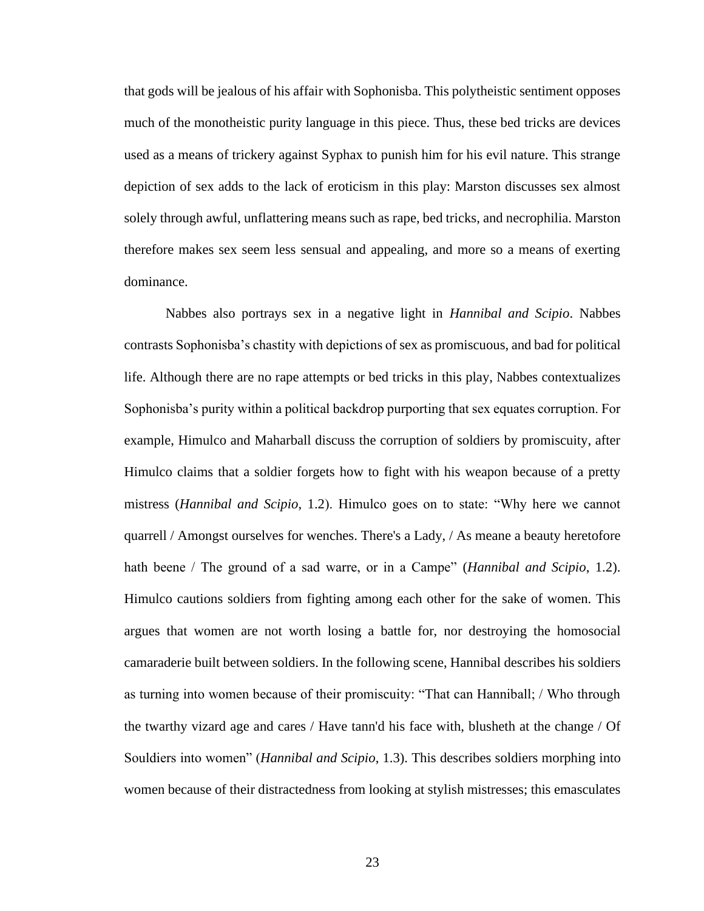that gods will be jealous of his affair with Sophonisba. This polytheistic sentiment opposes much of the monotheistic purity language in this piece. Thus, these bed tricks are devices used as a means of trickery against Syphax to punish him for his evil nature. This strange depiction of sex adds to the lack of eroticism in this play: Marston discusses sex almost solely through awful, unflattering means such as rape, bed tricks, and necrophilia. Marston therefore makes sex seem less sensual and appealing, and more so a means of exerting dominance.

Nabbes also portrays sex in a negative light in *Hannibal and Scipio*. Nabbes contrasts Sophonisba's chastity with depictions of sex as promiscuous, and bad for political life. Although there are no rape attempts or bed tricks in this play, Nabbes contextualizes Sophonisba's purity within a political backdrop purporting that sex equates corruption. For example, Himulco and Maharball discuss the corruption of soldiers by promiscuity, after Himulco claims that a soldier forgets how to fight with his weapon because of a pretty mistress (*Hannibal and Scipio*, 1.2). Himulco goes on to state: "Why here we cannot quarrell / Amongst ourselves for wenches. There's a Lady, / As meane a beauty heretofore hath beene / The ground of a sad warre, or in a Campe" (*Hannibal and Scipio*, 1.2). Himulco cautions soldiers from fighting among each other for the sake of women. This argues that women are not worth losing a battle for, nor destroying the homosocial camaraderie built between soldiers. In the following scene, Hannibal describes his soldiers as turning into women because of their promiscuity: "That can Hanniball; / Who through the twarthy vizard age and cares / Have tann'd his face with, blusheth at the change / Of Souldiers into women" (*Hannibal and Scipio*, 1.3). This describes soldiers morphing into women because of their distractedness from looking at stylish mistresses; this emasculates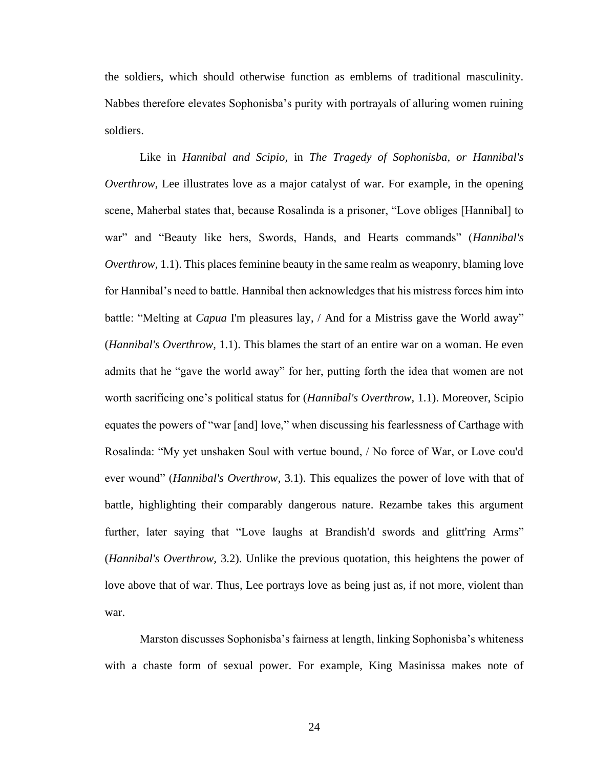the soldiers, which should otherwise function as emblems of traditional masculinity. Nabbes therefore elevates Sophonisba's purity with portrayals of alluring women ruining soldiers.

Like in *Hannibal and Scipio,* in *The Tragedy of Sophonisba, or Hannibal's Overthrow*, Lee illustrates love as a major catalyst of war. For example, in the opening scene, Maherbal states that, because Rosalinda is a prisoner, "Love obliges [Hannibal] to war" and "Beauty like hers, Swords, Hands, and Hearts commands" (*Hannibal's Overthrow,* 1.1). This places feminine beauty in the same realm as weaponry, blaming love for Hannibal's need to battle. Hannibal then acknowledges that his mistress forces him into battle: "Melting at *Capua* I'm pleasures lay, / And for a Mistriss gave the World away" (*Hannibal's Overthrow,* 1.1). This blames the start of an entire war on a woman. He even admits that he "gave the world away" for her, putting forth the idea that women are not worth sacrificing one's political status for (*Hannibal's Overthrow,* 1.1). Moreover, Scipio equates the powers of "war [and] love," when discussing his fearlessness of Carthage with Rosalinda: "My yet unshaken Soul with vertue bound, / No force of War, or Love cou'd ever wound" (*Hannibal's Overthrow,* 3.1). This equalizes the power of love with that of battle, highlighting their comparably dangerous nature. Rezambe takes this argument further, later saying that "Love laughs at Brandish'd swords and glitt'ring Arms" (*Hannibal's Overthrow,* 3.2). Unlike the previous quotation, this heightens the power of love above that of war. Thus, Lee portrays love as being just as, if not more, violent than war.

Marston discusses Sophonisba's fairness at length, linking Sophonisba's whiteness with a chaste form of sexual power. For example, King Masinissa makes note of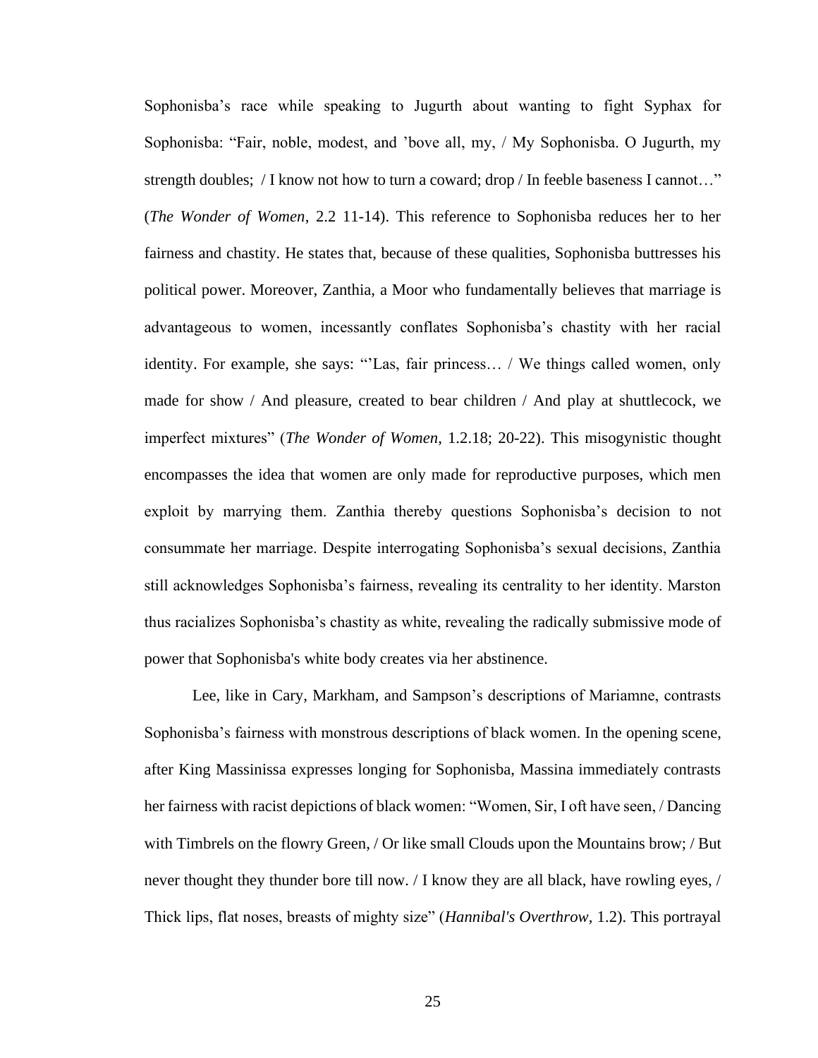Sophonisba's race while speaking to Jugurth about wanting to fight Syphax for Sophonisba: "Fair, noble, modest, and 'bove all, my, / My Sophonisba. O Jugurth, my strength doubles; / I know not how to turn a coward; drop / In feeble baseness I cannot…" (*The Wonder of Women*, 2.2 11-14). This reference to Sophonisba reduces her to her fairness and chastity. He states that, because of these qualities, Sophonisba buttresses his political power. Moreover, Zanthia, a Moor who fundamentally believes that marriage is advantageous to women, incessantly conflates Sophonisba's chastity with her racial identity. For example, she says: "'Las, fair princess… / We things called women, only made for show / And pleasure, created to bear children / And play at shuttlecock, we imperfect mixtures" (*The Wonder of Women*, 1.2.18; 20-22). This misogynistic thought encompasses the idea that women are only made for reproductive purposes, which men exploit by marrying them. Zanthia thereby questions Sophonisba's decision to not consummate her marriage. Despite interrogating Sophonisba's sexual decisions, Zanthia still acknowledges Sophonisba's fairness, revealing its centrality to her identity. Marston thus racializes Sophonisba's chastity as white, revealing the radically submissive mode of power that Sophonisba's white body creates via her abstinence.

Lee, like in Cary, Markham, and Sampson's descriptions of Mariamne, contrasts Sophonisba's fairness with monstrous descriptions of black women. In the opening scene, after King Massinissa expresses longing for Sophonisba, Massina immediately contrasts her fairness with racist depictions of black women: "Women, Sir, I oft have seen, / Dancing with Timbrels on the flowry Green, / Or like small Clouds upon the Mountains brow; / But never thought they thunder bore till now. / I know they are all black, have rowling eyes, / Thick lips, flat noses, breasts of mighty size" (*Hannibal's Overthrow*, 1.2). This portrayal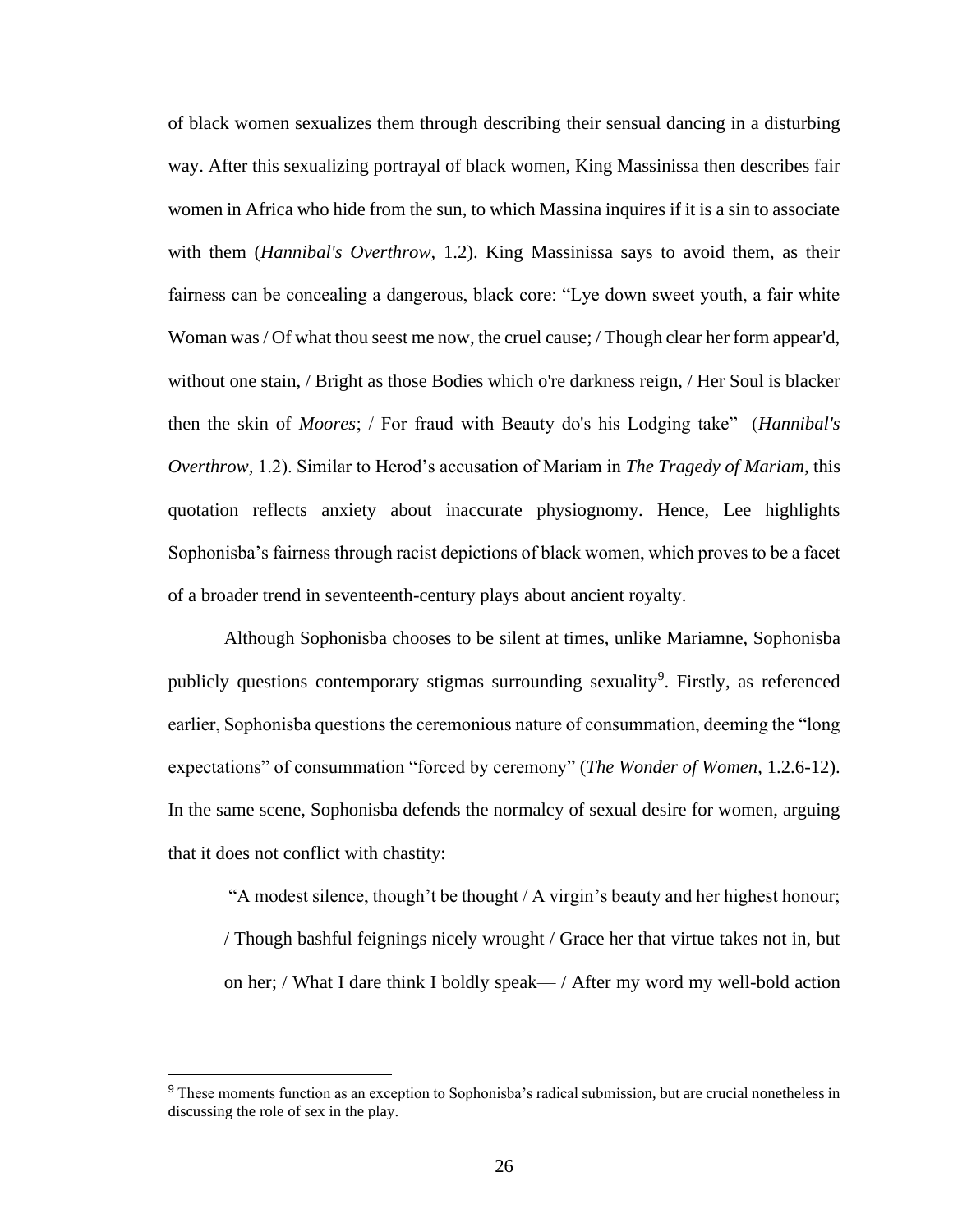of black women sexualizes them through describing their sensual dancing in a disturbing way. After this sexualizing portrayal of black women, King Massinissa then describes fair women in Africa who hide from the sun, to which Massina inquires if it is a sin to associate with them (*Hannibal's Overthrow,* 1.2). King Massinissa says to avoid them, as their fairness can be concealing a dangerous, black core: "Lye down sweet youth, a fair white Woman was / Of what thou seest me now, the cruel cause; / Though clear her form appear'd, without one stain, / Bright as those Bodies which o're darkness reign, / Her Soul is blacker then the skin of *Moores*; / For fraud with Beauty do's his Lodging take" (*Hannibal's Overthrow,* 1.2). Similar to Herod's accusation of Mariam in *The Tragedy of Mariam*, this quotation reflects anxiety about inaccurate physiognomy. Hence, Lee highlights Sophonisba's fairness through racist depictions of black women, which proves to be a facet of a broader trend in seventeenth-century plays about ancient royalty.

Although Sophonisba chooses to be silent at times, unlike Mariamne, Sophonisba publicly questions contemporary stigmas surrounding sexuality[9]. Firstly, as referenced earlier, Sophonisba questions the ceremonious nature of consummation, deeming the "long expectations" of consummation "forced by ceremony" (*The Wonder of Women*, 1.2.6-12). In the same scene, Sophonisba defends the normalcy of sexual desire for women, arguing that it does not conflict with chastity:

> "A modest silence, though't be thought / A virgin's beauty and her highest honour; / Though bashful feignings nicely wrought / Grace her that virtue takes not in, but on her; / What I dare think I boldly speak— / After my word my well-bold action

[9] These moments function as an exception to Sophonisba's radical submission, but are crucial nonetheless in discussing the role of sex in the play.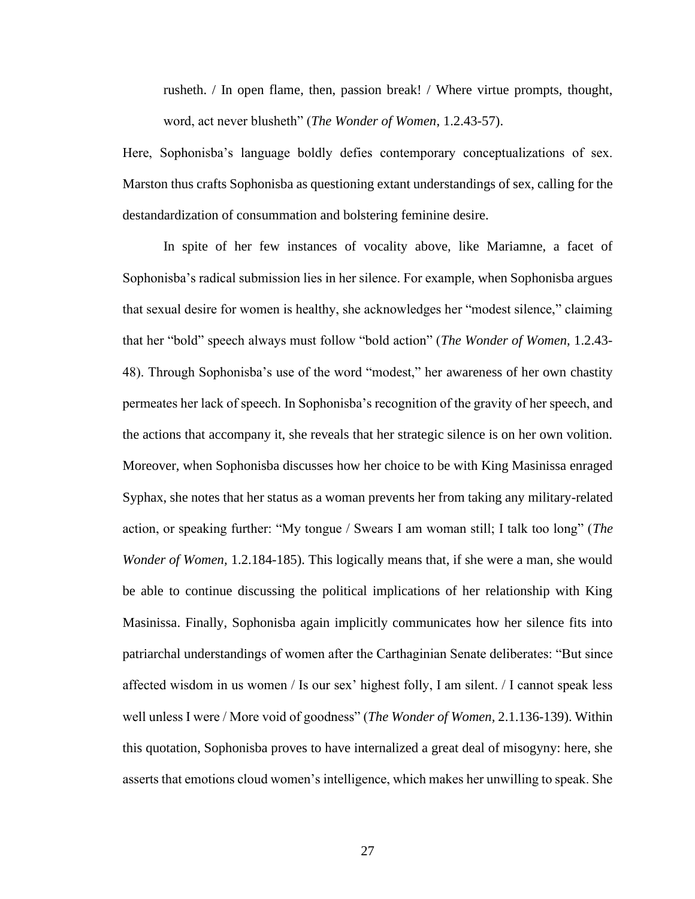rusheth. / In open flame, then, passion break! / Where virtue prompts, thought, word, act never blusheth" (*The Wonder of Women*, 1.2.43-57).

Here, Sophonisba's language boldly defies contemporary conceptualizations of sex. Marston thus crafts Sophonisba as questioning extant understandings of sex, calling for the destandardization of consummation and bolstering feminine desire.

In spite of her few instances of vocality above, like Mariamne, a facet of Sophonisba's radical submission lies in her silence. For example, when Sophonisba argues that sexual desire for women is healthy, she acknowledges her "modest silence," claiming that her "bold" speech always must follow "bold action" (*The Wonder of Women,* 1.2.43-48). Through Sophonisba's use of the word "modest," her awareness of her own chastity permeates her lack of speech. In Sophonisba's recognition of the gravity of her speech, and the actions that accompany it, she reveals that her strategic silence is on her own volition. Moreover, when Sophonisba discusses how her choice to be with King Masinissa enraged Syphax, she notes that her status as a woman prevents her from taking any military-related action, or speaking further: "My tongue / Swears I am woman still; I talk too long" (*The Wonder of Women,* 1.2.184-185). This logically means that, if she were a man, she would be able to continue discussing the political implications of her relationship with King Masinissa. Finally, Sophonisba again implicitly communicates how her silence fits into patriarchal understandings of women after the Carthaginian Senate deliberates: "But since affected wisdom in us women / Is our sex' highest folly, I am silent. / I cannot speak less well unless I were / More void of goodness" (*The Wonder of Women,* 2.1.136-139). Within this quotation, Sophonisba proves to have internalized a great deal of misogyny: here, she asserts that emotions cloud women's intelligence, which makes her unwilling to speak. She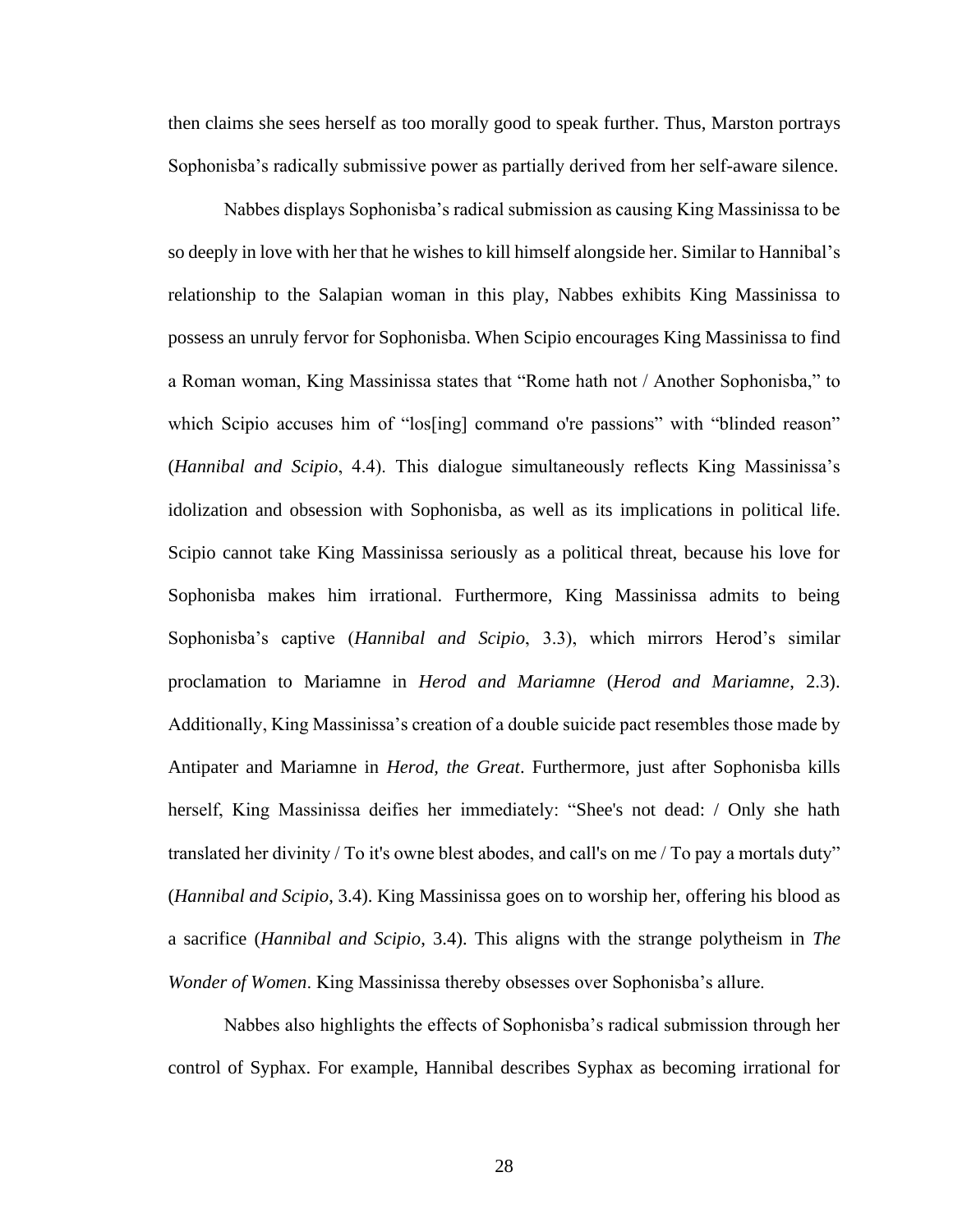then claims she sees herself as too morally good to speak further. Thus, Marston portrays Sophonisba's radically submissive power as partially derived from her self-aware silence.

Nabbes displays Sophonisba's radical submission as causing King Massinissa to be so deeply in love with her that he wishes to kill himself alongside her. Similar to Hannibal's relationship to the Salapian woman in this play, Nabbes exhibits King Massinissa to possess an unruly fervor for Sophonisba. When Scipio encourages King Massinissa to find a Roman woman, King Massinissa states that "Rome hath not / Another Sophonisba," to which Scipio accuses him of "los[ing] command o're passions" with "blinded reason" (*Hannibal and Scipio*, 4.4). This dialogue simultaneously reflects King Massinissa's idolization and obsession with Sophonisba, as well as its implications in political life. Scipio cannot take King Massinissa seriously as a political threat, because his love for Sophonisba makes him irrational. Furthermore, King Massinissa admits to being Sophonisba's captive (*Hannibal and Scipio*, 3.3), which mirrors Herod's similar proclamation to Mariamne in *Herod and Mariamne* (*Herod and Mariamne*, 2.3). Additionally, King Massinissa's creation of a double suicide pact resembles those made by Antipater and Mariamne in *Herod, the Great*. Furthermore, just after Sophonisba kills herself, King Massinissa deifies her immediately: "Shee's not dead: / Only she hath translated her divinity / To it's owne blest abodes, and call's on me / To pay a mortals duty" (*Hannibal and Scipio*, 3.4). King Massinissa goes on to worship her, offering his blood as a sacrifice (*Hannibal and Scipio*, 3.4). This aligns with the strange polytheism in *The Wonder of Women*. King Massinissa thereby obsesses over Sophonisba's allure.

Nabbes also highlights the effects of Sophonisba's radical submission through her control of Syphax. For example, Hannibal describes Syphax as becoming irrational for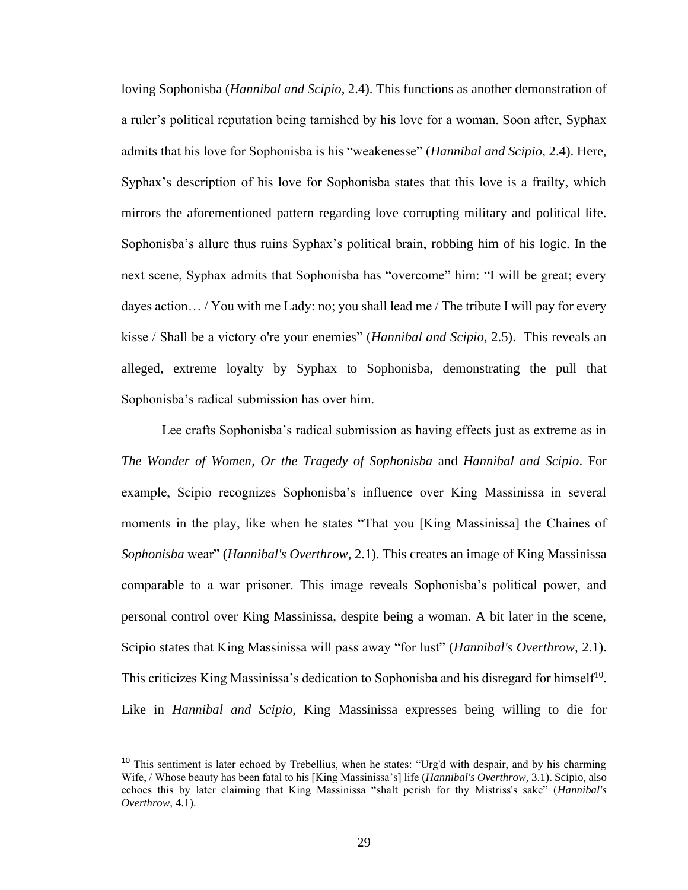loving Sophonisba (*Hannibal and Scipio*, 2.4). This functions as another demonstration of a ruler's political reputation being tarnished by his love for a woman. Soon after, Syphax admits that his love for Sophonisba is his "weakenesse" (*Hannibal and Scipio,* 2.4). Here, Syphax's description of his love for Sophonisba states that this love is a frailty, which mirrors the aforementioned pattern regarding love corrupting military and political life. Sophonisba's allure thus ruins Syphax's political brain, robbing him of his logic. In the next scene, Syphax admits that Sophonisba has "overcome" him: "I will be great; every dayes action… / You with me Lady: no; you shall lead me / The tribute I will pay for every kisse / Shall be a victory o're your enemies" (*Hannibal and Scipio*, 2.5). This reveals an alleged, extreme loyalty by Syphax to Sophonisba, demonstrating the pull that Sophonisba's radical submission has over him.

Lee crafts Sophonisba's radical submission as having effects just as extreme as in *The Wonder of Women, Or the Tragedy of Sophonisba* and *Hannibal and Scipio*. For example, Scipio recognizes Sophonisba's influence over King Massinissa in several moments in the play, like when he states "That you [King Massinissa] the Chaines of *Sophonisba* wear" (*Hannibal's Overthrow,* 2.1). This creates an image of King Massinissa comparable to a war prisoner. This image reveals Sophonisba's political power, and personal control over King Massinissa, despite being a woman. A bit later in the scene, Scipio states that King Massinissa will pass away "for lust" (*Hannibal's Overthrow,* 2.1). This criticizes King Massinissa's dedication to Sophonisba and his disregard for himself[10]. Like in *Hannibal and Scipio*, King Massinissa expresses being willing to die for

[10] This sentiment is later echoed by Trebellius, when he states: "Urg'd with despair, and by his charming Wife, / Whose beauty has been fatal to his [King Massinissa's] life (*Hannibal's Overthrow,* 3.1). Scipio, also echoes this by later claiming that King Massinissa "shalt perish for thy Mistriss's sake" (*Hannibal's Overthrow,* 4.1).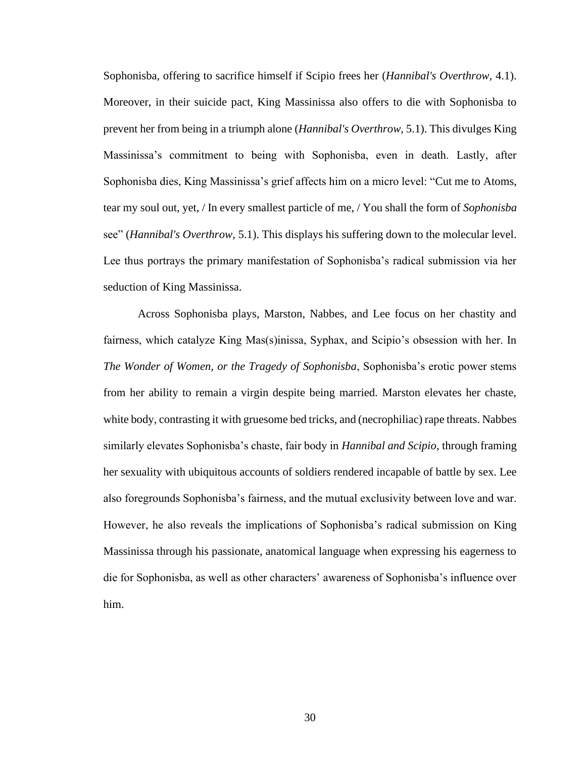Sophonisba, offering to sacrifice himself if Scipio frees her (*Hannibal's Overthrow,* 4.1). Moreover, in their suicide pact, King Massinissa also offers to die with Sophonisba to prevent her from being in a triumph alone (*Hannibal's Overthrow,* 5.1). This divulges King Massinissa's commitment to being with Sophonisba, even in death. Lastly, after Sophonisba dies, King Massinissa's grief affects him on a micro level: "Cut me to Atoms, tear my soul out, yet, / In every smallest particle of me, / You shall the form of *Sophonisba* see" (*Hannibal's Overthrow,* 5.1). This displays his suffering down to the molecular level. Lee thus portrays the primary manifestation of Sophonisba's radical submission via her seduction of King Massinissa.

Across Sophonisba plays, Marston, Nabbes, and Lee focus on her chastity and fairness, which catalyze King Mas(s)inissa, Syphax, and Scipio's obsession with her. In *The Wonder of Women, or the Tragedy of Sophonisba*, Sophonisba's erotic power stems from her ability to remain a virgin despite being married. Marston elevates her chaste, white body, contrasting it with gruesome bed tricks, and (necrophiliac) rape threats. Nabbes similarly elevates Sophonisba's chaste, fair body in *Hannibal and Scipio,* through framing her sexuality with ubiquitous accounts of soldiers rendered incapable of battle by sex. Lee also foregrounds Sophonisba's fairness, and the mutual exclusivity between love and war. However, he also reveals the implications of Sophonisba's radical submission on King Massinissa through his passionate, anatomical language when expressing his eagerness to die for Sophonisba, as well as other characters' awareness of Sophonisba's influence over him.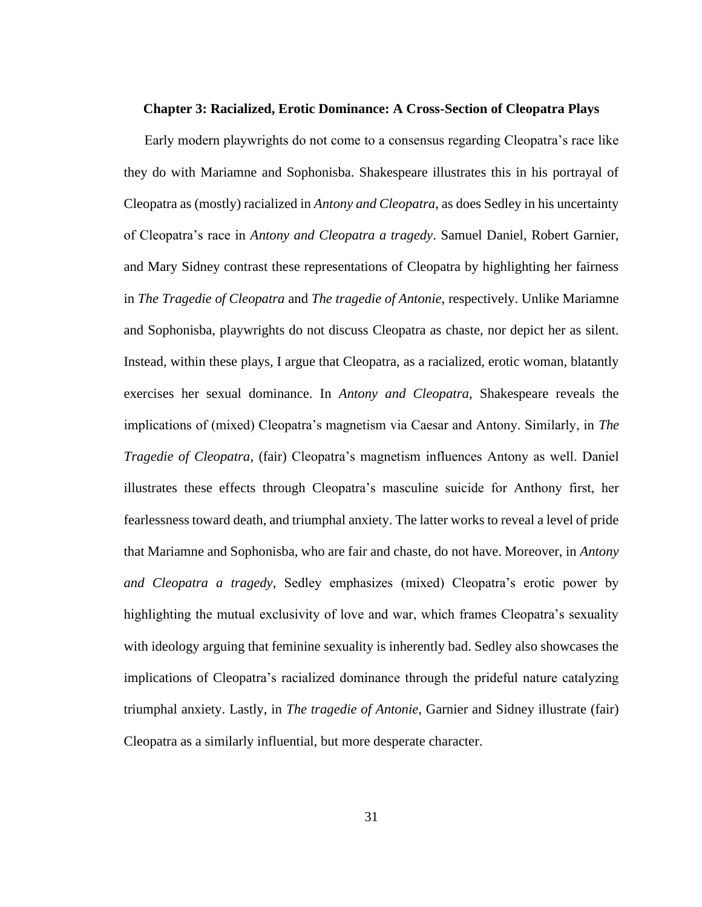## Chapter 3: Racialized, Erotic Dominance: A Cross-Section of Cleopatra Plays

Early modern playwrights do not come to a consensus regarding Cleopatra's race like they do with Mariamne and Sophonisba. Shakespeare illustrates this in his portrayal of Cleopatra as (mostly) racialized in *Antony and Cleopatra*, as does Sedley in his uncertainty of Cleopatra's race in *Antony and Cleopatra a tragedy*. Samuel Daniel, Robert Garnier, and Mary Sidney contrast these representations of Cleopatra by highlighting her fairness in *The Tragedie of Cleopatra* and *The tragedie of Antonie*, respectively. Unlike Mariamne and Sophonisba, playwrights do not discuss Cleopatra as chaste, nor depict her as silent. Instead, within these plays, I argue that Cleopatra, as a racialized, erotic woman, blatantly exercises her sexual dominance. In *Antony and Cleopatra*, Shakespeare reveals the implications of (mixed) Cleopatra's magnetism via Caesar and Antony. Similarly, in *The Tragedie of Cleopatra*, (fair) Cleopatra's magnetism influences Antony as well. Daniel illustrates these effects through Cleopatra's masculine suicide for Anthony first, her fearlessness toward death, and triumphal anxiety. The latter works to reveal a level of pride that Mariamne and Sophonisba, who are fair and chaste, do not have. Moreover, in *Antony and Cleopatra a tragedy*, Sedley emphasizes (mixed) Cleopatra's erotic power by highlighting the mutual exclusivity of love and war, which frames Cleopatra's sexuality with ideology arguing that feminine sexuality is inherently bad. Sedley also showcases the implications of Cleopatra's racialized dominance through the prideful nature catalyzing triumphal anxiety. Lastly, in *The tragedie of Antonie*, Garnier and Sidney illustrate (fair) Cleopatra as a similarly influential, but more desperate character.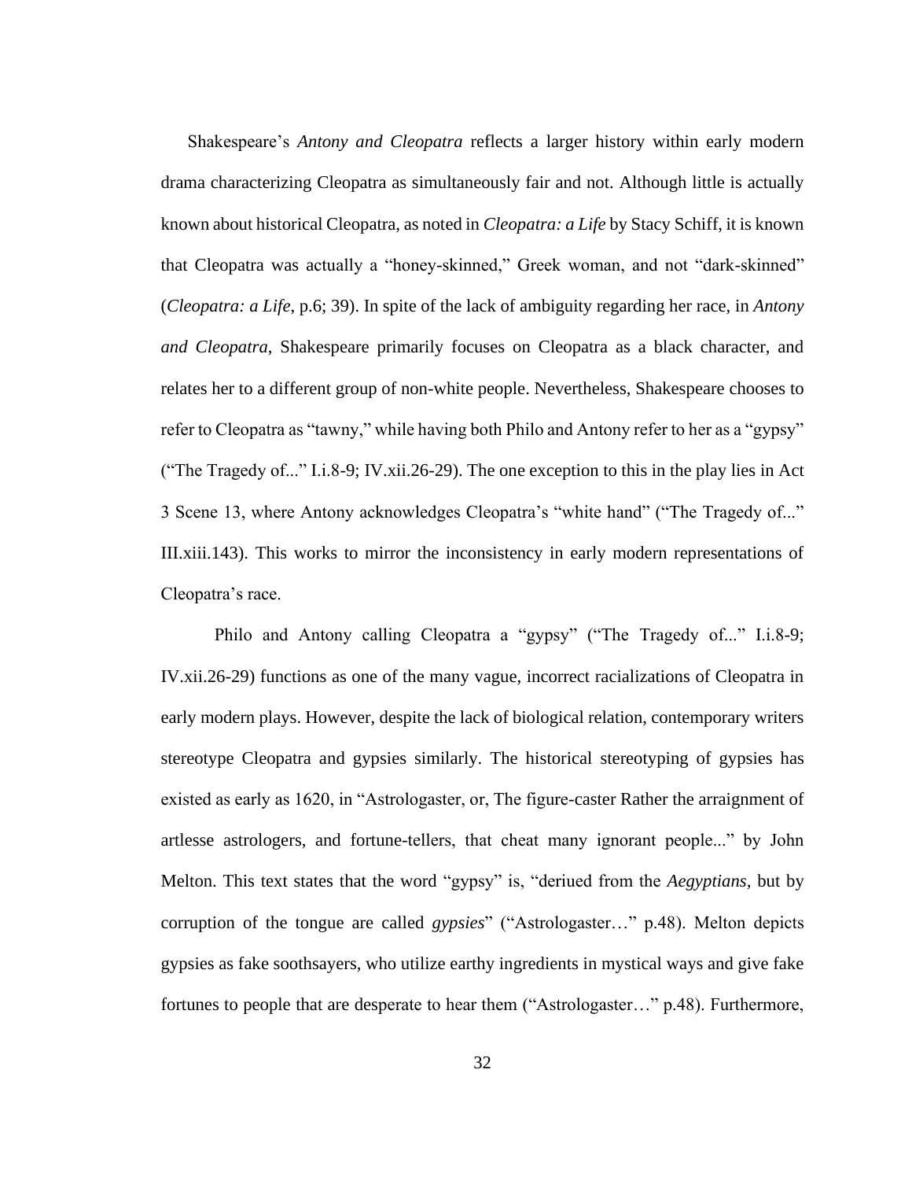Shakespeare's *Antony and Cleopatra* reflects a larger history within early modern drama characterizing Cleopatra as simultaneously fair and not. Although little is actually known about historical Cleopatra, as noted in *Cleopatra: a Life* by Stacy Schiff, it is known that Cleopatra was actually a "honey-skinned," Greek woman, and not "dark-skinned" (*Cleopatra: a Life*, p.6; 39). In spite of the lack of ambiguity regarding her race, in *Antony and Cleopatra*, Shakespeare primarily focuses on Cleopatra as a black character, and relates her to a different group of non-white people. Nevertheless, Shakespeare chooses to refer to Cleopatra as "tawny," while having both Philo and Antony refer to her as a "gypsy" ("The Tragedy of..." I.i.8-9; IV.xii.26-29). The one exception to this in the play lies in Act 3 Scene 13, where Antony acknowledges Cleopatra's "white hand" ("The Tragedy of..." III.xiii.143). This works to mirror the inconsistency in early modern representations of Cleopatra's race.

Philo and Antony calling Cleopatra a "gypsy" ("The Tragedy of..." I.i.8-9; IV.xii.26-29) functions as one of the many vague, incorrect racializations of Cleopatra in early modern plays. However, despite the lack of biological relation, contemporary writers stereotype Cleopatra and gypsies similarly. The historical stereotyping of gypsies has existed as early as 1620, in "Astrologaster, or, The figure-caster Rather the arraignment of artlesse astrologers, and fortune-tellers, that cheat many ignorant people..." by John Melton. This text states that the word "gypsy" is, "deriued from the *Aegyptians*, but by corruption of the tongue are called *gypsies*" ("Astrologaster…" p.48). Melton depicts gypsies as fake soothsayers, who utilize earthy ingredients in mystical ways and give fake fortunes to people that are desperate to hear them ("Astrologaster…" p.48). Furthermore,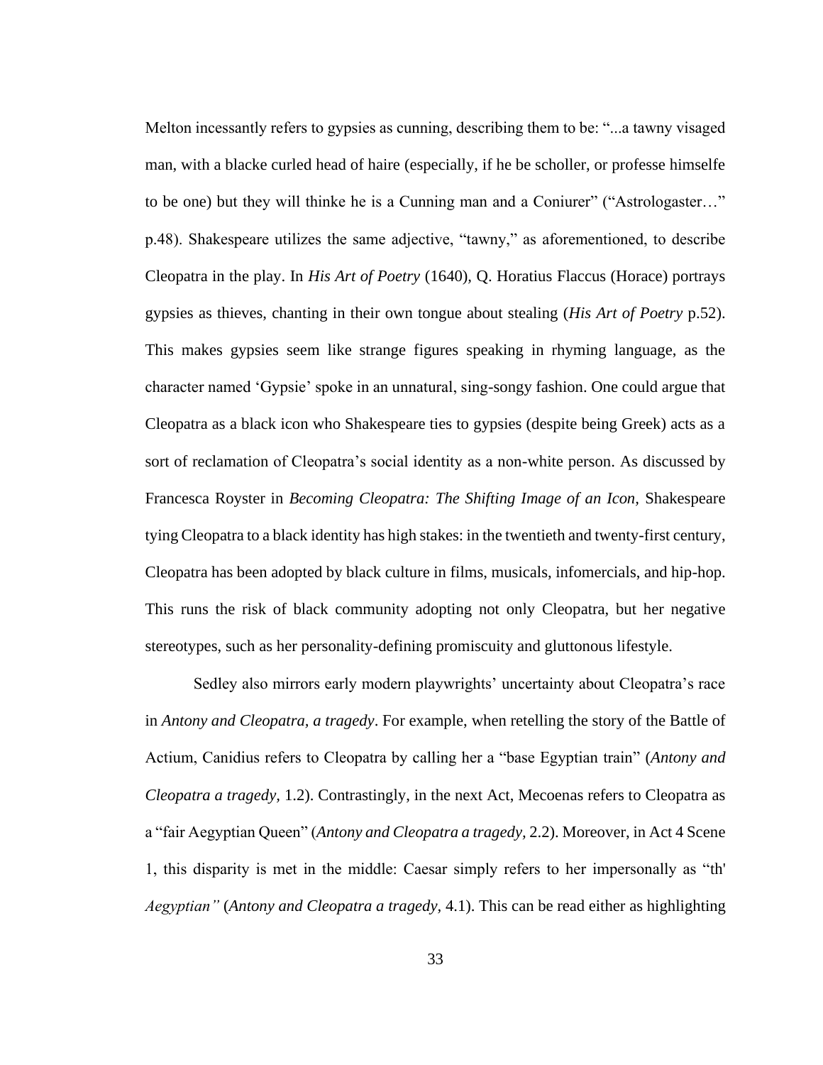Melton incessantly refers to gypsies as cunning, describing them to be: "...a tawny visaged man, with a blacke curled head of haire (especially, if he be scholler, or professe himselfe to be one) but they will thinke he is a Cunning man and a Coniurer" ("Astrologaster…" p.48). Shakespeare utilizes the same adjective, "tawny," as aforementioned, to describe Cleopatra in the play. In *His Art of Poetry* (1640), Q. Horatius Flaccus (Horace) portrays gypsies as thieves, chanting in their own tongue about stealing (*His Art of Poetry* p.52). This makes gypsies seem like strange figures speaking in rhyming language, as the character named 'Gypsie' spoke in an unnatural, sing-songy fashion. One could argue that Cleopatra as a black icon who Shakespeare ties to gypsies (despite being Greek) acts as a sort of reclamation of Cleopatra's social identity as a non-white person. As discussed by Francesca Royster in *Becoming Cleopatra: The Shifting Image of an Icon*, Shakespeare tying Cleopatra to a black identity has high stakes: in the twentieth and twenty-first century, Cleopatra has been adopted by black culture in films, musicals, infomercials, and hip-hop. This runs the risk of black community adopting not only Cleopatra, but her negative stereotypes, such as her personality-defining promiscuity and gluttonous lifestyle.

Sedley also mirrors early modern playwrights' uncertainty about Cleopatra's race in *Antony and Cleopatra, a tragedy*. For example, when retelling the story of the Battle of Actium, Canidius refers to Cleopatra by calling her a "base Egyptian train" (*Antony and Cleopatra a tragedy,* 1.2). Contrastingly, in the next Act, Mecoenas refers to Cleopatra as a "fair Aegyptian Queen" (*Antony and Cleopatra a tragedy,* 2.2). Moreover, in Act 4 Scene 1, this disparity is met in the middle: Caesar simply refers to her impersonally as "th' *Aegyptian"* (*Antony and Cleopatra a tragedy,* 4.1). This can be read either as highlighting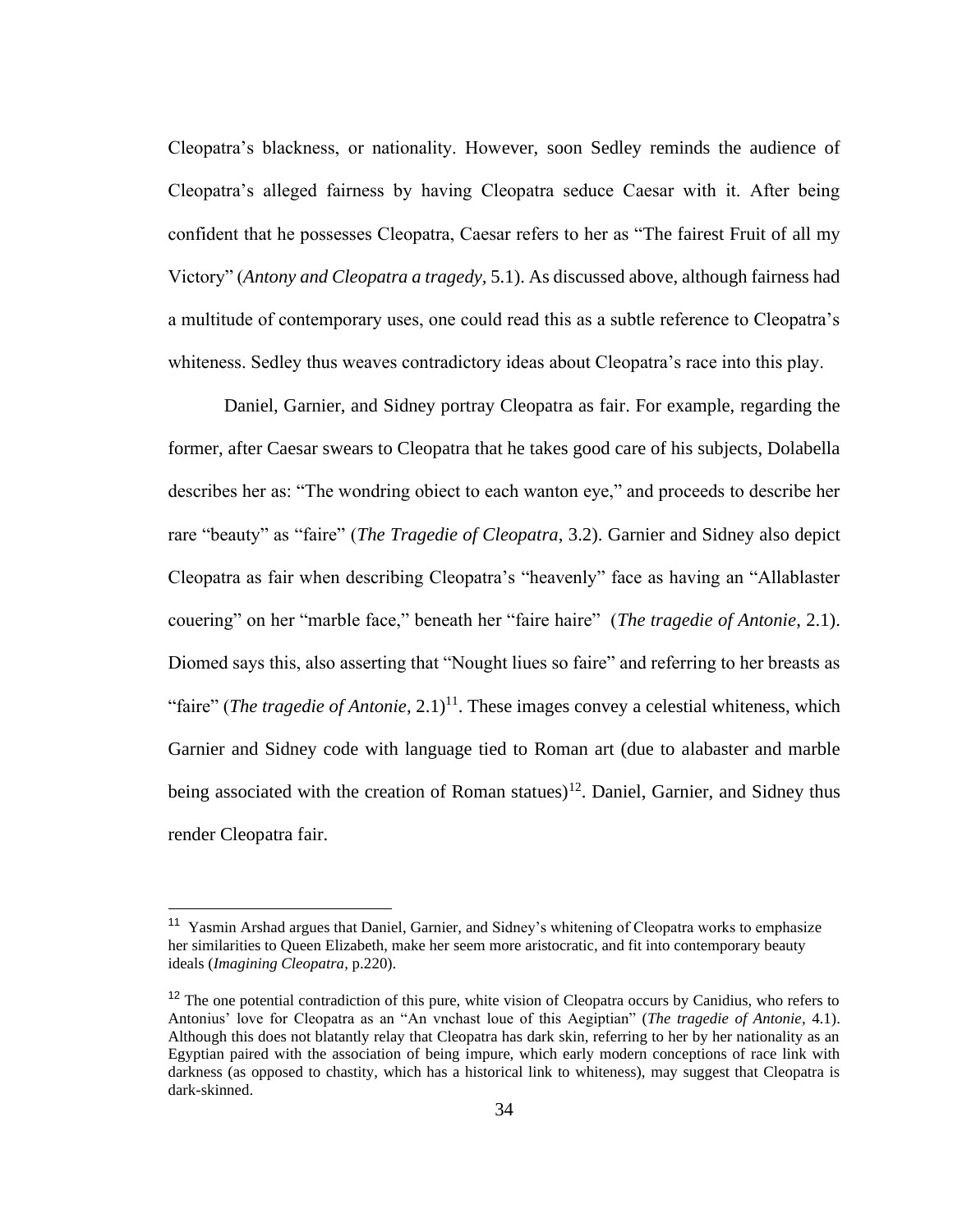Cleopatra's blackness, or nationality. However, soon Sedley reminds the audience of Cleopatra's alleged fairness by having Cleopatra seduce Caesar with it. After being confident that he possesses Cleopatra, Caesar refers to her as "The fairest Fruit of all my Victory" (*Antony and Cleopatra a tragedy*, 5.1). As discussed above, although fairness had a multitude of contemporary uses, one could read this as a subtle reference to Cleopatra's whiteness. Sedley thus weaves contradictory ideas about Cleopatra's race into this play.

Daniel, Garnier, and Sidney portray Cleopatra as fair. For example, regarding the former, after Caesar swears to Cleopatra that he takes good care of his subjects, Dolabella describes her as: "The wondring obiect to each wanton eye," and proceeds to describe her rare "beauty" as "faire" (*The Tragedie of Cleopatra*, 3.2). Garnier and Sidney also depict Cleopatra as fair when describing Cleopatra's "heavenly" face as having an "Allablaster couering" on her "marble face," beneath her "faire haire" (*The tragedie of Antonie*, 2.1). Diomed says this, also asserting that "Nought liues so faire" and referring to her breasts as "faire" (*The tragedie of Antonie*, 2.1)[11]. These images convey a celestial whiteness, which Garnier and Sidney code with language tied to Roman art (due to alabaster and marble being associated with the creation of Roman statues)[12]. Daniel, Garnier, and Sidney thus render Cleopatra fair.

---

[11] Yasmin Arshad argues that Daniel, Garnier, and Sidney's whitening of Cleopatra works to emphasize her similarities to Queen Elizabeth, make her seem more aristocratic, and fit into contemporary beauty ideals (*Imagining Cleopatra*, p.220).

[12] The one potential contradiction of this pure, white vision of Cleopatra occurs by Canidius, who refers to Antonius' love for Cleopatra as an "An vnchast loue of this Aegiptian" (*The tragedie of Antonie*, 4.1). Although this does not blatantly relay that Cleopatra has dark skin, referring to her by her nationality as an Egyptian paired with the association of being impure, which early modern conceptions of race link with darkness (as opposed to chastity, which has a historical link to whiteness), may suggest that Cleopatra is dark-skinned.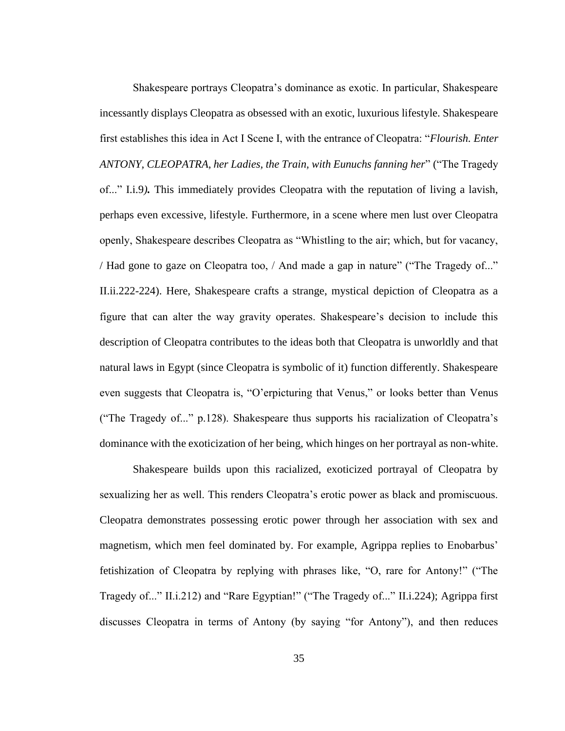Shakespeare portrays Cleopatra's dominance as exotic. In particular, Shakespeare incessantly displays Cleopatra as obsessed with an exotic, luxurious lifestyle. Shakespeare first establishes this idea in Act I Scene I, with the entrance of Cleopatra: "*Flourish. Enter ANTONY, CLEOPATRA, her Ladies, the Train, with Eunuchs fanning her*" ("The Tragedy of..." I.i.9***).*** This immediately provides Cleopatra with the reputation of living a lavish, perhaps even excessive, lifestyle. Furthermore, in a scene where men lust over Cleopatra openly, Shakespeare describes Cleopatra as "Whistling to the air; which, but for vacancy, / Had gone to gaze on Cleopatra too, / And made a gap in nature" ("The Tragedy of..." II.ii.222-224). Here, Shakespeare crafts a strange, mystical depiction of Cleopatra as a figure that can alter the way gravity operates. Shakespeare's decision to include this description of Cleopatra contributes to the ideas both that Cleopatra is unworldly and that natural laws in Egypt (since Cleopatra is symbolic of it) function differently. Shakespeare even suggests that Cleopatra is, "O'erpicturing that Venus," or looks better than Venus ("The Tragedy of..." p.128). Shakespeare thus supports his racialization of Cleopatra's dominance with the exoticization of her being, which hinges on her portrayal as non-white.

Shakespeare builds upon this racialized, exoticized portrayal of Cleopatra by sexualizing her as well. This renders Cleopatra's erotic power as black and promiscuous. Cleopatra demonstrates possessing erotic power through her association with sex and magnetism, which men feel dominated by. For example, Agrippa replies to Enobarbus' fetishization of Cleopatra by replying with phrases like, "O, rare for Antony!" ("The Tragedy of..." II.i.212) and "Rare Egyptian!" ("The Tragedy of..." II.i.224); Agrippa first discusses Cleopatra in terms of Antony (by saying "for Antony"), and then reduces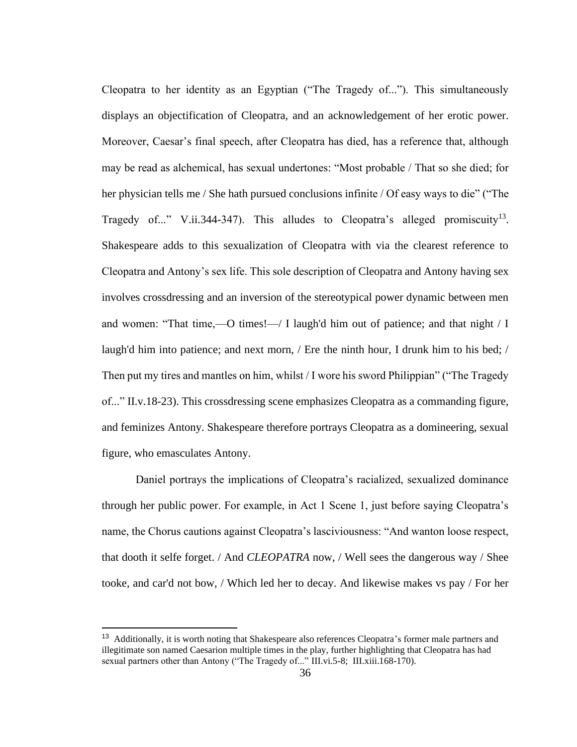Cleopatra to her identity as an Egyptian ("The Tragedy of..."). This simultaneously displays an objectification of Cleopatra, and an acknowledgement of her erotic power. Moreover, Caesar's final speech, after Cleopatra has died, has a reference that, although may be read as alchemical, has sexual undertones: "Most probable / That so she died; for her physician tells me / She hath pursued conclusions infinite / Of easy ways to die" ("The Tragedy of..." V.ii.344-347). This alludes to Cleopatra's alleged promiscuity[13]. Shakespeare adds to this sexualization of Cleopatra with via the clearest reference to Cleopatra and Antony's sex life. This sole description of Cleopatra and Antony having sex involves crossdressing and an inversion of the stereotypical power dynamic between men and women: "That time,—O times!—/ I laugh'd him out of patience; and that night / I laugh'd him into patience; and next morn, / Ere the ninth hour, I drunk him to his bed; / Then put my tires and mantles on him, whilst / I wore his sword Philippian" ("The Tragedy of..." II.v.18-23). This crossdressing scene emphasizes Cleopatra as a commanding figure, and feminizes Antony. Shakespeare therefore portrays Cleopatra as a domineering, sexual figure, who emasculates Antony.

Daniel portrays the implications of Cleopatra's racialized, sexualized dominance through her public power. For example, in Act 1 Scene 1, just before saying Cleopatra's name, the Chorus cautions against Cleopatra's lasciviousness: "And wanton loose respect, that dooth it selfe forget. / And *CLEOPATRA* now, / Well sees the dangerous way / Shee tooke, and car'd not bow, / Which led her to decay. And likewise makes vs pay / For her

[13] Additionally, it is worth noting that Shakespeare also references Cleopatra's former male partners and illegitimate son named Caesarion multiple times in the play, further highlighting that Cleopatra has had sexual partners other than Antony ("The Tragedy of..." III.vi.5-8; III.xiii.168-170).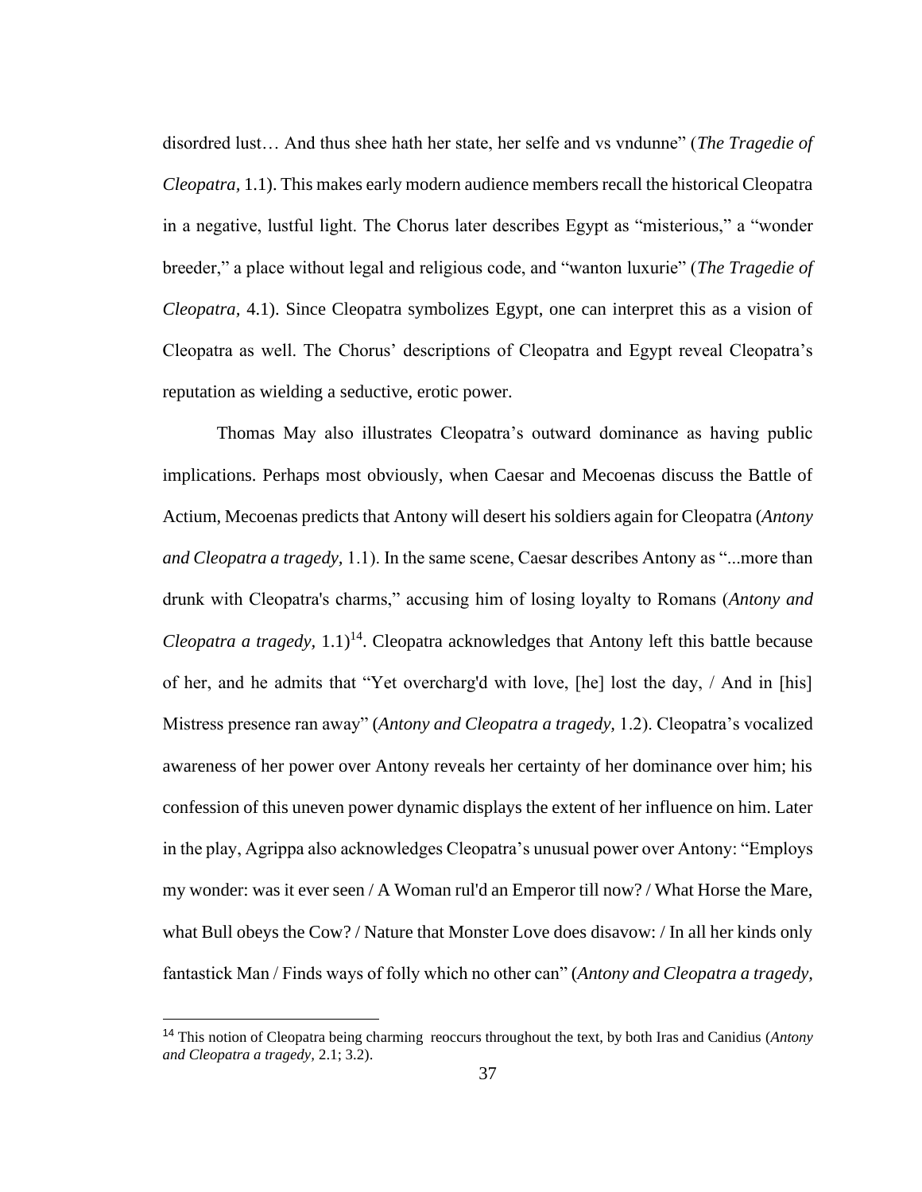disordred lust… And thus shee hath her state, her selfe and vs vndunne" (*The Tragedie of Cleopatra,* 1.1). This makes early modern audience members recall the historical Cleopatra in a negative, lustful light. The Chorus later describes Egypt as "misterious," a "wonder breeder," a place without legal and religious code, and "wanton luxurie" (*The Tragedie of Cleopatra,* 4.1). Since Cleopatra symbolizes Egypt, one can interpret this as a vision of Cleopatra as well. The Chorus' descriptions of Cleopatra and Egypt reveal Cleopatra's reputation as wielding a seductive, erotic power.

Thomas May also illustrates Cleopatra's outward dominance as having public implications. Perhaps most obviously, when Caesar and Mecoenas discuss the Battle of Actium, Mecoenas predicts that Antony will desert his soldiers again for Cleopatra (*Antony and Cleopatra a tragedy,* 1.1). In the same scene, Caesar describes Antony as "...more than drunk with Cleopatra's charms," accusing him of losing loyalty to Romans (*Antony and Cleopatra a tragedy,* 1.1)[14]. Cleopatra acknowledges that Antony left this battle because of her, and he admits that "Yet overcharg'd with love, [he] lost the day, / And in [his] Mistress presence ran away" (*Antony and Cleopatra a tragedy,* 1.2). Cleopatra's vocalized awareness of her power over Antony reveals her certainty of her dominance over him; his confession of this uneven power dynamic displays the extent of her influence on him. Later in the play, Agrippa also acknowledges Cleopatra's unusual power over Antony: "Employs my wonder: was it ever seen / A Woman rul'd an Emperor till now? / What Horse the Mare, what Bull obeys the Cow? / Nature that Monster Love does disavow: / In all her kinds only fantastick Man / Finds ways of folly which no other can" (*Antony and Cleopatra a tragedy,*

[14] This notion of Cleopatra being charming reoccurs throughout the text, by both Iras and Canidius (*Antony and Cleopatra a tragedy,* 2.1; 3.2).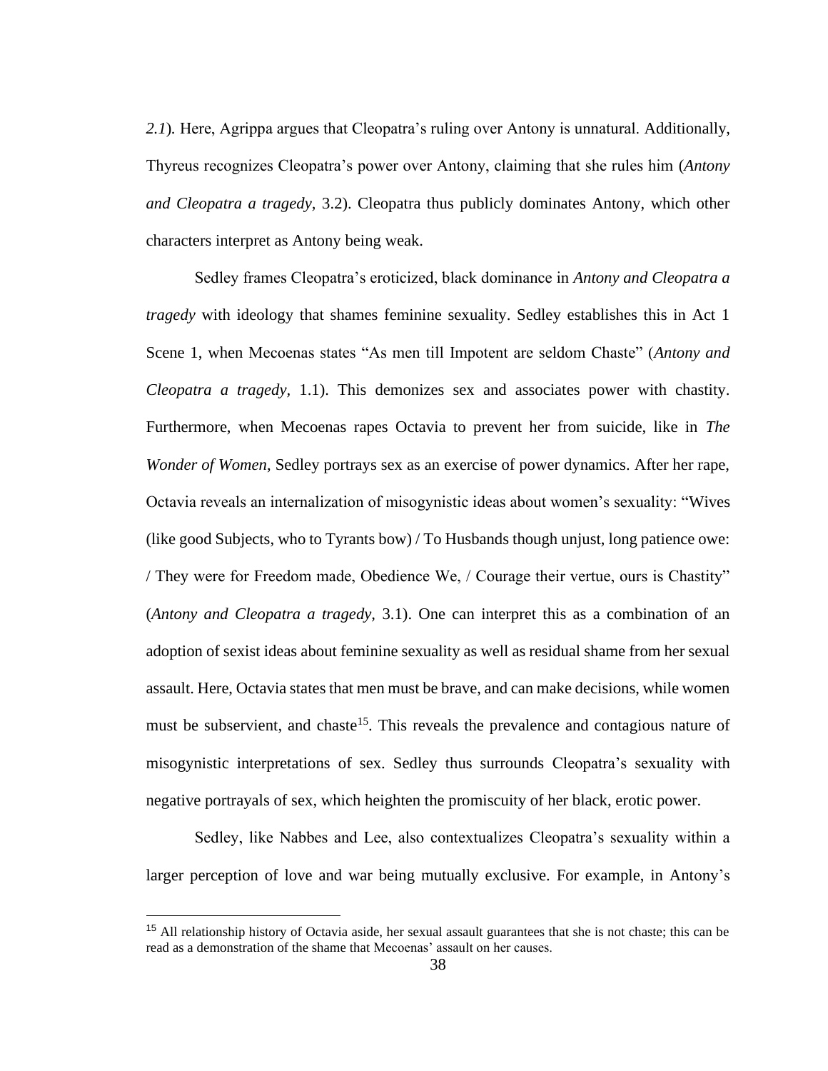*2.1*). Here, Agrippa argues that Cleopatra's ruling over Antony is unnatural. Additionally, Thyreus recognizes Cleopatra's power over Antony, claiming that she rules him (*Antony and Cleopatra a tragedy,* 3.2). Cleopatra thus publicly dominates Antony, which other characters interpret as Antony being weak.

Sedley frames Cleopatra's eroticized, black dominance in *Antony and Cleopatra a tragedy* with ideology that shames feminine sexuality. Sedley establishes this in Act 1 Scene 1, when Mecoenas states "As men till Impotent are seldom Chaste" (*Antony and Cleopatra a tragedy,* 1.1). This demonizes sex and associates power with chastity. Furthermore, when Mecoenas rapes Octavia to prevent her from suicide, like in *The Wonder of Women*, Sedley portrays sex as an exercise of power dynamics. After her rape, Octavia reveals an internalization of misogynistic ideas about women's sexuality: "Wives (like good Subjects, who to Tyrants bow) / To Husbands though unjust, long patience owe: / They were for Freedom made, Obedience We, / Courage their vertue, ours is Chastity" (*Antony and Cleopatra a tragedy,* 3.1). One can interpret this as a combination of an adoption of sexist ideas about feminine sexuality as well as residual shame from her sexual assault. Here, Octavia states that men must be brave, and can make decisions, while women must be subservient, and chaste[15]. This reveals the prevalence and contagious nature of misogynistic interpretations of sex. Sedley thus surrounds Cleopatra's sexuality with negative portrayals of sex, which heighten the promiscuity of her black, erotic power.

Sedley, like Nabbes and Lee, also contextualizes Cleopatra's sexuality within a larger perception of love and war being mutually exclusive. For example, in Antony's

[15] All relationship history of Octavia aside, her sexual assault guarantees that she is not chaste; this can be read as a demonstration of the shame that Mecoenas' assault on her causes.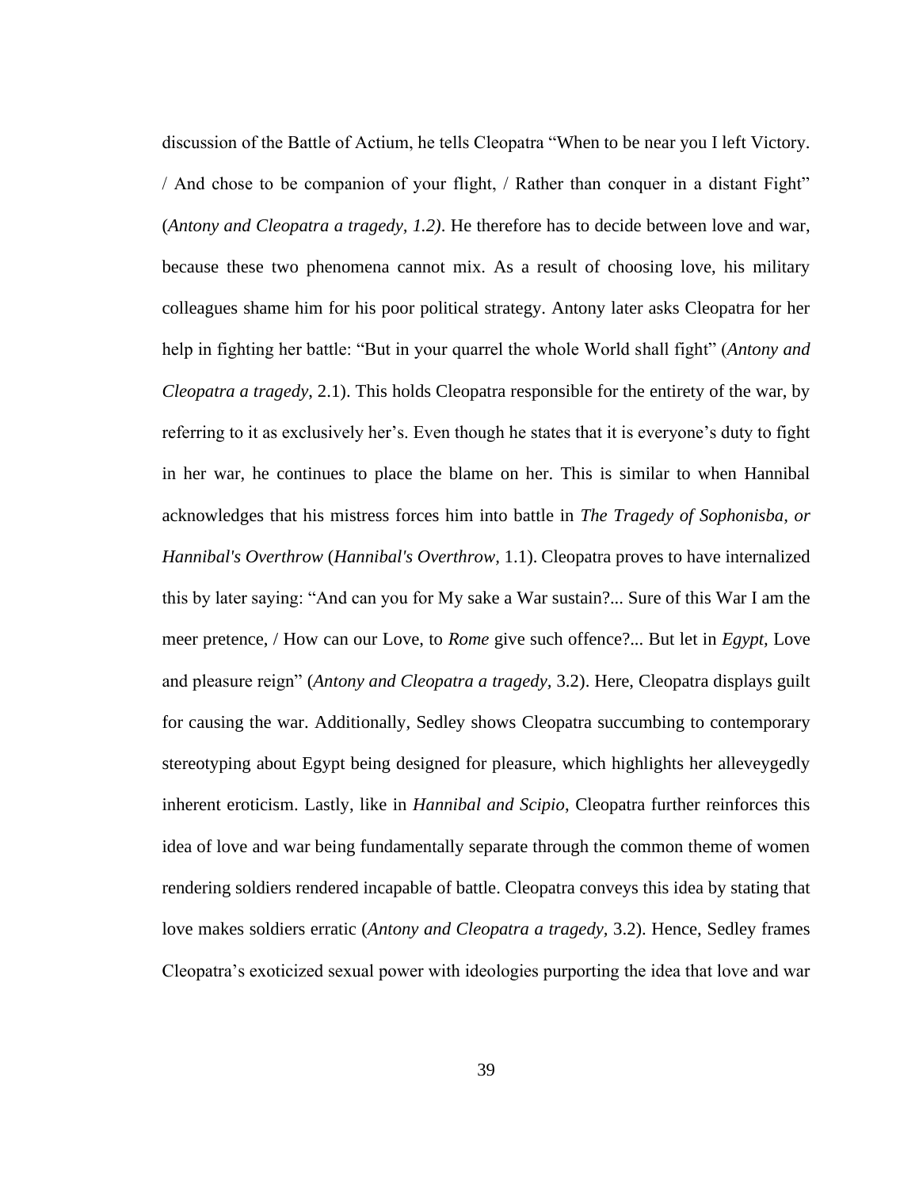discussion of the Battle of Actium, he tells Cleopatra "When to be near you I left Victory. / And chose to be companion of your flight, / Rather than conquer in a distant Fight" (*Antony and Cleopatra a tragedy, 1.2)*. He therefore has to decide between love and war, because these two phenomena cannot mix. As a result of choosing love, his military colleagues shame him for his poor political strategy. Antony later asks Cleopatra for her help in fighting her battle: "But in your quarrel the whole World shall fight" (*Antony and Cleopatra a tragedy,* 2.1). This holds Cleopatra responsible for the entirety of the war, by referring to it as exclusively her's. Even though he states that it is everyone's duty to fight in her war, he continues to place the blame on her. This is similar to when Hannibal acknowledges that his mistress forces him into battle in *The Tragedy of Sophonisba, or Hannibal's Overthrow* (*Hannibal's Overthrow,* 1.1). Cleopatra proves to have internalized this by later saying: "And can you for My sake a War sustain?... Sure of this War I am the meer pretence, / How can our Love, to *Rome* give such offence?... But let in *Egypt*, Love and pleasure reign" (*Antony and Cleopatra a tragedy,* 3.2). Here, Cleopatra displays guilt for causing the war. Additionally, Sedley shows Cleopatra succumbing to contemporary stereotyping about Egypt being designed for pleasure, which highlights her alleveygedly inherent eroticism. Lastly, like in *Hannibal and Scipio*, Cleopatra further reinforces this idea of love and war being fundamentally separate through the common theme of women rendering soldiers rendered incapable of battle. Cleopatra conveys this idea by stating that love makes soldiers erratic (*Antony and Cleopatra a tragedy,* 3.2). Hence, Sedley frames Cleopatra's exoticized sexual power with ideologies purporting the idea that love and war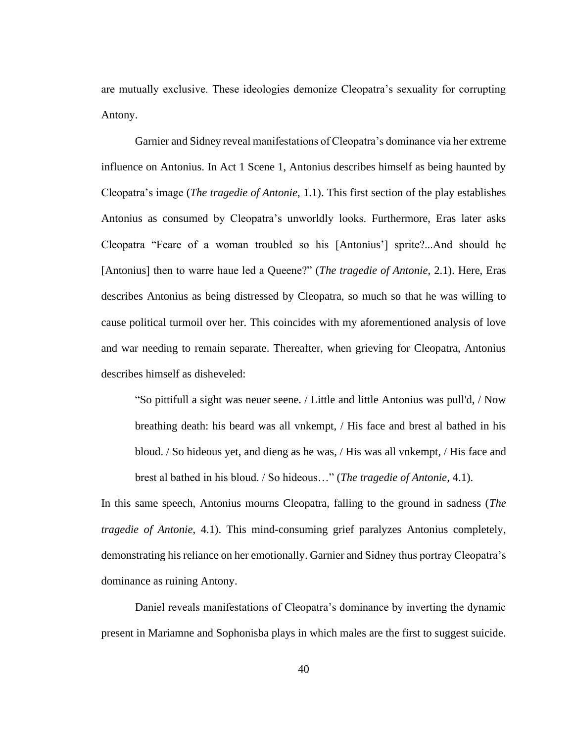are mutually exclusive. These ideologies demonize Cleopatra's sexuality for corrupting Antony.

Garnier and Sidney reveal manifestations of Cleopatra's dominance via her extreme influence on Antonius. In Act 1 Scene 1, Antonius describes himself as being haunted by Cleopatra's image (*The tragedie of Antonie*, 1.1). This first section of the play establishes Antonius as consumed by Cleopatra's unworldly looks. Furthermore, Eras later asks Cleopatra "Feare of a woman troubled so his [Antonius'] sprite?...And should he [Antonius] then to warre haue led a Queene?" (*The tragedie of Antonie*, 2.1). Here, Eras describes Antonius as being distressed by Cleopatra, so much so that he was willing to cause political turmoil over her. This coincides with my aforementioned analysis of love and war needing to remain separate. Thereafter, when grieving for Cleopatra, Antonius describes himself as disheveled:

> "So pittifull a sight was neuer seene. / Little and little Antonius was pull'd, / Now breathing death: his beard was all vnkempt, / His face and brest al bathed in his bloud. / So hideous yet, and dieng as he was, / His was all vnkempt, / His face and brest al bathed in his bloud. / So hideous…" (*The tragedie of Antonie*, 4.1).

In this same speech, Antonius mourns Cleopatra, falling to the ground in sadness (*The tragedie of Antonie*, 4.1). This mind-consuming grief paralyzes Antonius completely, demonstrating his reliance on her emotionally. Garnier and Sidney thus portray Cleopatra's dominance as ruining Antony.

Daniel reveals manifestations of Cleopatra's dominance by inverting the dynamic present in Mariamne and Sophonisba plays in which males are the first to suggest suicide.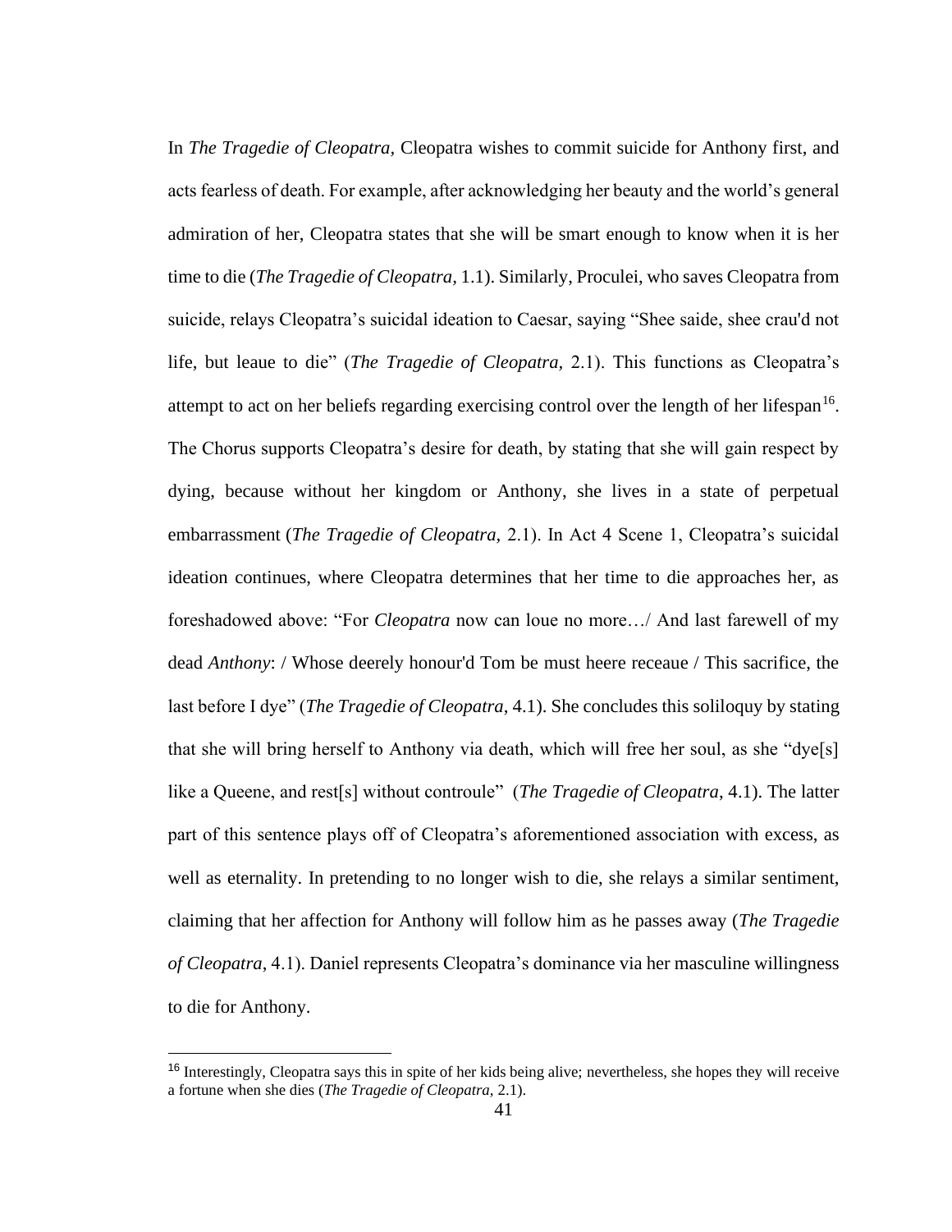In *The Tragedie of Cleopatra,* Cleopatra wishes to commit suicide for Anthony first, and acts fearless of death. For example, after acknowledging her beauty and the world's general admiration of her, Cleopatra states that she will be smart enough to know when it is her time to die (*The Tragedie of Cleopatra,* 1.1). Similarly, Proculei, who saves Cleopatra from suicide, relays Cleopatra's suicidal ideation to Caesar, saying "Shee saide, shee crau'd not life, but leaue to die" (*The Tragedie of Cleopatra,* 2.1). This functions as Cleopatra's attempt to act on her beliefs regarding exercising control over the length of her lifespan[16]. The Chorus supports Cleopatra's desire for death, by stating that she will gain respect by dying, because without her kingdom or Anthony, she lives in a state of perpetual embarrassment (*The Tragedie of Cleopatra,* 2.1). In Act 4 Scene 1, Cleopatra's suicidal ideation continues, where Cleopatra determines that her time to die approaches her, as foreshadowed above: "For *Cleopatra* now can loue no more…/ And last farewell of my dead *Anthony*: / Whose deerely honour'd Tom be must heere receaue / This sacrifice, the last before I dye" (*The Tragedie of Cleopatra*, 4.1). She concludes this soliloquy by stating that she will bring herself to Anthony via death, which will free her soul, as she "dye[s] like a Queene, and rest[s] without controule" (*The Tragedie of Cleopatra,* 4.1). The latter part of this sentence plays off of Cleopatra's aforementioned association with excess, as well as eternality. In pretending to no longer wish to die, she relays a similar sentiment, claiming that her affection for Anthony will follow him as he passes away (*The Tragedie of Cleopatra,* 4.1). Daniel represents Cleopatra's dominance via her masculine willingness to die for Anthony.

[16] Interestingly, Cleopatra says this in spite of her kids being alive; nevertheless, she hopes they will receive a fortune when she dies (*The Tragedie of Cleopatra,* 2.1).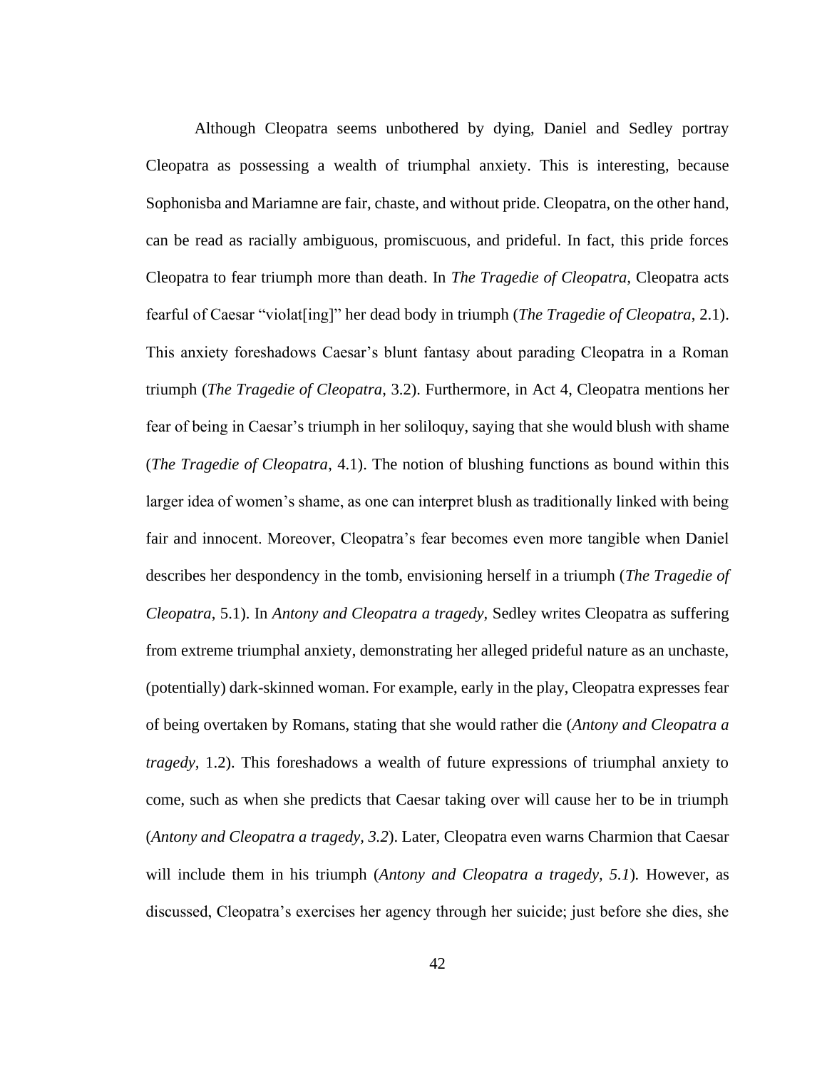Although Cleopatra seems unbothered by dying, Daniel and Sedley portray Cleopatra as possessing a wealth of triumphal anxiety. This is interesting, because Sophonisba and Mariamne are fair, chaste, and without pride. Cleopatra, on the other hand, can be read as racially ambiguous, promiscuous, and prideful. In fact, this pride forces Cleopatra to fear triumph more than death. In *The Tragedie of Cleopatra*, Cleopatra acts fearful of Caesar "violat[ing]" her dead body in triumph (*The Tragedie of Cleopatra*, 2.1). This anxiety foreshadows Caesar's blunt fantasy about parading Cleopatra in a Roman triumph (*The Tragedie of Cleopatra*, 3.2). Furthermore, in Act 4, Cleopatra mentions her fear of being in Caesar's triumph in her soliloquy, saying that she would blush with shame (*The Tragedie of Cleopatra*, 4.1). The notion of blushing functions as bound within this larger idea of women's shame, as one can interpret blush as traditionally linked with being fair and innocent. Moreover, Cleopatra's fear becomes even more tangible when Daniel describes her despondency in the tomb, envisioning herself in a triumph (*The Tragedie of Cleopatra*, 5.1). In *Antony and Cleopatra a tragedy,* Sedley writes Cleopatra as suffering from extreme triumphal anxiety, demonstrating her alleged prideful nature as an unchaste, (potentially) dark-skinned woman. For example, early in the play, Cleopatra expresses fear of being overtaken by Romans, stating that she would rather die (*Antony and Cleopatra a tragedy,* 1.2). This foreshadows a wealth of future expressions of triumphal anxiety to come, such as when she predicts that Caesar taking over will cause her to be in triumph (*Antony and Cleopatra a tragedy, 3.2*). Later, Cleopatra even warns Charmion that Caesar will include them in his triumph (*Antony and Cleopatra a tragedy, 5.1*). However, as discussed, Cleopatra's exercises her agency through her suicide; just before she dies, she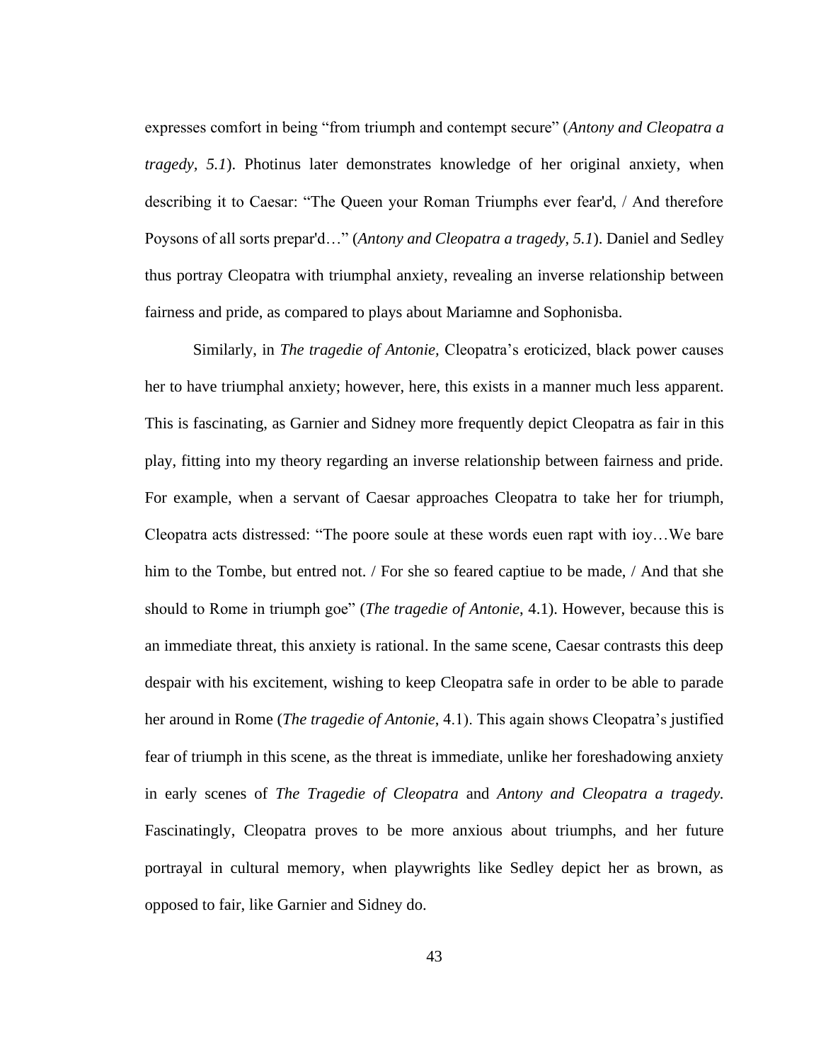expresses comfort in being "from triumph and contempt secure" (*Antony and Cleopatra a tragedy, 5.1*). Photinus later demonstrates knowledge of her original anxiety, when describing it to Caesar: "The Queen your Roman Triumphs ever fear'd, / And therefore Poysons of all sorts prepar'd…" (*Antony and Cleopatra a tragedy*, *5.1*). Daniel and Sedley thus portray Cleopatra with triumphal anxiety, revealing an inverse relationship between fairness and pride, as compared to plays about Mariamne and Sophonisba.

Similarly, in *The tragedie of Antonie*, Cleopatra's eroticized, black power causes her to have triumphal anxiety; however, here, this exists in a manner much less apparent. This is fascinating, as Garnier and Sidney more frequently depict Cleopatra as fair in this play, fitting into my theory regarding an inverse relationship between fairness and pride. For example, when a servant of Caesar approaches Cleopatra to take her for triumph, Cleopatra acts distressed: "The poore soule at these words euen rapt with ioy…We bare him to the Tombe, but entred not. / For she so feared captiue to be made, / And that she should to Rome in triumph goe" (*The tragedie of Antonie*, 4.1). However, because this is an immediate threat, this anxiety is rational. In the same scene, Caesar contrasts this deep despair with his excitement, wishing to keep Cleopatra safe in order to be able to parade her around in Rome (*The tragedie of Antonie*, 4.1). This again shows Cleopatra's justified fear of triumph in this scene, as the threat is immediate, unlike her foreshadowing anxiety in early scenes of *The Tragedie of Cleopatra* and *Antony and Cleopatra a tragedy.* Fascinatingly, Cleopatra proves to be more anxious about triumphs, and her future portrayal in cultural memory, when playwrights like Sedley depict her as brown, as opposed to fair, like Garnier and Sidney do.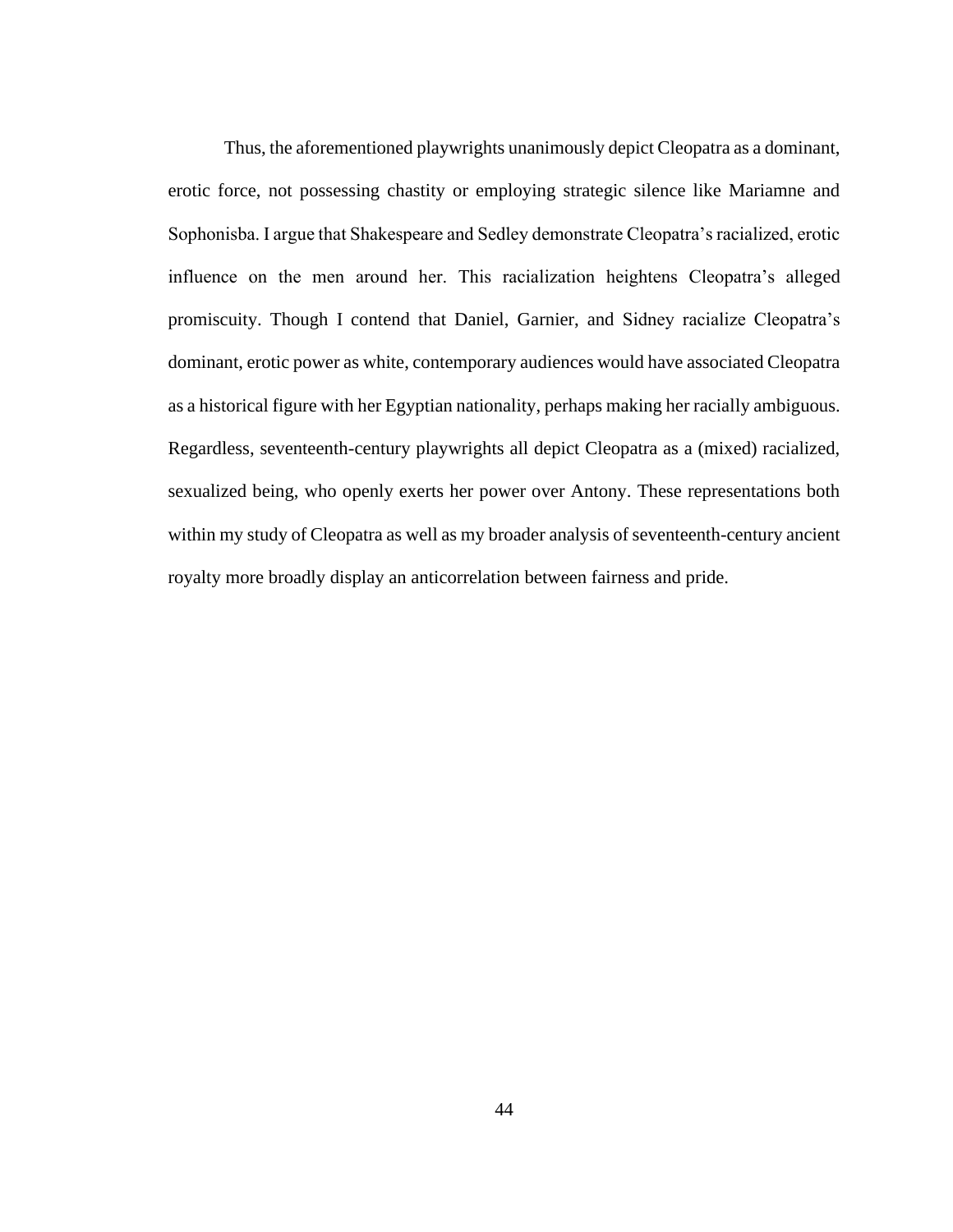Thus, the aforementioned playwrights unanimously depict Cleopatra as a dominant, erotic force, not possessing chastity or employing strategic silence like Mariamne and Sophonisba. I argue that Shakespeare and Sedley demonstrate Cleopatra's racialized, erotic influence on the men around her. This racialization heightens Cleopatra's alleged promiscuity. Though I contend that Daniel, Garnier, and Sidney racialize Cleopatra's dominant, erotic power as white, contemporary audiences would have associated Cleopatra as a historical figure with her Egyptian nationality, perhaps making her racially ambiguous. Regardless, seventeenth-century playwrights all depict Cleopatra as a (mixed) racialized, sexualized being, who openly exerts her power over Antony. These representations both within my study of Cleopatra as well as my broader analysis of seventeenth-century ancient royalty more broadly display an anticorrelation between fairness and pride.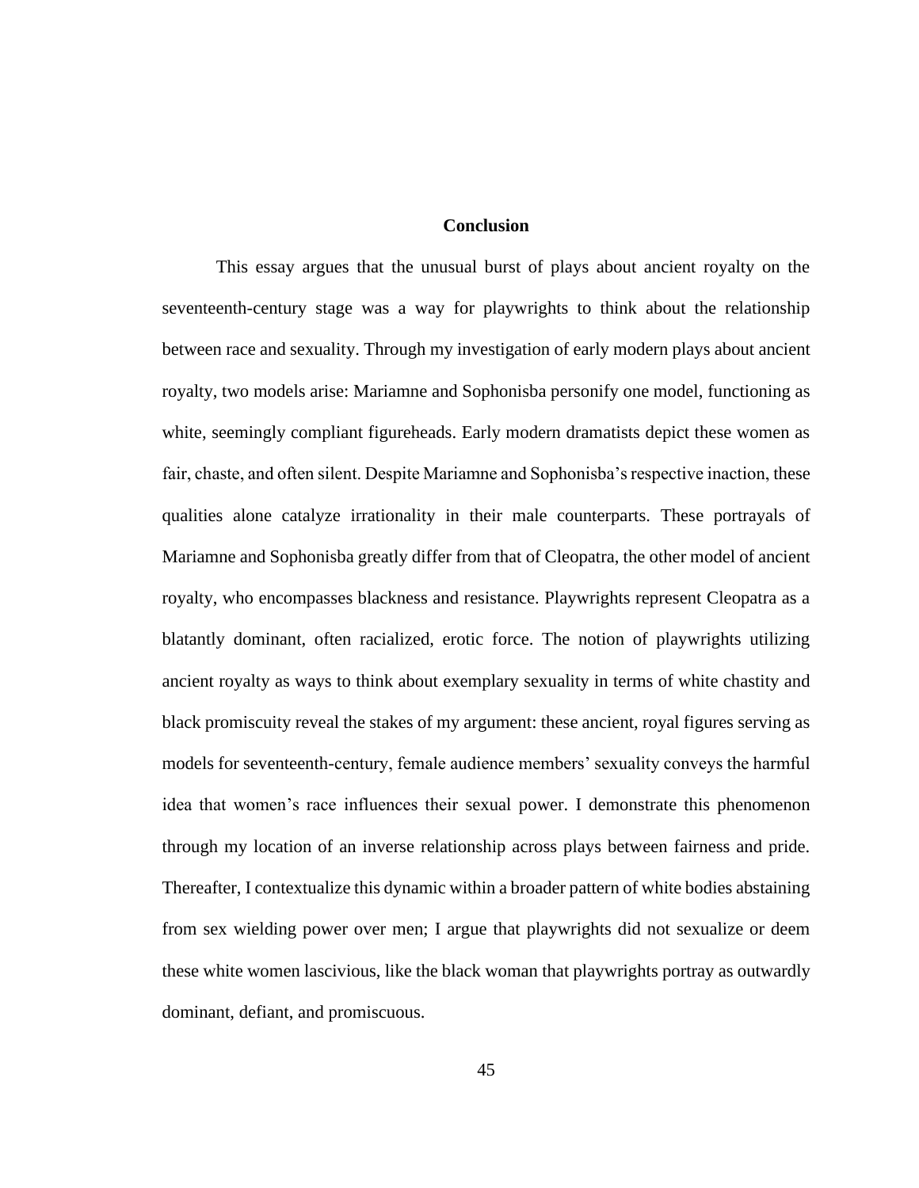# Conclusion

This essay argues that the unusual burst of plays about ancient royalty on the seventeenth-century stage was a way for playwrights to think about the relationship between race and sexuality. Through my investigation of early modern plays about ancient royalty, two models arise: Mariamne and Sophonisba personify one model, functioning as white, seemingly compliant figureheads. Early modern dramatists depict these women as fair, chaste, and often silent. Despite Mariamne and Sophonisba's respective inaction, these qualities alone catalyze irrationality in their male counterparts. These portrayals of Mariamne and Sophonisba greatly differ from that of Cleopatra, the other model of ancient royalty, who encompasses blackness and resistance. Playwrights represent Cleopatra as a blatantly dominant, often racialized, erotic force. The notion of playwrights utilizing ancient royalty as ways to think about exemplary sexuality in terms of white chastity and black promiscuity reveal the stakes of my argument: these ancient, royal figures serving as models for seventeenth-century, female audience members' sexuality conveys the harmful idea that women's race influences their sexual power. I demonstrate this phenomenon through my location of an inverse relationship across plays between fairness and pride. Thereafter, I contextualize this dynamic within a broader pattern of white bodies abstaining from sex wielding power over men; I argue that playwrights did not sexualize or deem these white women lascivious, like the black woman that playwrights portray as outwardly dominant, defiant, and promiscuous.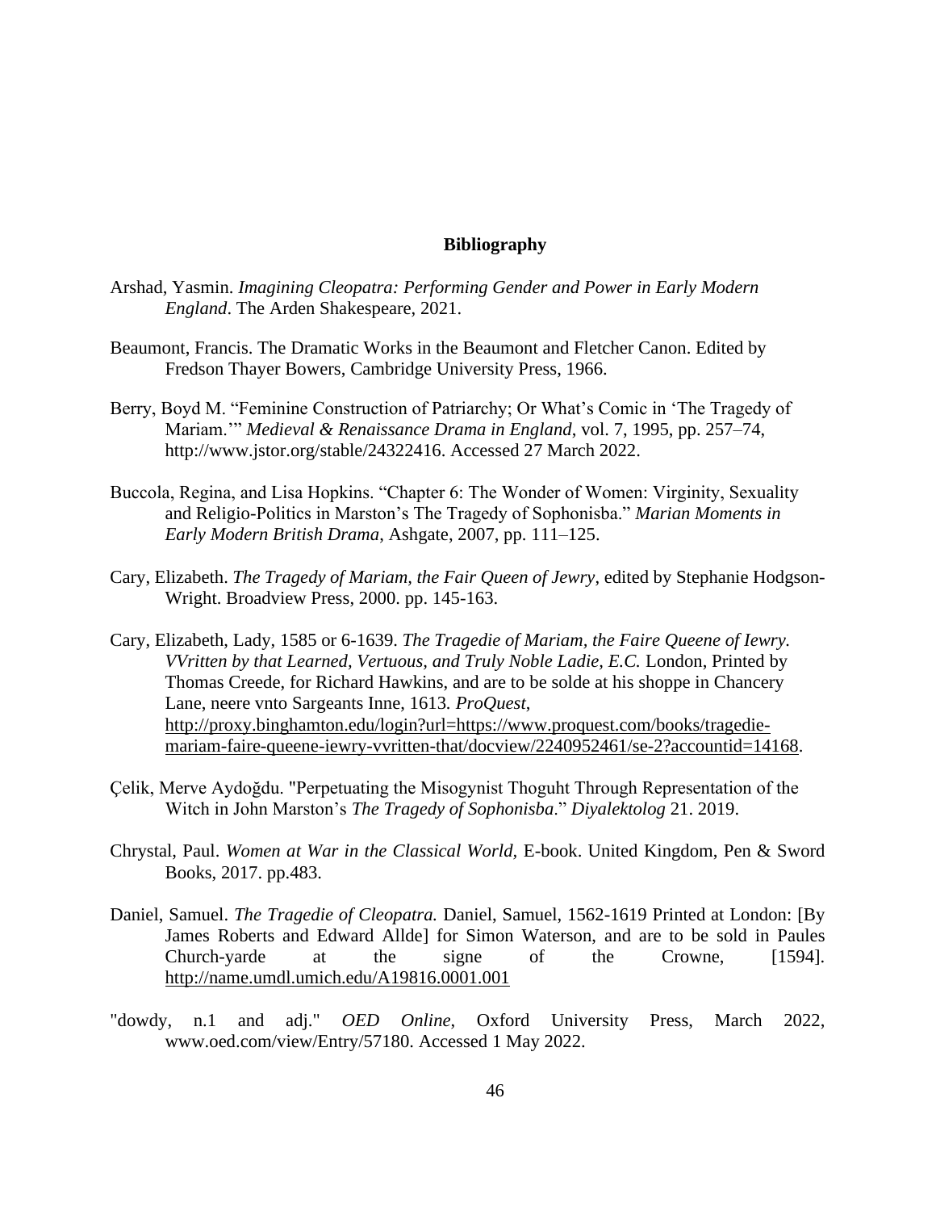## Bibliography

Arshad, Yasmin. *Imagining Cleopatra: Performing Gender and Power in Early Modern England*. The Arden Shakespeare, 2021.

Beaumont, Francis. The Dramatic Works in the Beaumont and Fletcher Canon. Edited by Fredson Thayer Bowers, Cambridge University Press, 1966.

Berry, Boyd M. "Feminine Construction of Patriarchy; Or What's Comic in 'The Tragedy of Mariam.'" *Medieval & Renaissance Drama in England*, vol. 7, 1995, pp. 257–74, http://www.jstor.org/stable/24322416. Accessed 27 March 2022.

Buccola, Regina, and Lisa Hopkins. "Chapter 6: The Wonder of Women: Virginity, Sexuality and Religio-Politics in Marston's The Tragedy of Sophonisba." *Marian Moments in Early Modern British Drama*, Ashgate, 2007, pp. 111–125.

Cary, Elizabeth. *The Tragedy of Mariam, the Fair Queen of Jewry*, edited by Stephanie Hodgson-Wright. Broadview Press, 2000. pp. 145-163.

Cary, Elizabeth, Lady, 1585 or 6-1639. *The Tragedie of Mariam, the Faire Queene of Iewry. VVritten by that Learned, Vertuous, and Truly Noble Ladie, E.C.* London, Printed by Thomas Creede, for Richard Hawkins, and are to be solde at his shoppe in Chancery Lane, neere vnto Sargeants Inne, 1613*. ProQuest*, http://proxy.binghamton.edu/login?url=https://www.proquest.com/books/tragedie-mariam-faire-queene-iewry-vvritten-that/docview/2240952461/se-2?accountid=14168.

Çelik, Merve Aydoğdu. "Perpetuating the Misogynist Thoguht Through Representation of the Witch in John Marston's *The Tragedy of Sophonisba*." *Diyalektolog* 21. 2019.

Chrystal, Paul. *Women at War in the Classical World,* E-book. United Kingdom, Pen & Sword Books, 2017. pp.483.

Daniel, Samuel. *The Tragedie of Cleopatra.* Daniel, Samuel, 1562-1619 Printed at London: [By James Roberts and Edward Allde] for Simon Waterson, and are to be sold in Paules Church-yarde at the signe of the Crowne, [1594]. http://name.umdl.umich.edu/A19816.0001.001

"dowdy, n.1 and adj." *OED Online*, Oxford University Press, March 2022, www.oed.com/view/Entry/57180. Accessed 1 May 2022.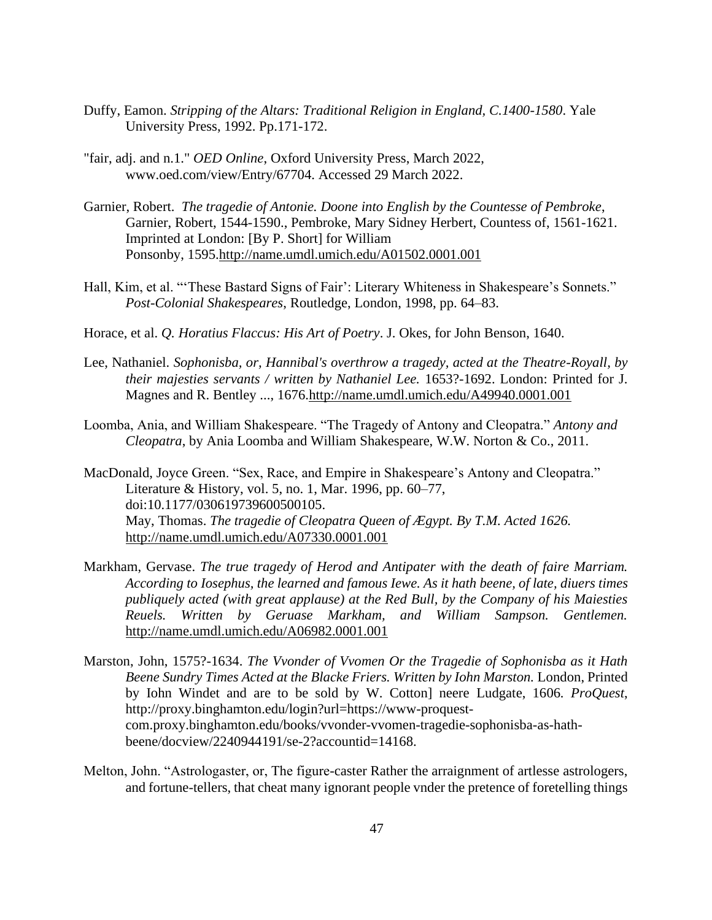Duffy, Eamon. *Stripping of the Altars: Traditional Religion in England, C.1400-1580*. Yale University Press, 1992. Pp.171-172.

"fair, adj. and n.1." *OED Online*, Oxford University Press, March 2022, www.oed.com/view/Entry/67704. Accessed 29 March 2022.

Garnier, Robert. *The tragedie of Antonie. Doone into English by the Countesse of Pembroke*, Garnier, Robert, 1544-1590., Pembroke, Mary Sidney Herbert, Countess of, 1561-1621. Imprinted at London: [By P. Short] for William Ponsonby, 1595.http://name.umdl.umich.edu/A01502.0001.001

Hall, Kim, et al. "'These Bastard Signs of Fair': Literary Whiteness in Shakespeare's Sonnets." *Post-Colonial Shakespeares*, Routledge, London, 1998, pp. 64–83.

Horace, et al. *Q. Horatius Flaccus: His Art of Poetry*. J. Okes, for John Benson, 1640.

Lee, Nathaniel. *Sophonisba, or, Hannibal's overthrow a tragedy, acted at the Theatre-Royall, by their majesties servants / written by Nathaniel Lee.* 1653?-1692. London: Printed for J. Magnes and R. Bentley ..., 1676.http://name.umdl.umich.edu/A49940.0001.001

Loomba, Ania, and William Shakespeare. "The Tragedy of Antony and Cleopatra." *Antony and Cleopatra*, by Ania Loomba and William Shakespeare, W.W. Norton & Co., 2011.

MacDonald, Joyce Green. "Sex, Race, and Empire in Shakespeare's Antony and Cleopatra." Literature & History, vol. 5, no. 1, Mar. 1996, pp. 60–77, doi:10.1177/030619739600500105.
May, Thomas. *The tragedie of Cleopatra Queen of Ægypt. By T.M. Acted 1626.* http://name.umdl.umich.edu/A07330.0001.001

Markham, Gervase. *The true tragedy of Herod and Antipater with the death of faire Marriam. According to Iosephus, the learned and famous Iewe. As it hath beene, of late, diuers times publiquely acted (with great applause) at the Red Bull, by the Company of his Maiesties Reuels. Written by Geruase Markham, and William Sampson. Gentlemen.* http://name.umdl.umich.edu/A06982.0001.001

Marston, John, 1575?-1634. *The Vvonder of Vvomen Or the Tragedie of Sophonisba as it Hath Beene Sundry Times Acted at the Blacke Friers. Written by Iohn Marston.* London, Printed by Iohn Windet and are to be sold by W. Cotton] neere Ludgate, 1606. *ProQuest*, http://proxy.binghamton.edu/login?url=https://www-proquest-com.proxy.binghamton.edu/books/vvonder-vvomen-tragedie-sophonisba-as-hath-beene/docview/2240944191/se-2?accountid=14168.

Melton, John. "Astrologaster, or, The figure-caster Rather the arraignment of artlesse astrologers, and fortune-tellers, that cheat many ignorant people vnder the pretence of foretelling things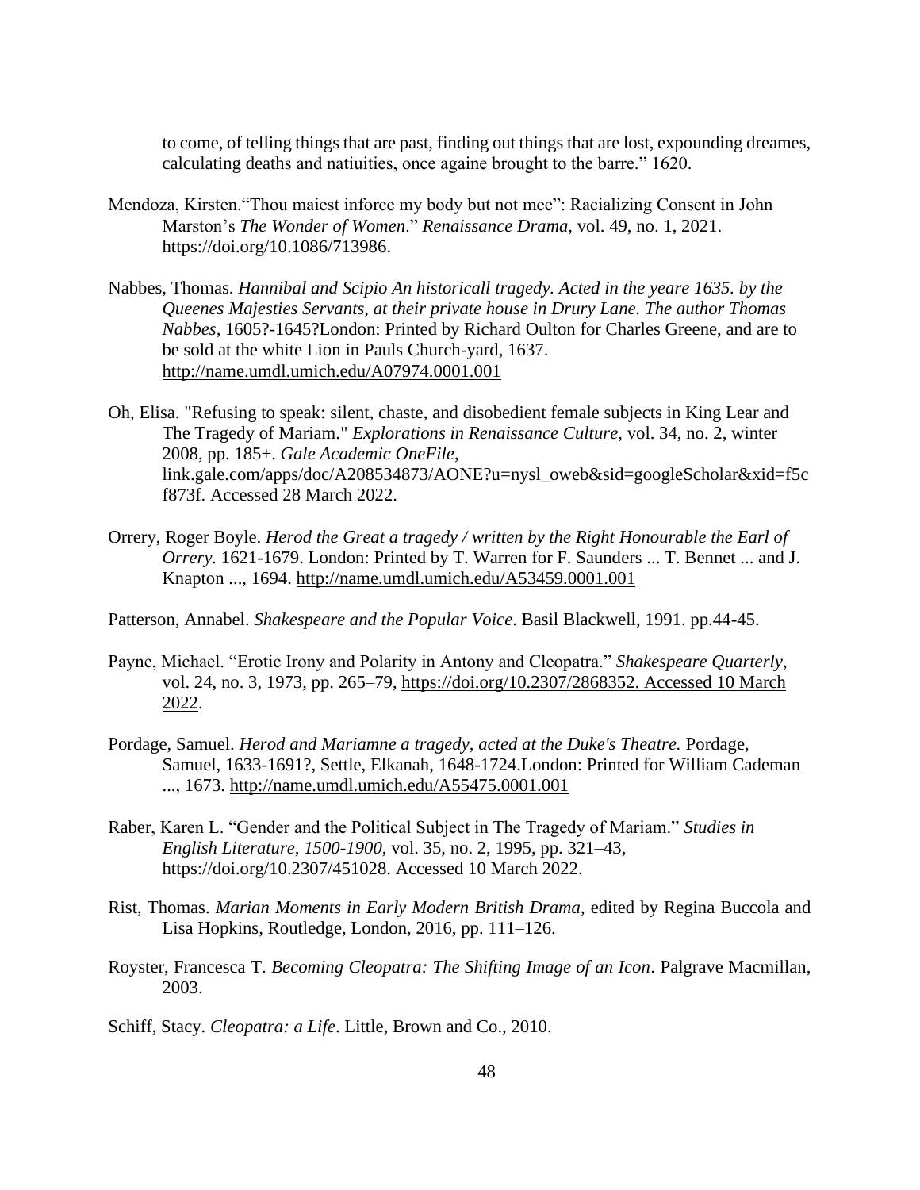to come, of telling things that are past, finding out things that are lost, expounding dreames, calculating deaths and natiuities, once againe brought to the barre." 1620.

Mendoza, Kirsten."Thou maiest inforce my body but not mee": Racializing Consent in John Marston's *The Wonder of Women*." *Renaissance Drama*, vol. 49, no. 1, 2021. https://doi.org/10.1086/713986.

Nabbes, Thomas. *Hannibal and Scipio An historicall tragedy. Acted in the yeare 1635. by the Queenes Majesties Servants, at their private house in Drury Lane. The author Thomas Nabbes*, 1605?-1645?London: Printed by Richard Oulton for Charles Greene, and are to be sold at the white Lion in Pauls Church-yard, 1637. http://name.umdl.umich.edu/A07974.0001.001

Oh, Elisa. "Refusing to speak: silent, chaste, and disobedient female subjects in King Lear and The Tragedy of Mariam." *Explorations in Renaissance Culture*, vol. 34, no. 2, winter 2008, pp. 185+. *Gale Academic OneFile*, link.gale.com/apps/doc/A208534873/AONE?u=nysl_oweb&sid=googleScholar&xid=f5cf873f. Accessed 28 March 2022.

Orrery, Roger Boyle. *Herod the Great a tragedy / written by the Right Honourable the Earl of Orrery.* 1621-1679. London: Printed by T. Warren for F. Saunders ... T. Bennet ... and J. Knapton ..., 1694. http://name.umdl.umich.edu/A53459.0001.001

Patterson, Annabel. *Shakespeare and the Popular Voice*. Basil Blackwell, 1991. pp.44-45.

Payne, Michael. "Erotic Irony and Polarity in Antony and Cleopatra." *Shakespeare Quarterly*, vol. 24, no. 3, 1973, pp. 265–79, https://doi.org/10.2307/2868352. Accessed 10 March 2022.

Pordage, Samuel. *Herod and Mariamne a tragedy, acted at the Duke's Theatre.* Pordage, Samuel, 1633-1691?, Settle, Elkanah, 1648-1724.London: Printed for William Cademan ..., 1673. http://name.umdl.umich.edu/A55475.0001.001

Raber, Karen L. "Gender and the Political Subject in The Tragedy of Mariam." *Studies in English Literature, 1500-1900*, vol. 35, no. 2, 1995, pp. 321–43, https://doi.org/10.2307/451028. Accessed 10 March 2022.

Rist, Thomas. *Marian Moments in Early Modern British Drama*, edited by Regina Buccola and Lisa Hopkins, Routledge, London, 2016, pp. 111–126.

Royster, Francesca T. *Becoming Cleopatra: The Shifting Image of an Icon*. Palgrave Macmillan, 2003.

Schiff, Stacy. *Cleopatra: a Life*. Little, Brown and Co., 2010.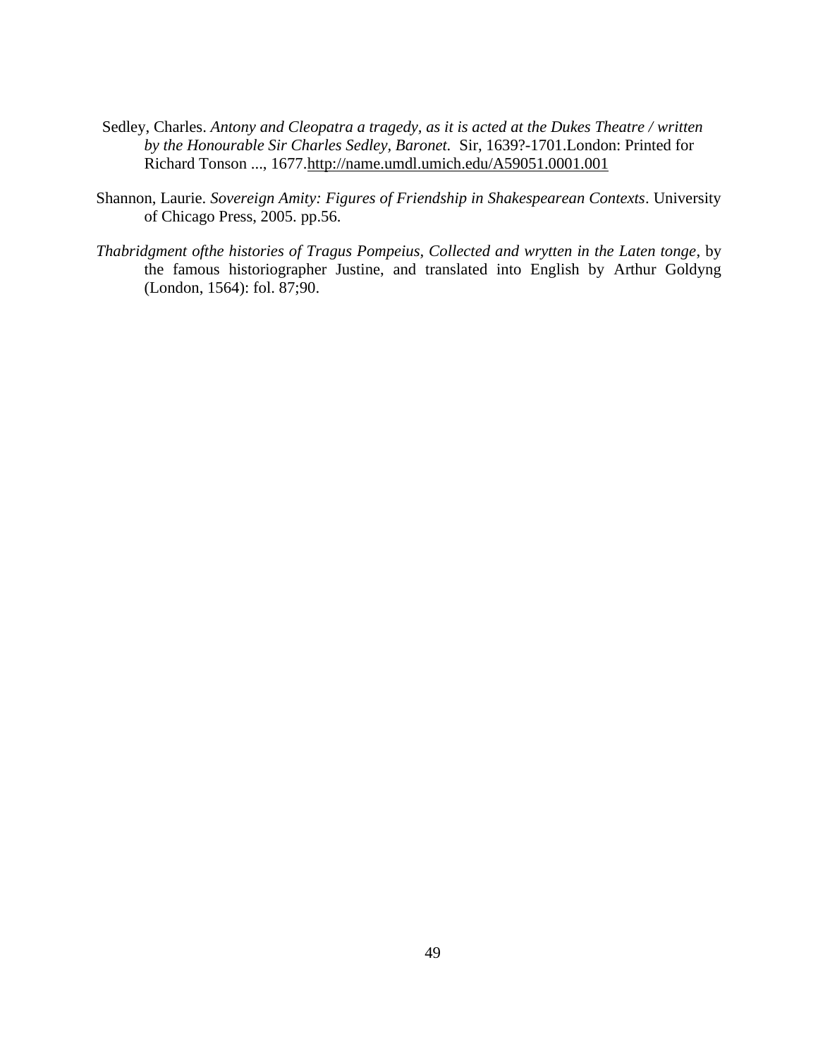Sedley, Charles. *Antony and Cleopatra a tragedy, as it is acted at the Dukes Theatre / written by the Honourable Sir Charles Sedley, Baronet.* Sir, 1639?-1701.London: Printed for Richard Tonson ..., 1677.http://name.umdl.umich.edu/A59051.0001.001

Shannon, Laurie. *Sovereign Amity: Figures of Friendship in Shakespearean Contexts*. University of Chicago Press, 2005. pp.56.

*Thabridgment ofthe histories of Tragus Pompeius, Collected and wrytten in the Laten tonge*, by the famous historiographer Justine, and translated into English by Arthur Goldyng (London, 1564): fol. 87;90.